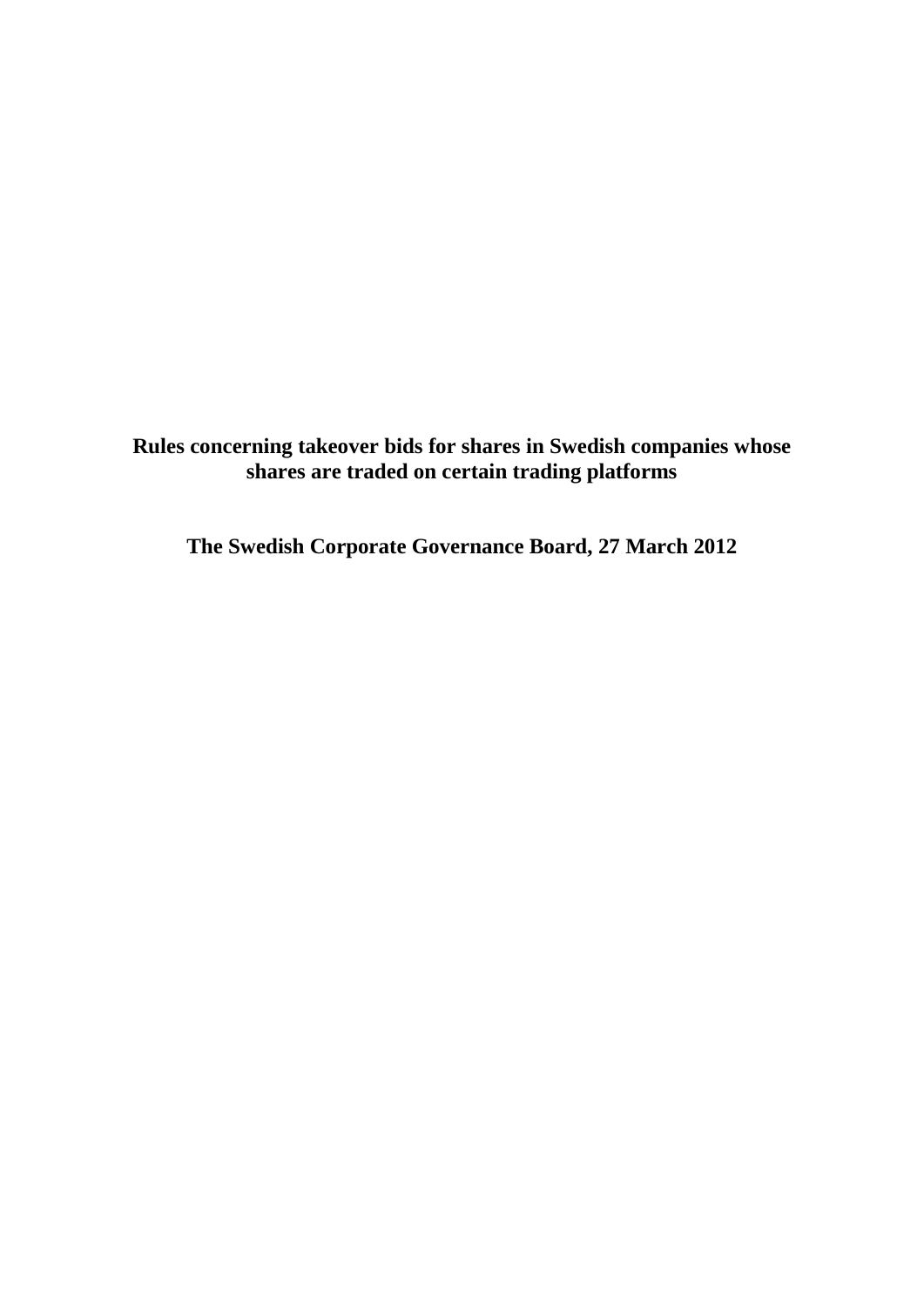# Rules concerning takeover bids for shares in Swedish companies whose shares are traded on certain trading platforms

**The Swedish Corporate Governance Board, 27 March 2012**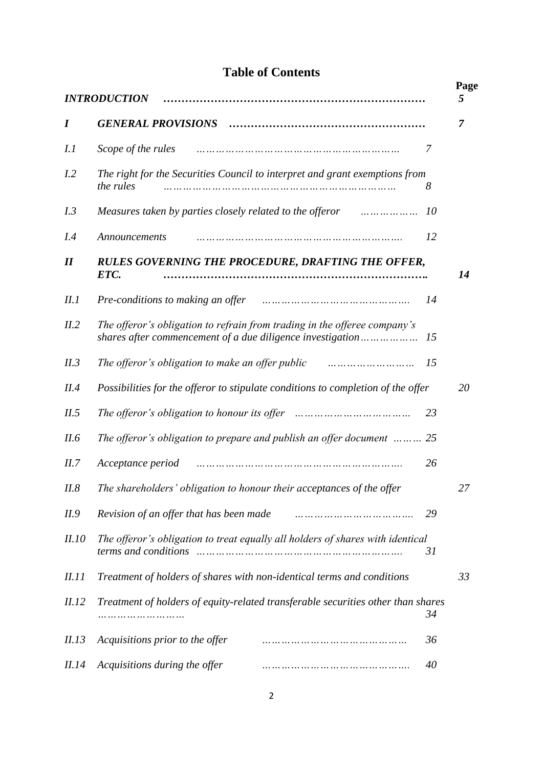# Table of Contents

| | | Page |
|---|---|---|
| | ***INTRODUCTION*** | ***5*** |
| ***I*** | ***GENERAL PROVISIONS*** | ***7*** |
| *I.1* | *Scope of the rules* | *7* |
| *I.2* | *The right for the Securities Council to interpret and grant exemptions from the rules* | *8* |
| *I.3* | *Measures taken by parties closely related to the offeror* | *10* |
| *I.4* | *Announcements* | *12* |
| ***II*** | ***RULES GOVERNING THE PROCEDURE, DRAFTING THE OFFER, ETC.*** | ***14*** |
| *II.1* | *Pre-conditions to making an offer* | *14* |
| *II.2* | *The offeror's obligation to refrain from trading in the offeree company's shares after commencement of a due diligence investigation* | *15* |
| *II.3* | *The offeror's obligation to make an offer public* | *15* |
| *II.4* | *Possibilities for the offeror to stipulate conditions to completion of the offer* | *20* |
| *II.5* | *The offeror's obligation to honour its offer* | *23* |
| *II.6* | *The offeror's obligation to prepare and publish an offer document* | *25* |
| *II.7* | *Acceptance period* | *26* |
| *II.8* | *The shareholders' obligation to honour their acceptances of the offer* | *27* |
| *II.9* | *Revision of an offer that has been made* | *29* |
| *II.10* | *The offeror's obligation to treat equally all holders of shares with identical terms and conditions* | *31* |
| *II.11* | *Treatment of holders of shares with non-identical terms and conditions* | *33* |
| *II.12* | *Treatment of holders of equity-related transferable securities other than shares* | *34* |
| *II.13* | *Acquisitions prior to the offer* | *36* |
| *II.14* | *Acquisitions during the offer* | *40* |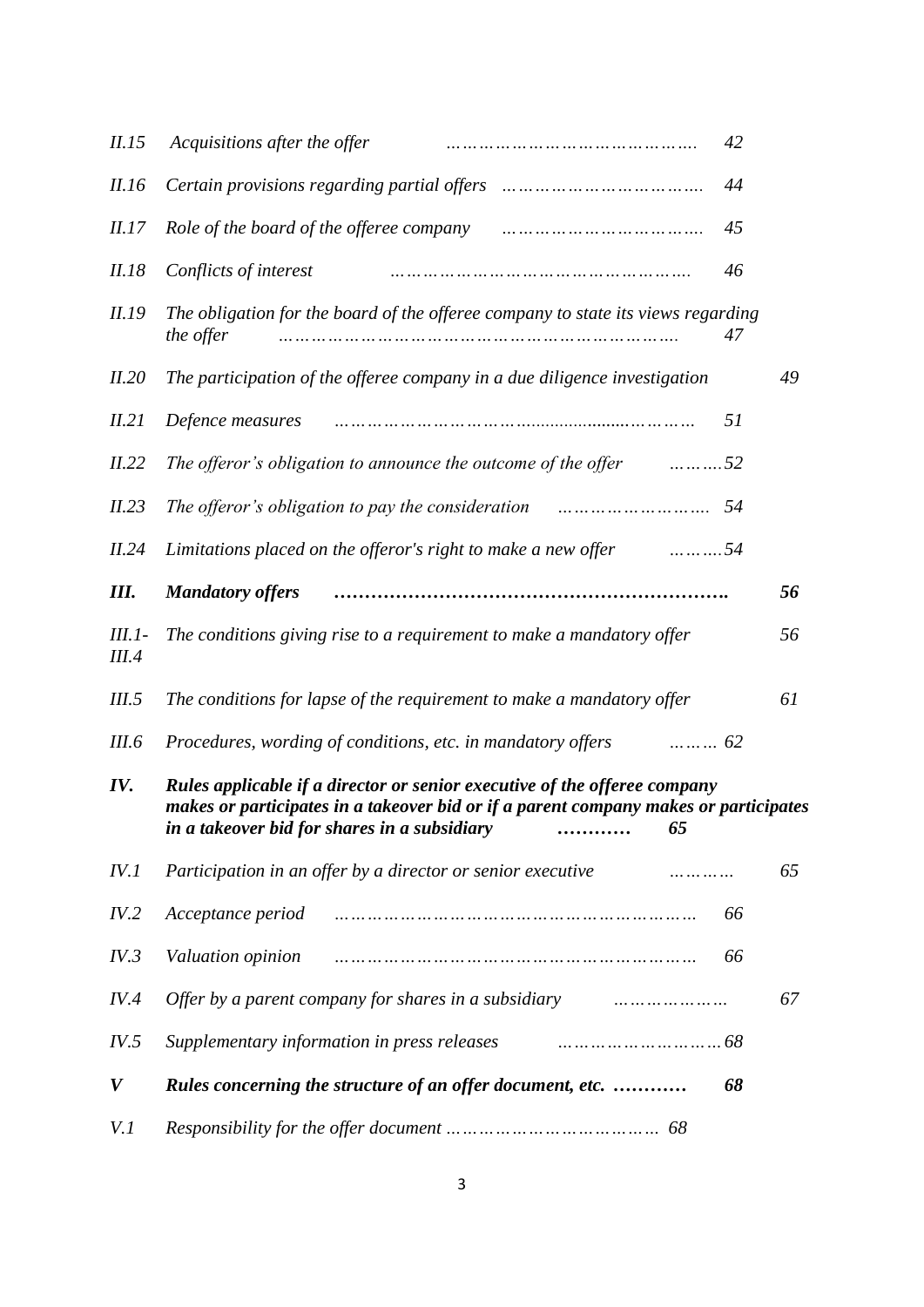| | | |
|---|---|---|
| *II.15* | *Acquisitions after the offer* | *42* |
| *II.16* | *Certain provisions regarding partial offers* | *44* |
| *II.17* | *Role of the board of the offeree company* | *45* |
| *II.18* | *Conflicts of interest* | *46* |
| *II.19* | *The obligation for the board of the offeree company to state its views regarding the offer* | *47* |
| *II.20* | *The participation of the offeree company in a due diligence investigation* | *49* |
| *II.21* | *Defence measures* | *51* |
| *II.22* | *The offeror's obligation to announce the outcome of the offer* | *52* |
| *II.23* | *The offeror's obligation to pay the consideration* | *54* |
| *II.24* | *Limitations placed on the offeror's right to make a new offer* | *54* |
| ***III.*** | ***Mandatory offers*** | ***56*** |
| *III.1-III.4* | *The conditions giving rise to a requirement to make a mandatory offer* | *56* |
| *III.5* | *The conditions for lapse of the requirement to make a mandatory offer* | *61* |
| *III.6* | *Procedures, wording of conditions, etc. in mandatory offers* | *62* |
| ***IV.*** | ***Rules applicable if a director or senior executive of the offeree company makes or participates in a takeover bid or if a parent company makes or participates in a takeover bid for shares in a subsidiary*** | ***65*** |
| *IV.1* | *Participation in an offer by a director or senior executive* | *65* |
| *IV.2* | *Acceptance period* | *66* |
| *IV.3* | *Valuation opinion* | *66* |
| *IV.4* | *Offer by a parent company for shares in a subsidiary* | *67* |
| *IV.5* | *Supplementary information in press releases* | *68* |
| ***V*** | ***Rules concerning the structure of an offer document, etc.*** | ***68*** |
| *V.1* | *Responsibility for the offer document* | *68* |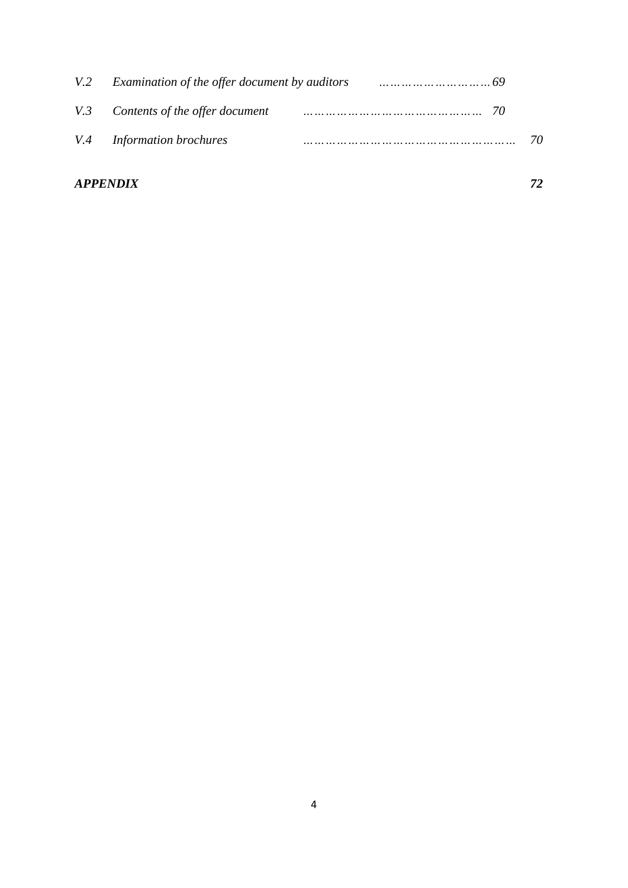*V.2 Examination of the offer document by auditors ………………………69*

*V.3 Contents of the offer document ……………………………………… 70*

*V.4 Information brochures ……………………………………………… 70*

***APPENDIX 72***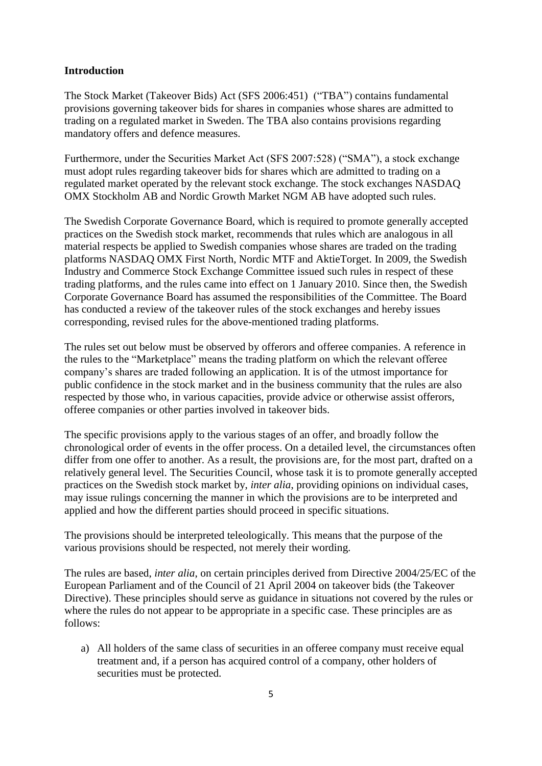## Introduction

The Stock Market (Takeover Bids) Act (SFS 2006:451) ("TBA") contains fundamental provisions governing takeover bids for shares in companies whose shares are admitted to trading on a regulated market in Sweden. The TBA also contains provisions regarding mandatory offers and defence measures.

Furthermore, under the Securities Market Act (SFS 2007:528) ("SMA"), a stock exchange must adopt rules regarding takeover bids for shares which are admitted to trading on a regulated market operated by the relevant stock exchange. The stock exchanges NASDAQ OMX Stockholm AB and Nordic Growth Market NGM AB have adopted such rules.

The Swedish Corporate Governance Board, which is required to promote generally accepted practices on the Swedish stock market, recommends that rules which are analogous in all material respects be applied to Swedish companies whose shares are traded on the trading platforms NASDAQ OMX First North, Nordic MTF and AktieTorget. In 2009, the Swedish Industry and Commerce Stock Exchange Committee issued such rules in respect of these trading platforms, and the rules came into effect on 1 January 2010. Since then, the Swedish Corporate Governance Board has assumed the responsibilities of the Committee. The Board has conducted a review of the takeover rules of the stock exchanges and hereby issues corresponding, revised rules for the above-mentioned trading platforms.

The rules set out below must be observed by offerors and offeree companies. A reference in the rules to the "Marketplace" means the trading platform on which the relevant offeree company's shares are traded following an application. It is of the utmost importance for public confidence in the stock market and in the business community that the rules are also respected by those who, in various capacities, provide advice or otherwise assist offerors, offeree companies or other parties involved in takeover bids.

The specific provisions apply to the various stages of an offer, and broadly follow the chronological order of events in the offer process. On a detailed level, the circumstances often differ from one offer to another. As a result, the provisions are, for the most part, drafted on a relatively general level. The Securities Council, whose task it is to promote generally accepted practices on the Swedish stock market by, *inter alia*, providing opinions on individual cases, may issue rulings concerning the manner in which the provisions are to be interpreted and applied and how the different parties should proceed in specific situations.

The provisions should be interpreted teleologically. This means that the purpose of the various provisions should be respected, not merely their wording.

The rules are based, *inter alia*, on certain principles derived from Directive 2004/25/EC of the European Parliament and of the Council of 21 April 2004 on takeover bids (the Takeover Directive). These principles should serve as guidance in situations not covered by the rules or where the rules do not appear to be appropriate in a specific case. These principles are as follows:

a) All holders of the same class of securities in an offeree company must receive equal treatment and, if a person has acquired control of a company, other holders of securities must be protected.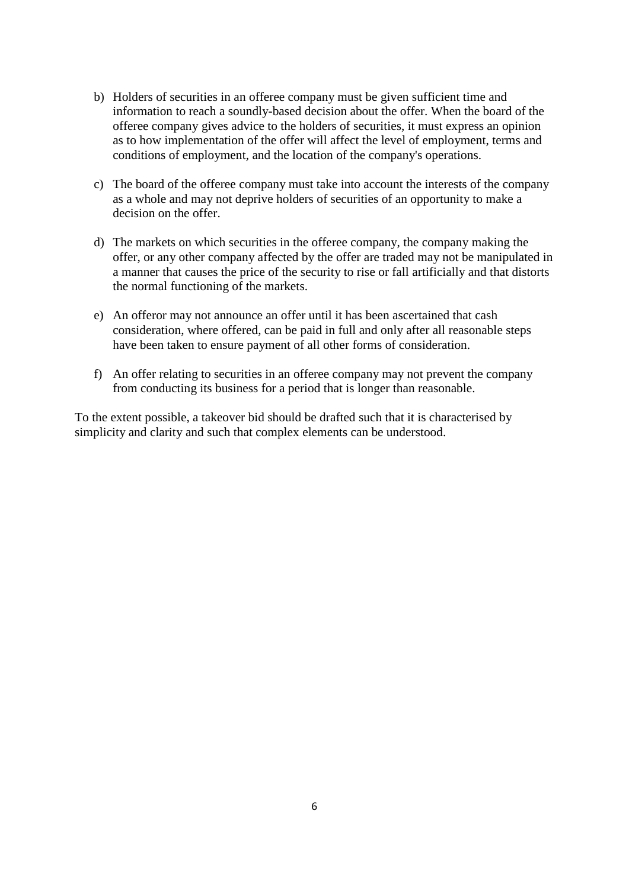b) Holders of securities in an offeree company must be given sufficient time and information to reach a soundly-based decision about the offer. When the board of the offeree company gives advice to the holders of securities, it must express an opinion as to how implementation of the offer will affect the level of employment, terms and conditions of employment, and the location of the company's operations.

c) The board of the offeree company must take into account the interests of the company as a whole and may not deprive holders of securities of an opportunity to make a decision on the offer.

d) The markets on which securities in the offeree company, the company making the offer, or any other company affected by the offer are traded may not be manipulated in a manner that causes the price of the security to rise or fall artificially and that distorts the normal functioning of the markets.

e) An offeror may not announce an offer until it has been ascertained that cash consideration, where offered, can be paid in full and only after all reasonable steps have been taken to ensure payment of all other forms of consideration.

f) An offer relating to securities in an offeree company may not prevent the company from conducting its business for a period that is longer than reasonable.

To the extent possible, a takeover bid should be drafted such that it is characterised by simplicity and clarity and such that complex elements can be understood.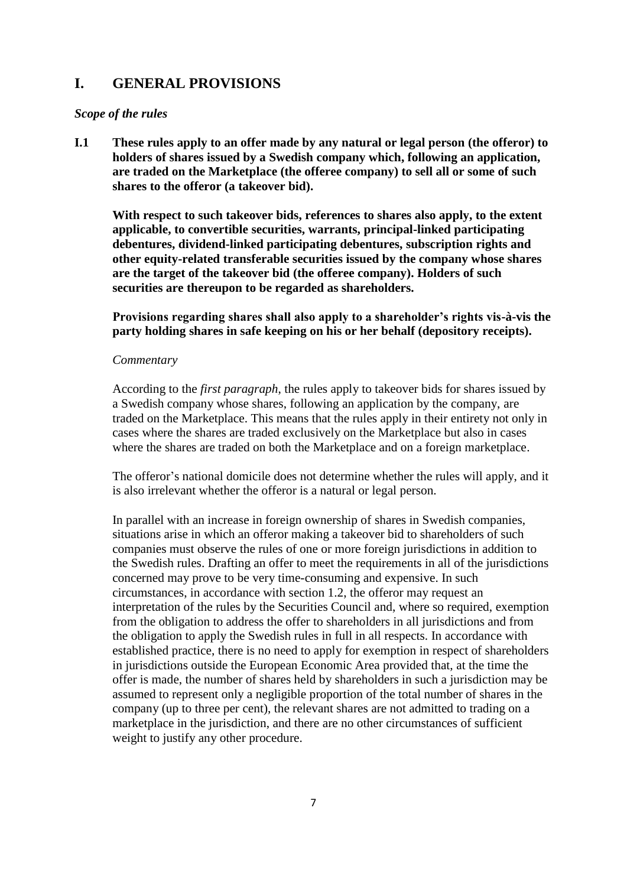# I. GENERAL PROVISIONS

### *Scope of the rules*

**I.1 These rules apply to an offer made by any natural or legal person (the offeror) to holders of shares issued by a Swedish company which, following an application, are traded on the Marketplace (the offeree company) to sell all or some of such shares to the offeror (a takeover bid).**

**With respect to such takeover bids, references to shares also apply, to the extent applicable, to convertible securities, warrants, principal-linked participating debentures, dividend-linked participating debentures, subscription rights and other equity-related transferable securities issued by the company whose shares are the target of the takeover bid (the offeree company). Holders of such securities are thereupon to be regarded as shareholders.**

**Provisions regarding shares shall also apply to a shareholder's rights vis-à-vis the party holding shares in safe keeping on his or her behalf (depository receipts).**

*Commentary*

According to the *first paragraph*, the rules apply to takeover bids for shares issued by a Swedish company whose shares, following an application by the company, are traded on the Marketplace. This means that the rules apply in their entirety not only in cases where the shares are traded exclusively on the Marketplace but also in cases where the shares are traded on both the Marketplace and on a foreign marketplace.

The offeror's national domicile does not determine whether the rules will apply, and it is also irrelevant whether the offeror is a natural or legal person.

In parallel with an increase in foreign ownership of shares in Swedish companies, situations arise in which an offeror making a takeover bid to shareholders of such companies must observe the rules of one or more foreign jurisdictions in addition to the Swedish rules. Drafting an offer to meet the requirements in all of the jurisdictions concerned may prove to be very time-consuming and expensive. In such circumstances, in accordance with section 1.2, the offeror may request an interpretation of the rules by the Securities Council and, where so required, exemption from the obligation to address the offer to shareholders in all jurisdictions and from the obligation to apply the Swedish rules in full in all respects. In accordance with established practice, there is no need to apply for exemption in respect of shareholders in jurisdictions outside the European Economic Area provided that, at the time the offer is made, the number of shares held by shareholders in such a jurisdiction may be assumed to represent only a negligible proportion of the total number of shares in the company (up to three per cent), the relevant shares are not admitted to trading on a marketplace in the jurisdiction, and there are no other circumstances of sufficient weight to justify any other procedure.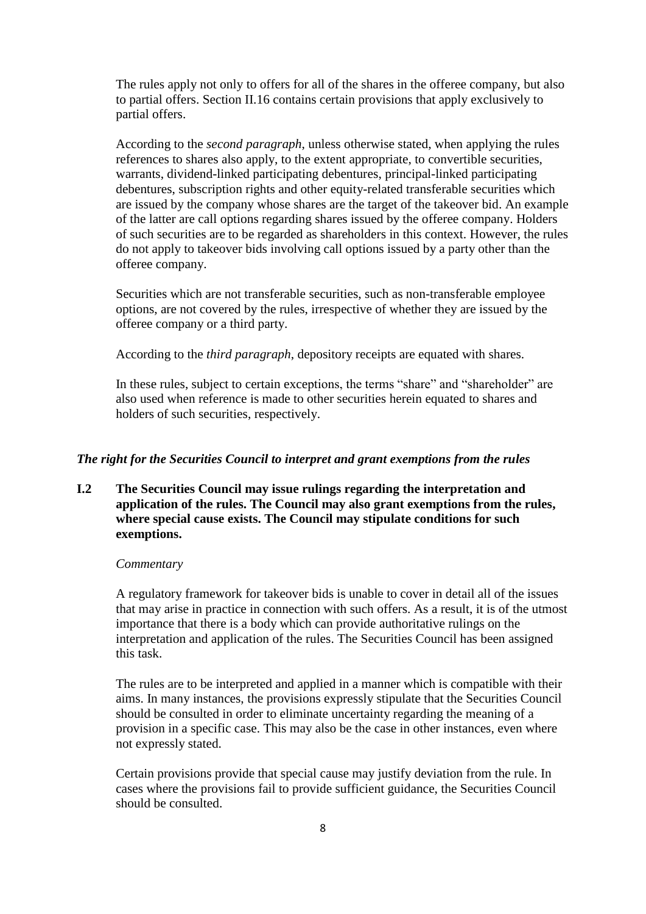The rules apply not only to offers for all of the shares in the offeree company, but also to partial offers. Section II.16 contains certain provisions that apply exclusively to partial offers.

According to the *second paragraph*, unless otherwise stated, when applying the rules references to shares also apply, to the extent appropriate, to convertible securities, warrants, dividend-linked participating debentures, principal-linked participating debentures, subscription rights and other equity-related transferable securities which are issued by the company whose shares are the target of the takeover bid. An example of the latter are call options regarding shares issued by the offeree company. Holders of such securities are to be regarded as shareholders in this context. However, the rules do not apply to takeover bids involving call options issued by a party other than the offeree company.

Securities which are not transferable securities, such as non-transferable employee options, are not covered by the rules, irrespective of whether they are issued by the offeree company or a third party.

According to the *third paragraph*, depository receipts are equated with shares.

In these rules, subject to certain exceptions, the terms "share" and "shareholder" are also used when reference is made to other securities herein equated to shares and holders of such securities, respectively.

### *The right for the Securities Council to interpret and grant exemptions from the rules*

**I.2 The Securities Council may issue rulings regarding the interpretation and application of the rules. The Council may also grant exemptions from the rules, where special cause exists. The Council may stipulate conditions for such exemptions.**

*Commentary*

A regulatory framework for takeover bids is unable to cover in detail all of the issues that may arise in practice in connection with such offers. As a result, it is of the utmost importance that there is a body which can provide authoritative rulings on the interpretation and application of the rules. The Securities Council has been assigned this task.

The rules are to be interpreted and applied in a manner which is compatible with their aims. In many instances, the provisions expressly stipulate that the Securities Council should be consulted in order to eliminate uncertainty regarding the meaning of a provision in a specific case. This may also be the case in other instances, even where not expressly stated.

Certain provisions provide that special cause may justify deviation from the rule. In cases where the provisions fail to provide sufficient guidance, the Securities Council should be consulted.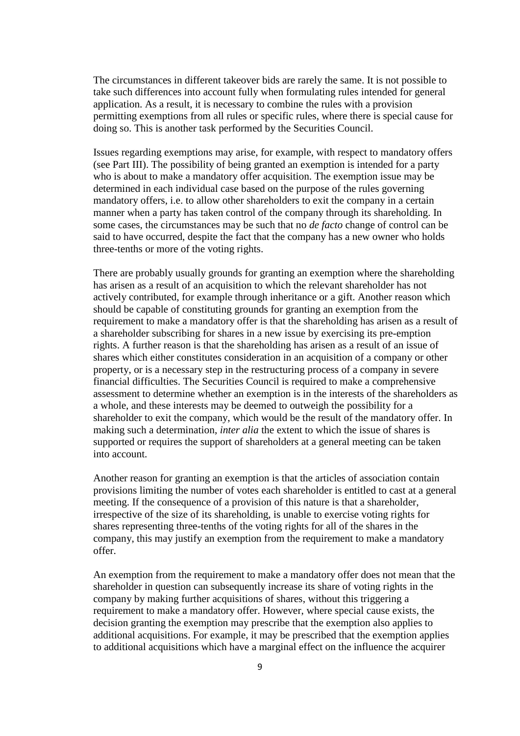The circumstances in different takeover bids are rarely the same. It is not possible to take such differences into account fully when formulating rules intended for general application. As a result, it is necessary to combine the rules with a provision permitting exemptions from all rules or specific rules, where there is special cause for doing so. This is another task performed by the Securities Council.

Issues regarding exemptions may arise, for example, with respect to mandatory offers (see Part III). The possibility of being granted an exemption is intended for a party who is about to make a mandatory offer acquisition. The exemption issue may be determined in each individual case based on the purpose of the rules governing mandatory offers, i.e. to allow other shareholders to exit the company in a certain manner when a party has taken control of the company through its shareholding. In some cases, the circumstances may be such that no *de facto* change of control can be said to have occurred, despite the fact that the company has a new owner who holds three-tenths or more of the voting rights.

There are probably usually grounds for granting an exemption where the shareholding has arisen as a result of an acquisition to which the relevant shareholder has not actively contributed, for example through inheritance or a gift. Another reason which should be capable of constituting grounds for granting an exemption from the requirement to make a mandatory offer is that the shareholding has arisen as a result of a shareholder subscribing for shares in a new issue by exercising its pre-emption rights. A further reason is that the shareholding has arisen as a result of an issue of shares which either constitutes consideration in an acquisition of a company or other property, or is a necessary step in the restructuring process of a company in severe financial difficulties. The Securities Council is required to make a comprehensive assessment to determine whether an exemption is in the interests of the shareholders as a whole, and these interests may be deemed to outweigh the possibility for a shareholder to exit the company, which would be the result of the mandatory offer. In making such a determination, *inter alia* the extent to which the issue of shares is supported or requires the support of shareholders at a general meeting can be taken into account.

Another reason for granting an exemption is that the articles of association contain provisions limiting the number of votes each shareholder is entitled to cast at a general meeting. If the consequence of a provision of this nature is that a shareholder, irrespective of the size of its shareholding, is unable to exercise voting rights for shares representing three-tenths of the voting rights for all of the shares in the company, this may justify an exemption from the requirement to make a mandatory offer.

An exemption from the requirement to make a mandatory offer does not mean that the shareholder in question can subsequently increase its share of voting rights in the company by making further acquisitions of shares, without this triggering a requirement to make a mandatory offer. However, where special cause exists, the decision granting the exemption may prescribe that the exemption also applies to additional acquisitions. For example, it may be prescribed that the exemption applies to additional acquisitions which have a marginal effect on the influence the acquirer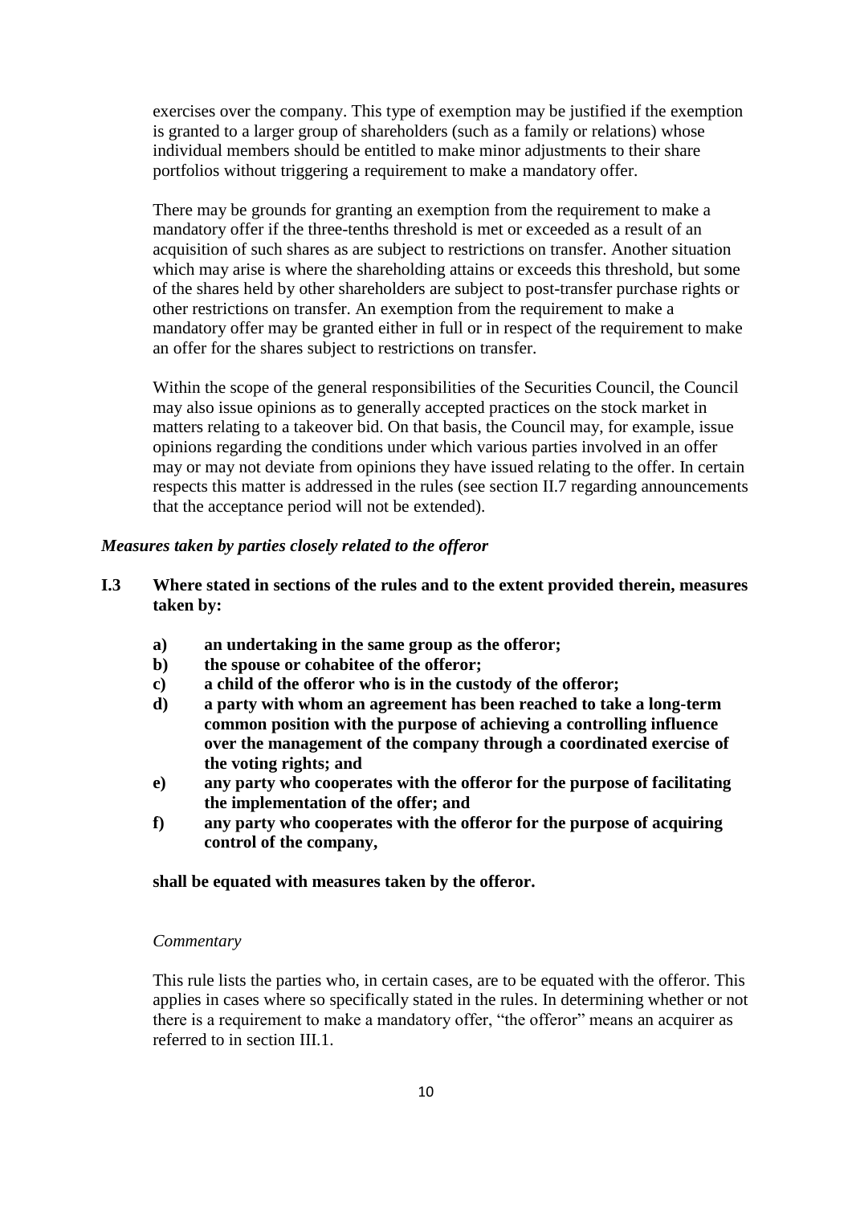exercises over the company. This type of exemption may be justified if the exemption is granted to a larger group of shareholders (such as a family or relations) whose individual members should be entitled to make minor adjustments to their share portfolios without triggering a requirement to make a mandatory offer.

There may be grounds for granting an exemption from the requirement to make a mandatory offer if the three-tenths threshold is met or exceeded as a result of an acquisition of such shares as are subject to restrictions on transfer. Another situation which may arise is where the shareholding attains or exceeds this threshold, but some of the shares held by other shareholders are subject to post-transfer purchase rights or other restrictions on transfer. An exemption from the requirement to make a mandatory offer may be granted either in full or in respect of the requirement to make an offer for the shares subject to restrictions on transfer.

Within the scope of the general responsibilities of the Securities Council, the Council may also issue opinions as to generally accepted practices on the stock market in matters relating to a takeover bid. On that basis, the Council may, for example, issue opinions regarding the conditions under which various parties involved in an offer may or may not deviate from opinions they have issued relating to the offer. In certain respects this matter is addressed in the rules (see section II.7 regarding announcements that the acceptance period will not be extended).

### *Measures taken by parties closely related to the offeror*

**I.3 Where stated in sections of the rules and to the extent provided therein, measures taken by:**

**a) an undertaking in the same group as the offeror;**
**b) the spouse or cohabitee of the offeror;**
**c) a child of the offeror who is in the custody of the offeror;**
**d) a party with whom an agreement has been reached to take a long-term common position with the purpose of achieving a controlling influence over the management of the company through a coordinated exercise of the voting rights; and**
**e) any party who cooperates with the offeror for the purpose of facilitating the implementation of the offer; and**
**f) any party who cooperates with the offeror for the purpose of acquiring control of the company,**

**shall be equated with measures taken by the offeror.**

*Commentary*

This rule lists the parties who, in certain cases, are to be equated with the offeror. This applies in cases where so specifically stated in the rules. In determining whether or not there is a requirement to make a mandatory offer, "the offeror" means an acquirer as referred to in section III.1.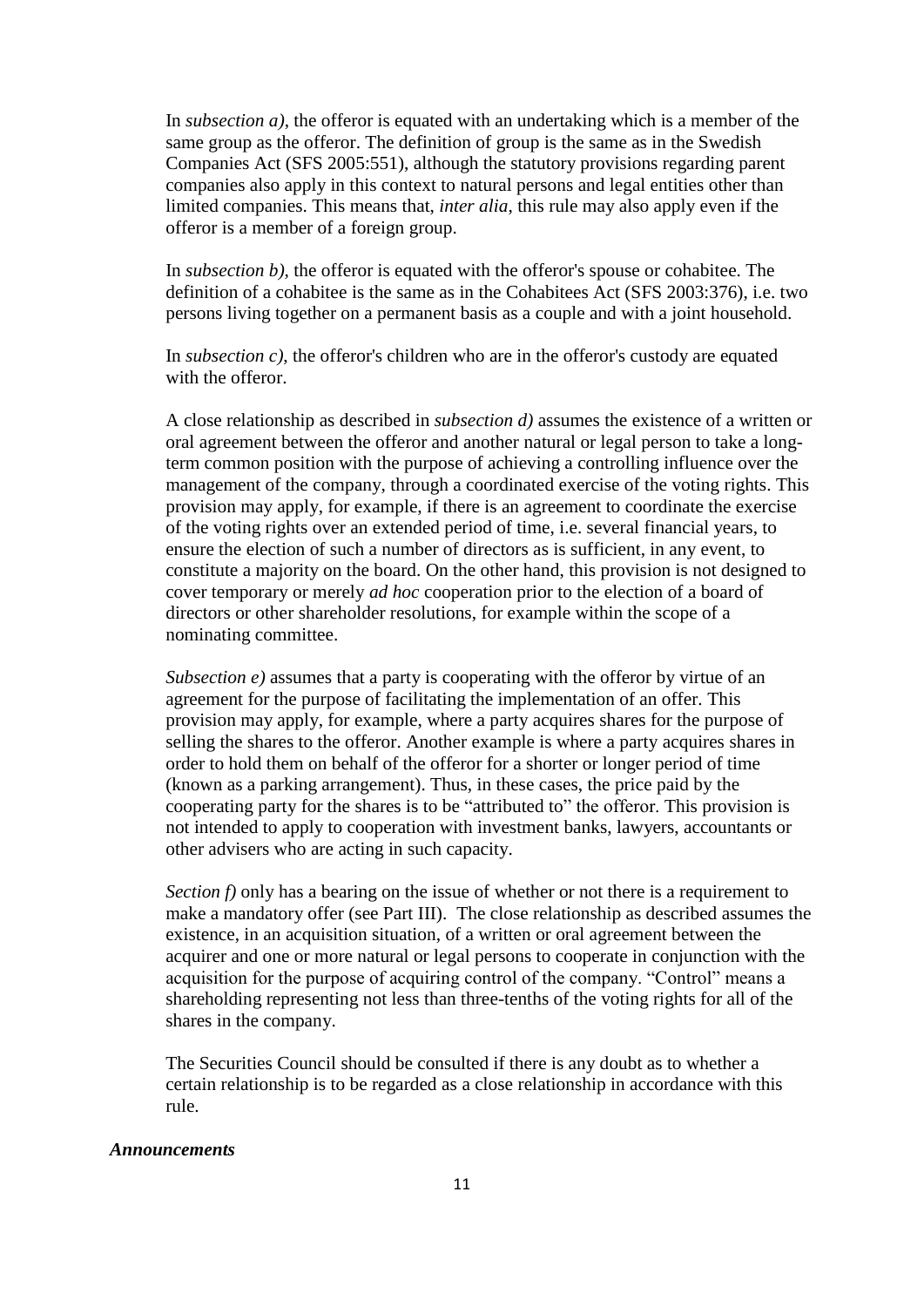In *subsection a)*, the offeror is equated with an undertaking which is a member of the same group as the offeror. The definition of group is the same as in the Swedish Companies Act (SFS 2005:551), although the statutory provisions regarding parent companies also apply in this context to natural persons and legal entities other than limited companies. This means that, *inter alia*, this rule may also apply even if the offeror is a member of a foreign group.

In *subsection b)*, the offeror is equated with the offeror's spouse or cohabitee. The definition of a cohabitee is the same as in the Cohabitees Act (SFS 2003:376), i.e. two persons living together on a permanent basis as a couple and with a joint household.

In *subsection c)*, the offeror's children who are in the offeror's custody are equated with the offeror.

A close relationship as described in *subsection d)* assumes the existence of a written or oral agreement between the offeror and another natural or legal person to take a long-term common position with the purpose of achieving a controlling influence over the management of the company, through a coordinated exercise of the voting rights. This provision may apply, for example, if there is an agreement to coordinate the exercise of the voting rights over an extended period of time, i.e. several financial years, to ensure the election of such a number of directors as is sufficient, in any event, to constitute a majority on the board. On the other hand, this provision is not designed to cover temporary or merely *ad hoc* cooperation prior to the election of a board of directors or other shareholder resolutions, for example within the scope of a nominating committee.

*Subsection e)* assumes that a party is cooperating with the offeror by virtue of an agreement for the purpose of facilitating the implementation of an offer. This provision may apply, for example, where a party acquires shares for the purpose of selling the shares to the offeror. Another example is where a party acquires shares in order to hold them on behalf of the offeror for a shorter or longer period of time (known as a parking arrangement). Thus, in these cases, the price paid by the cooperating party for the shares is to be "attributed to" the offeror. This provision is not intended to apply to cooperation with investment banks, lawyers, accountants or other advisers who are acting in such capacity.

*Section f)* only has a bearing on the issue of whether or not there is a requirement to make a mandatory offer (see Part III). The close relationship as described assumes the existence, in an acquisition situation, of a written or oral agreement between the acquirer and one or more natural or legal persons to cooperate in conjunction with the acquisition for the purpose of acquiring control of the company. "Control" means a shareholding representing not less than three-tenths of the voting rights for all of the shares in the company.

The Securities Council should be consulted if there is any doubt as to whether a certain relationship is to be regarded as a close relationship in accordance with this rule.

***Announcements***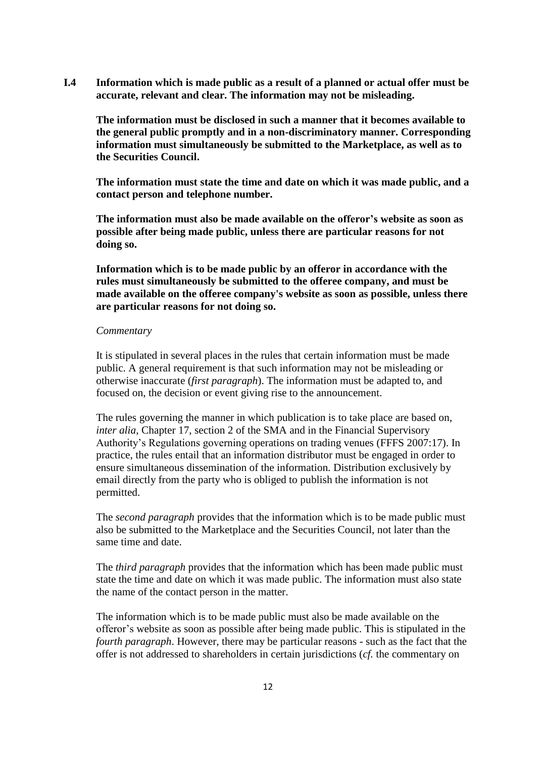**I.4 Information which is made public as a result of a planned or actual offer must be accurate, relevant and clear. The information may not be misleading.**

**The information must be disclosed in such a manner that it becomes available to the general public promptly and in a non-discriminatory manner. Corresponding information must simultaneously be submitted to the Marketplace, as well as to the Securities Council.**

**The information must state the time and date on which it was made public, and a contact person and telephone number.**

**The information must also be made available on the offeror's website as soon as possible after being made public, unless there are particular reasons for not doing so.**

**Information which is to be made public by an offeror in accordance with the rules must simultaneously be submitted to the offeree company, and must be made available on the offeree company's website as soon as possible, unless there are particular reasons for not doing so.**

*Commentary*

It is stipulated in several places in the rules that certain information must be made public. A general requirement is that such information may not be misleading or otherwise inaccurate (*first paragraph*). The information must be adapted to, and focused on, the decision or event giving rise to the announcement.

The rules governing the manner in which publication is to take place are based on, *inter alia*, Chapter 17, section 2 of the SMA and in the Financial Supervisory Authority's Regulations governing operations on trading venues (FFFS 2007:17). In practice, the rules entail that an information distributor must be engaged in order to ensure simultaneous dissemination of the information. Distribution exclusively by email directly from the party who is obliged to publish the information is not permitted.

The *second paragraph* provides that the information which is to be made public must also be submitted to the Marketplace and the Securities Council, not later than the same time and date.

The *third paragraph* provides that the information which has been made public must state the time and date on which it was made public. The information must also state the name of the contact person in the matter.

The information which is to be made public must also be made available on the offeror's website as soon as possible after being made public. This is stipulated in the *fourth paragraph*. However, there may be particular reasons - such as the fact that the offer is not addressed to shareholders in certain jurisdictions (*cf.* the commentary on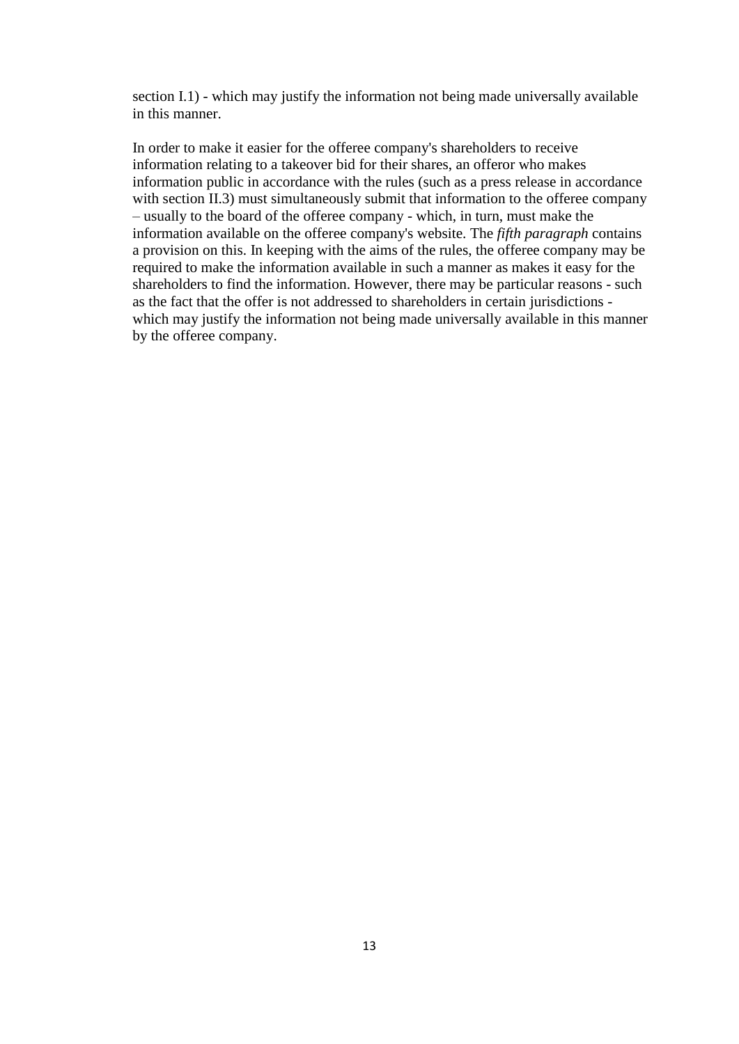section I.1) - which may justify the information not being made universally available in this manner.

In order to make it easier for the offeree company's shareholders to receive information relating to a takeover bid for their shares, an offeror who makes information public in accordance with the rules (such as a press release in accordance with section II.3) must simultaneously submit that information to the offeree company – usually to the board of the offeree company - which, in turn, must make the information available on the offeree company's website. The *fifth paragraph* contains a provision on this. In keeping with the aims of the rules, the offeree company may be required to make the information available in such a manner as makes it easy for the shareholders to find the information. However, there may be particular reasons - such as the fact that the offer is not addressed to shareholders in certain jurisdictions - which may justify the information not being made universally available in this manner by the offeree company.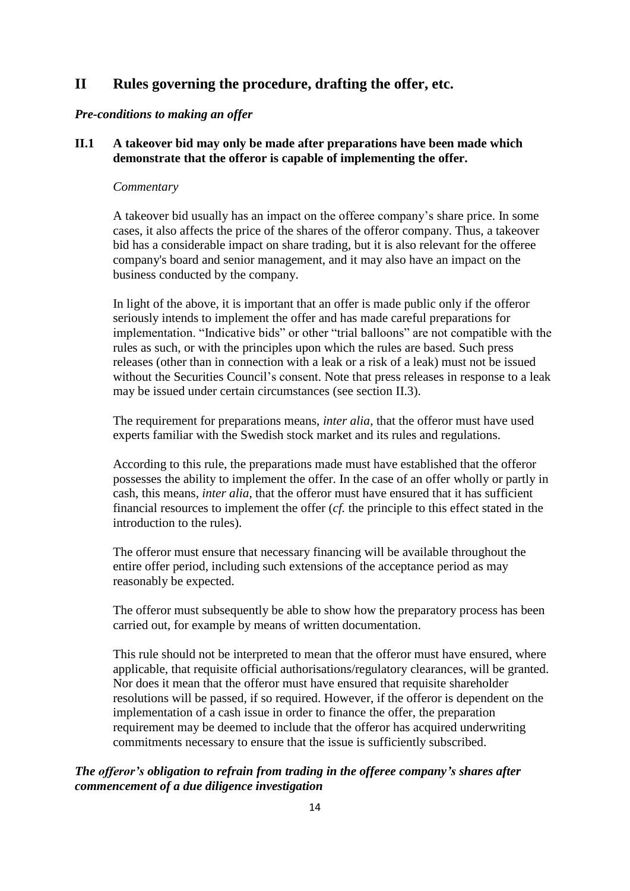## II Rules governing the procedure, drafting the offer, etc.

***Pre-conditions to making an offer***

**II.1 A takeover bid may only be made after preparations have been made which demonstrate that the offeror is capable of implementing the offer.**

*Commentary*

A takeover bid usually has an impact on the offeree company's share price. In some cases, it also affects the price of the shares of the offeror company. Thus, a takeover bid has a considerable impact on share trading, but it is also relevant for the offeree company's board and senior management, and it may also have an impact on the business conducted by the company.

In light of the above, it is important that an offer is made public only if the offeror seriously intends to implement the offer and has made careful preparations for implementation. "Indicative bids" or other "trial balloons" are not compatible with the rules as such, or with the principles upon which the rules are based. Such press releases (other than in connection with a leak or a risk of a leak) must not be issued without the Securities Council's consent. Note that press releases in response to a leak may be issued under certain circumstances (see section II.3).

The requirement for preparations means, *inter alia*, that the offeror must have used experts familiar with the Swedish stock market and its rules and regulations.

According to this rule, the preparations made must have established that the offeror possesses the ability to implement the offer. In the case of an offer wholly or partly in cash, this means, *inter alia*, that the offeror must have ensured that it has sufficient financial resources to implement the offer (*cf.* the principle to this effect stated in the introduction to the rules).

The offeror must ensure that necessary financing will be available throughout the entire offer period, including such extensions of the acceptance period as may reasonably be expected.

The offeror must subsequently be able to show how the preparatory process has been carried out, for example by means of written documentation.

This rule should not be interpreted to mean that the offeror must have ensured, where applicable, that requisite official authorisations/regulatory clearances, will be granted. Nor does it mean that the offeror must have ensured that requisite shareholder resolutions will be passed, if so required. However, if the offeror is dependent on the implementation of a cash issue in order to finance the offer, the preparation requirement may be deemed to include that the offeror has acquired underwriting commitments necessary to ensure that the issue is sufficiently subscribed.

***The offeror's obligation to refrain from trading in the offeree company's shares after commencement of a due diligence investigation***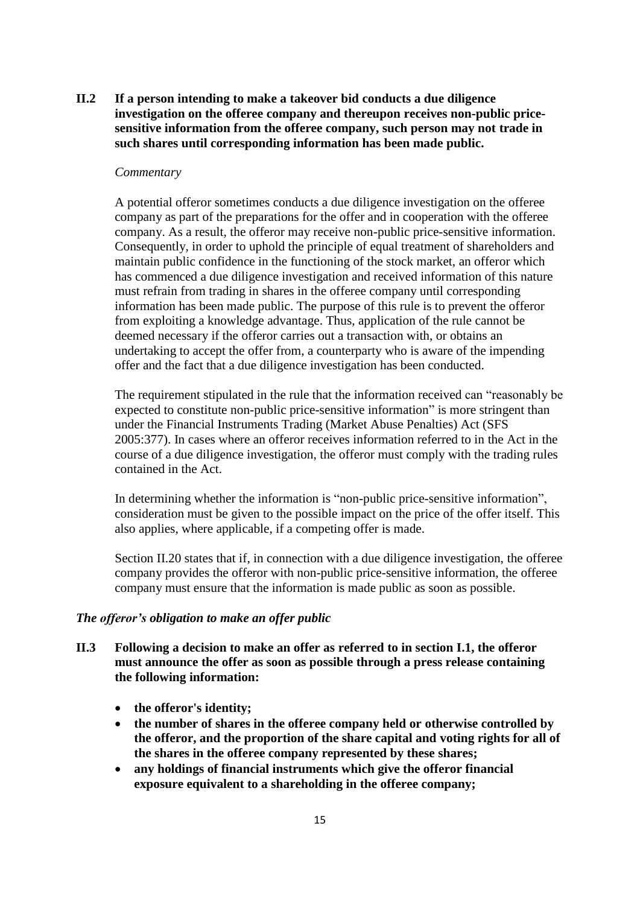**II.2 If a person intending to make a takeover bid conducts a due diligence investigation on the offeree company and thereupon receives non-public price-sensitive information from the offeree company, such person may not trade in such shares until corresponding information has been made public.**

*Commentary*

A potential offeror sometimes conducts a due diligence investigation on the offeree company as part of the preparations for the offer and in cooperation with the offeree company. As a result, the offeror may receive non-public price-sensitive information. Consequently, in order to uphold the principle of equal treatment of shareholders and maintain public confidence in the functioning of the stock market, an offeror which has commenced a due diligence investigation and received information of this nature must refrain from trading in shares in the offeree company until corresponding information has been made public. The purpose of this rule is to prevent the offeror from exploiting a knowledge advantage. Thus, application of the rule cannot be deemed necessary if the offeror carries out a transaction with, or obtains an undertaking to accept the offer from, a counterparty who is aware of the impending offer and the fact that a due diligence investigation has been conducted.

The requirement stipulated in the rule that the information received can "reasonably be expected to constitute non-public price-sensitive information" is more stringent than under the Financial Instruments Trading (Market Abuse Penalties) Act (SFS 2005:377). In cases where an offeror receives information referred to in the Act in the course of a due diligence investigation, the offeror must comply with the trading rules contained in the Act.

In determining whether the information is "non-public price-sensitive information", consideration must be given to the possible impact on the price of the offer itself. This also applies, where applicable, if a competing offer is made.

Section II.20 states that if, in connection with a due diligence investigation, the offeree company provides the offeror with non-public price-sensitive information, the offeree company must ensure that the information is made public as soon as possible.

***The offeror's obligation to make an offer public***

**II.3 Following a decision to make an offer as referred to in section I.1, the offeror must announce the offer as soon as possible through a press release containing the following information:**

- **the offeror's identity;**
- **the number of shares in the offeree company held or otherwise controlled by the offeror, and the proportion of the share capital and voting rights for all of the shares in the offeree company represented by these shares;**
- **any holdings of financial instruments which give the offeror financial exposure equivalent to a shareholding in the offeree company;**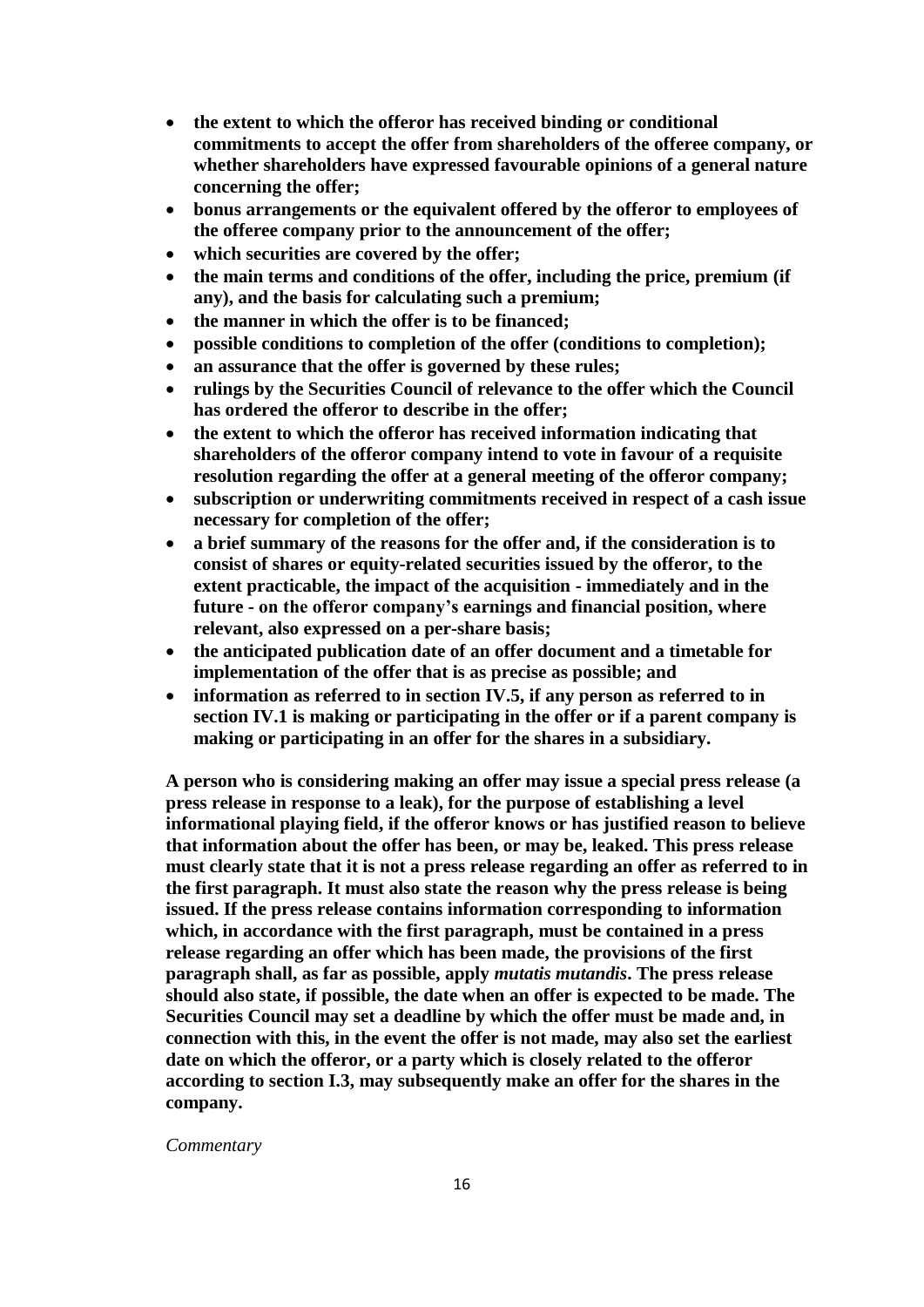- **the extent to which the offeror has received binding or conditional commitments to accept the offer from shareholders of the offeree company, or whether shareholders have expressed favourable opinions of a general nature concerning the offer;**
- **bonus arrangements or the equivalent offered by the offeror to employees of the offeree company prior to the announcement of the offer;**
- **which securities are covered by the offer;**
- **the main terms and conditions of the offer, including the price, premium (if any), and the basis for calculating such a premium;**
- **the manner in which the offer is to be financed;**
- **possible conditions to completion of the offer (conditions to completion);**
- **an assurance that the offer is governed by these rules;**
- **rulings by the Securities Council of relevance to the offer which the Council has ordered the offeror to describe in the offer;**
- **the extent to which the offeror has received information indicating that shareholders of the offeror company intend to vote in favour of a requisite resolution regarding the offer at a general meeting of the offeror company;**
- **subscription or underwriting commitments received in respect of a cash issue necessary for completion of the offer;**
- **a brief summary of the reasons for the offer and, if the consideration is to consist of shares or equity-related securities issued by the offeror, to the extent practicable, the impact of the acquisition - immediately and in the future - on the offeror company's earnings and financial position, where relevant, also expressed on a per-share basis;**
- **the anticipated publication date of an offer document and a timetable for implementation of the offer that is as precise as possible; and**
- **information as referred to in section IV.5, if any person as referred to in section IV.1 is making or participating in the offer or if a parent company is making or participating in an offer for the shares in a subsidiary.**

**A person who is considering making an offer may issue a special press release (a press release in response to a leak), for the purpose of establishing a level informational playing field, if the offeror knows or has justified reason to believe that information about the offer has been, or may be, leaked. This press release must clearly state that it is not a press release regarding an offer as referred to in the first paragraph. It must also state the reason why the press release is being issued. If the press release contains information corresponding to information which, in accordance with the first paragraph, must be contained in a press release regarding an offer which has been made, the provisions of the first paragraph shall, as far as possible, apply *mutatis mutandis*. The press release should also state, if possible, the date when an offer is expected to be made. The Securities Council may set a deadline by which the offer must be made and, in connection with this, in the event the offer is not made, may also set the earliest date on which the offeror, or a party which is closely related to the offeror according to section I.3, may subsequently make an offer for the shares in the company.**

*Commentary*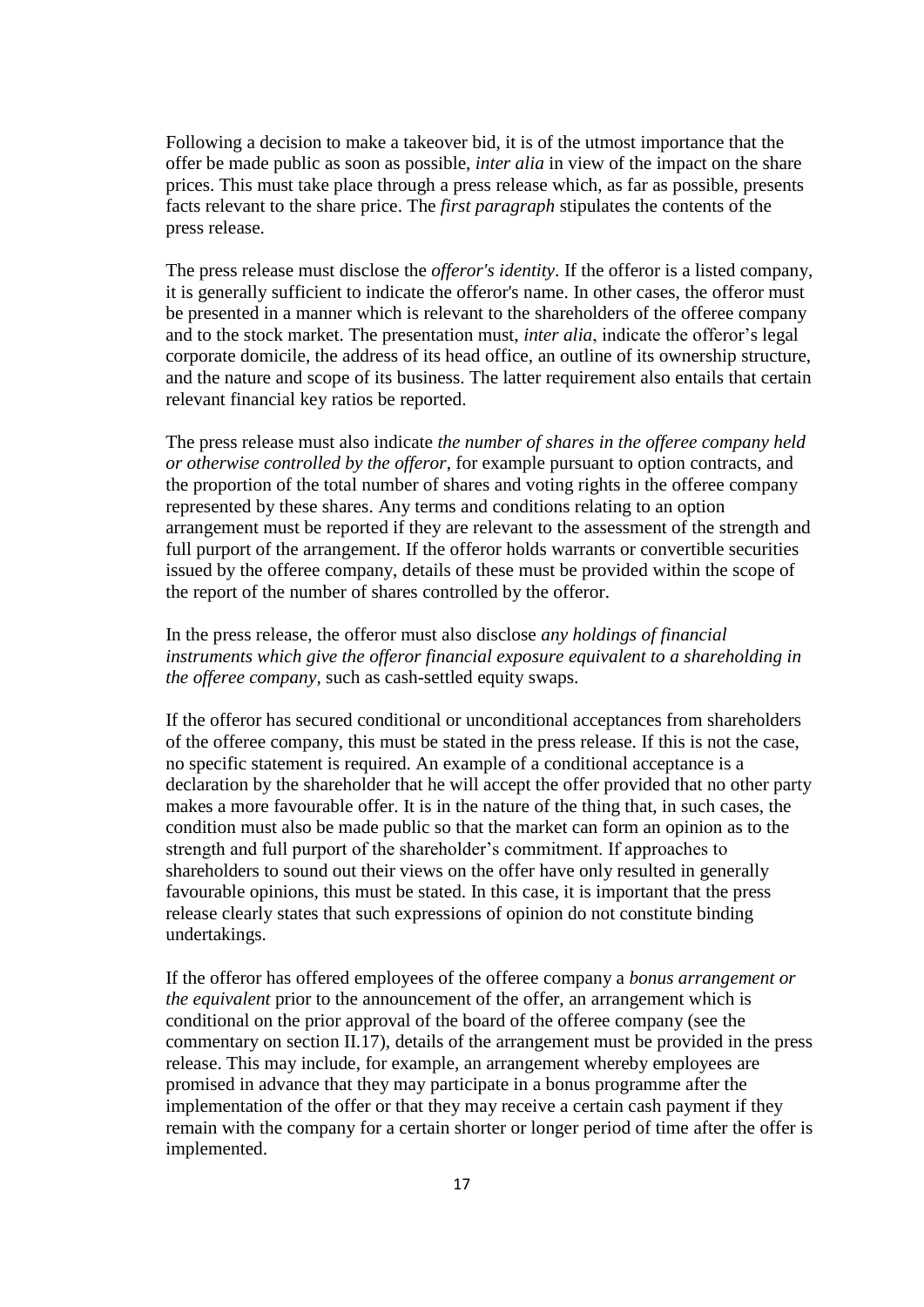Following a decision to make a takeover bid, it is of the utmost importance that the offer be made public as soon as possible, *inter alia* in view of the impact on the share prices. This must take place through a press release which, as far as possible, presents facts relevant to the share price. The *first paragraph* stipulates the contents of the press release.

The press release must disclose the *offeror's identity*. If the offeror is a listed company, it is generally sufficient to indicate the offeror's name. In other cases, the offeror must be presented in a manner which is relevant to the shareholders of the offeree company and to the stock market. The presentation must, *inter alia*, indicate the offeror's legal corporate domicile, the address of its head office, an outline of its ownership structure, and the nature and scope of its business. The latter requirement also entails that certain relevant financial key ratios be reported.

The press release must also indicate *the number of shares in the offeree company held or otherwise controlled by the offeror*, for example pursuant to option contracts, and the proportion of the total number of shares and voting rights in the offeree company represented by these shares. Any terms and conditions relating to an option arrangement must be reported if they are relevant to the assessment of the strength and full purport of the arrangement. If the offeror holds warrants or convertible securities issued by the offeree company, details of these must be provided within the scope of the report of the number of shares controlled by the offeror.

In the press release, the offeror must also disclose *any holdings of financial instruments which give the offeror financial exposure equivalent to a shareholding in the offeree company*, such as cash-settled equity swaps.

If the offeror has secured conditional or unconditional acceptances from shareholders of the offeree company, this must be stated in the press release. If this is not the case, no specific statement is required. An example of a conditional acceptance is a declaration by the shareholder that he will accept the offer provided that no other party makes a more favourable offer. It is in the nature of the thing that, in such cases, the condition must also be made public so that the market can form an opinion as to the strength and full purport of the shareholder's commitment. If approaches to shareholders to sound out their views on the offer have only resulted in generally favourable opinions, this must be stated. In this case, it is important that the press release clearly states that such expressions of opinion do not constitute binding undertakings.

If the offeror has offered employees of the offeree company a *bonus arrangement or the equivalent* prior to the announcement of the offer, an arrangement which is conditional on the prior approval of the board of the offeree company (see the commentary on section II.17), details of the arrangement must be provided in the press release. This may include, for example, an arrangement whereby employees are promised in advance that they may participate in a bonus programme after the implementation of the offer or that they may receive a certain cash payment if they remain with the company for a certain shorter or longer period of time after the offer is implemented.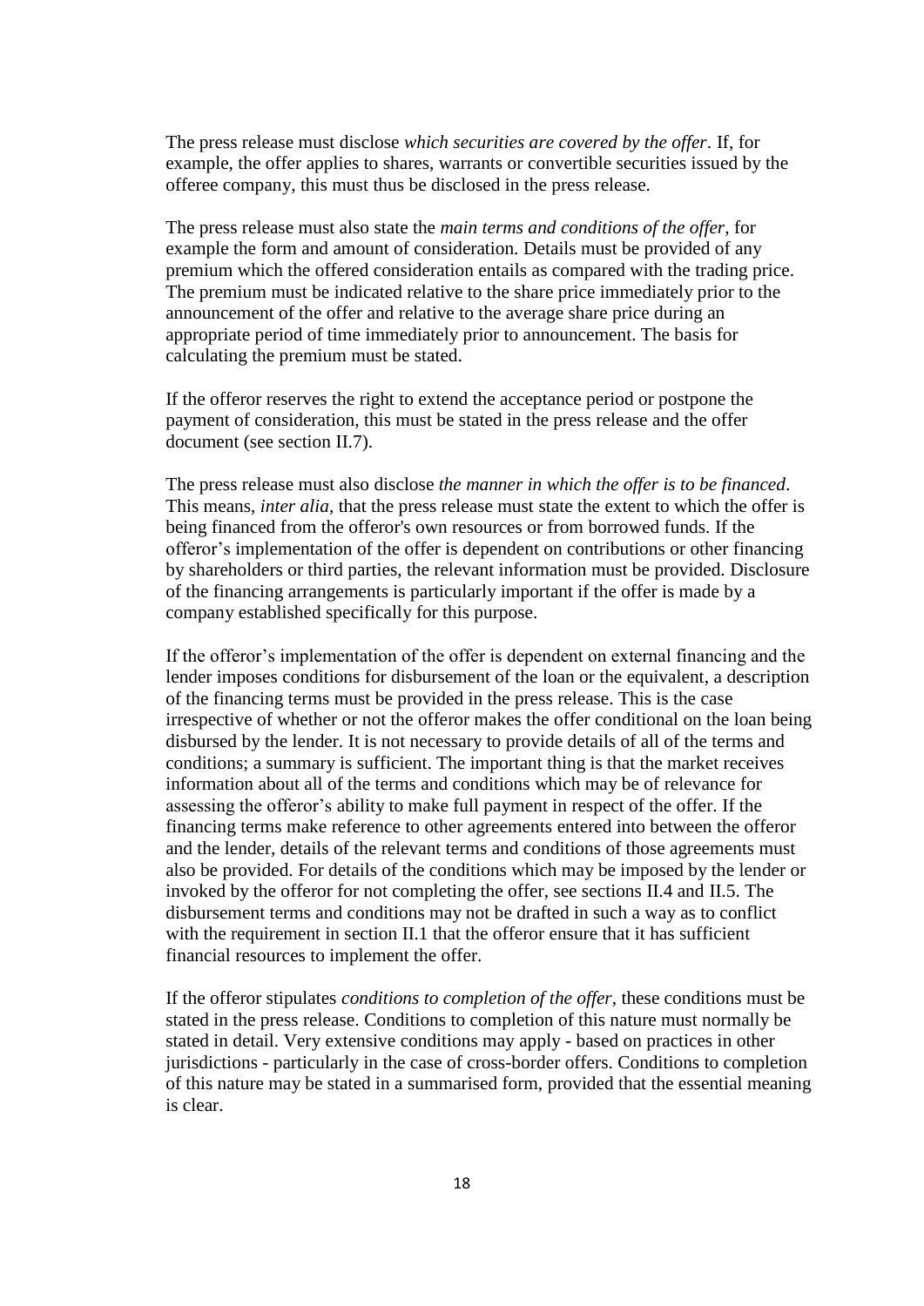The press release must disclose *which securities are covered by the offer*. If, for example, the offer applies to shares, warrants or convertible securities issued by the offeree company, this must thus be disclosed in the press release.

The press release must also state the *main terms and conditions of the offer*, for example the form and amount of consideration. Details must be provided of any premium which the offered consideration entails as compared with the trading price. The premium must be indicated relative to the share price immediately prior to the announcement of the offer and relative to the average share price during an appropriate period of time immediately prior to announcement. The basis for calculating the premium must be stated.

If the offeror reserves the right to extend the acceptance period or postpone the payment of consideration, this must be stated in the press release and the offer document (see section II.7).

The press release must also disclose *the manner in which the offer is to be financed*. This means, *inter alia*, that the press release must state the extent to which the offer is being financed from the offeror's own resources or from borrowed funds. If the offeror's implementation of the offer is dependent on contributions or other financing by shareholders or third parties, the relevant information must be provided. Disclosure of the financing arrangements is particularly important if the offer is made by a company established specifically for this purpose.

If the offeror's implementation of the offer is dependent on external financing and the lender imposes conditions for disbursement of the loan or the equivalent, a description of the financing terms must be provided in the press release. This is the case irrespective of whether or not the offeror makes the offer conditional on the loan being disbursed by the lender. It is not necessary to provide details of all of the terms and conditions; a summary is sufficient. The important thing is that the market receives information about all of the terms and conditions which may be of relevance for assessing the offeror's ability to make full payment in respect of the offer. If the financing terms make reference to other agreements entered into between the offeror and the lender, details of the relevant terms and conditions of those agreements must also be provided. For details of the conditions which may be imposed by the lender or invoked by the offeror for not completing the offer, see sections II.4 and II.5. The disbursement terms and conditions may not be drafted in such a way as to conflict with the requirement in section II.1 that the offeror ensure that it has sufficient financial resources to implement the offer.

If the offeror stipulates *conditions to completion of the offer*, these conditions must be stated in the press release. Conditions to completion of this nature must normally be stated in detail. Very extensive conditions may apply - based on practices in other jurisdictions - particularly in the case of cross-border offers. Conditions to completion of this nature may be stated in a summarised form, provided that the essential meaning is clear.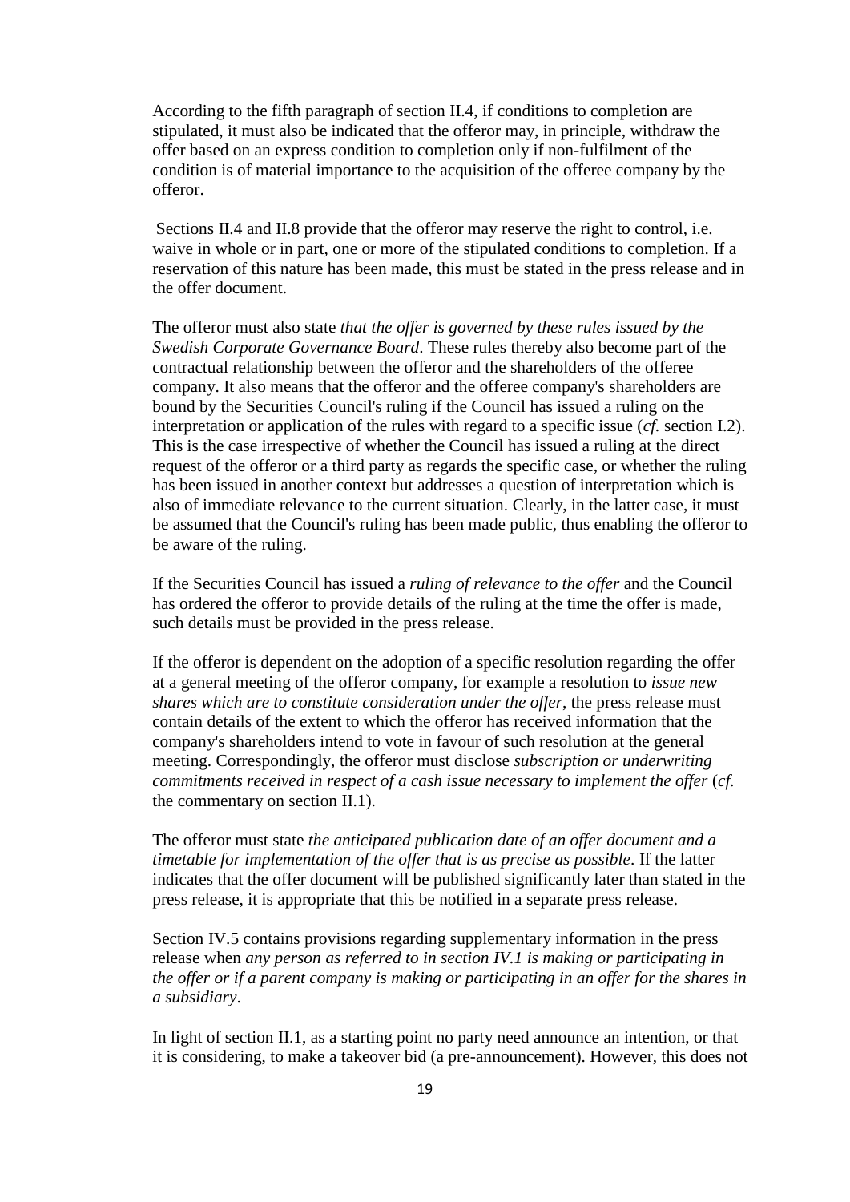According to the fifth paragraph of section II.4, if conditions to completion are stipulated, it must also be indicated that the offeror may, in principle, withdraw the offer based on an express condition to completion only if non-fulfilment of the condition is of material importance to the acquisition of the offeree company by the offeror.

Sections II.4 and II.8 provide that the offeror may reserve the right to control, i.e. waive in whole or in part, one or more of the stipulated conditions to completion. If a reservation of this nature has been made, this must be stated in the press release and in the offer document.

The offeror must also state *that the offer is governed by these rules issued by the Swedish Corporate Governance Board*. These rules thereby also become part of the contractual relationship between the offeror and the shareholders of the offeree company. It also means that the offeror and the offeree company's shareholders are bound by the Securities Council's ruling if the Council has issued a ruling on the interpretation or application of the rules with regard to a specific issue (*cf.* section I.2). This is the case irrespective of whether the Council has issued a ruling at the direct request of the offeror or a third party as regards the specific case, or whether the ruling has been issued in another context but addresses a question of interpretation which is also of immediate relevance to the current situation. Clearly, in the latter case, it must be assumed that the Council's ruling has been made public, thus enabling the offeror to be aware of the ruling.

If the Securities Council has issued a *ruling of relevance to the offer* and the Council has ordered the offeror to provide details of the ruling at the time the offer is made, such details must be provided in the press release.

If the offeror is dependent on the adoption of a specific resolution regarding the offer at a general meeting of the offeror company, for example a resolution to *issue new shares which are to constitute consideration under the offer*, the press release must contain details of the extent to which the offeror has received information that the company's shareholders intend to vote in favour of such resolution at the general meeting. Correspondingly, the offeror must disclose *subscription or underwriting commitments received in respect of a cash issue necessary to implement the offer* (*cf.* the commentary on section II.1).

The offeror must state *the anticipated publication date of an offer document and a timetable for implementation of the offer that is as precise as possible*. If the latter indicates that the offer document will be published significantly later than stated in the press release, it is appropriate that this be notified in a separate press release.

Section IV.5 contains provisions regarding supplementary information in the press release when *any person as referred to in section IV.1 is making or participating in the offer or if a parent company is making or participating in an offer for the shares in a subsidiary*.

In light of section II.1, as a starting point no party need announce an intention, or that it is considering, to make a takeover bid (a pre-announcement). However, this does not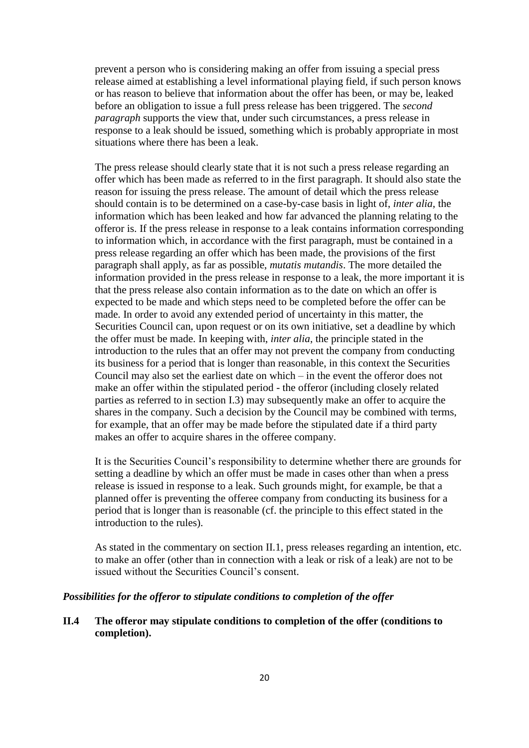prevent a person who is considering making an offer from issuing a special press release aimed at establishing a level informational playing field, if such person knows or has reason to believe that information about the offer has been, or may be, leaked before an obligation to issue a full press release has been triggered. The *second paragraph* supports the view that, under such circumstances, a press release in response to a leak should be issued, something which is probably appropriate in most situations where there has been a leak.

The press release should clearly state that it is not such a press release regarding an offer which has been made as referred to in the first paragraph. It should also state the reason for issuing the press release. The amount of detail which the press release should contain is to be determined on a case-by-case basis in light of, *inter alia*, the information which has been leaked and how far advanced the planning relating to the offeror is. If the press release in response to a leak contains information corresponding to information which, in accordance with the first paragraph, must be contained in a press release regarding an offer which has been made, the provisions of the first paragraph shall apply, as far as possible, *mutatis mutandis*. The more detailed the information provided in the press release in response to a leak, the more important it is that the press release also contain information as to the date on which an offer is expected to be made and which steps need to be completed before the offer can be made. In order to avoid any extended period of uncertainty in this matter, the Securities Council can, upon request or on its own initiative, set a deadline by which the offer must be made. In keeping with, *inter alia*, the principle stated in the introduction to the rules that an offer may not prevent the company from conducting its business for a period that is longer than reasonable, in this context the Securities Council may also set the earliest date on which – in the event the offeror does not make an offer within the stipulated period - the offeror (including closely related parties as referred to in section I.3) may subsequently make an offer to acquire the shares in the company. Such a decision by the Council may be combined with terms, for example, that an offer may be made before the stipulated date if a third party makes an offer to acquire shares in the offeree company.

It is the Securities Council's responsibility to determine whether there are grounds for setting a deadline by which an offer must be made in cases other than when a press release is issued in response to a leak. Such grounds might, for example, be that a planned offer is preventing the offeree company from conducting its business for a period that is longer than is reasonable (cf. the principle to this effect stated in the introduction to the rules).

As stated in the commentary on section II.1, press releases regarding an intention, etc. to make an offer (other than in connection with a leak or risk of a leak) are not to be issued without the Securities Council's consent.

***Possibilities for the offeror to stipulate conditions to completion of the offer***

**II.4 The offeror may stipulate conditions to completion of the offer (conditions to completion).**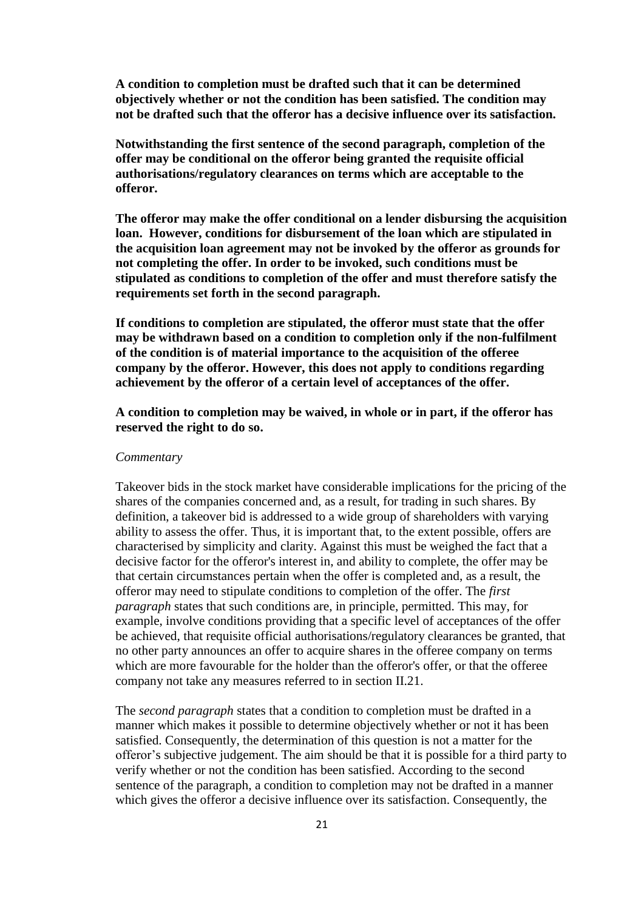**A condition to completion must be drafted such that it can be determined objectively whether or not the condition has been satisfied. The condition may not be drafted such that the offeror has a decisive influence over its satisfaction.**

**Notwithstanding the first sentence of the second paragraph, completion of the offer may be conditional on the offeror being granted the requisite official authorisations/regulatory clearances on terms which are acceptable to the offeror.**

**The offeror may make the offer conditional on a lender disbursing the acquisition loan. However, conditions for disbursement of the loan which are stipulated in the acquisition loan agreement may not be invoked by the offeror as grounds for not completing the offer. In order to be invoked, such conditions must be stipulated as conditions to completion of the offer and must therefore satisfy the requirements set forth in the second paragraph.**

**If conditions to completion are stipulated, the offeror must state that the offer may be withdrawn based on a condition to completion only if the non-fulfilment of the condition is of material importance to the acquisition of the offeree company by the offeror. However, this does not apply to conditions regarding achievement by the offeror of a certain level of acceptances of the offer.**

**A condition to completion may be waived, in whole or in part, if the offeror has reserved the right to do so.**

*Commentary*

Takeover bids in the stock market have considerable implications for the pricing of the shares of the companies concerned and, as a result, for trading in such shares. By definition, a takeover bid is addressed to a wide group of shareholders with varying ability to assess the offer. Thus, it is important that, to the extent possible, offers are characterised by simplicity and clarity. Against this must be weighed the fact that a decisive factor for the offeror's interest in, and ability to complete, the offer may be that certain circumstances pertain when the offer is completed and, as a result, the offeror may need to stipulate conditions to completion of the offer. The *first paragraph* states that such conditions are, in principle, permitted. This may, for example, involve conditions providing that a specific level of acceptances of the offer be achieved, that requisite official authorisations/regulatory clearances be granted, that no other party announces an offer to acquire shares in the offeree company on terms which are more favourable for the holder than the offeror's offer, or that the offeree company not take any measures referred to in section II.21.

The *second paragraph* states that a condition to completion must be drafted in a manner which makes it possible to determine objectively whether or not it has been satisfied. Consequently, the determination of this question is not a matter for the offeror's subjective judgement. The aim should be that it is possible for a third party to verify whether or not the condition has been satisfied. According to the second sentence of the paragraph, a condition to completion may not be drafted in a manner which gives the offeror a decisive influence over its satisfaction. Consequently, the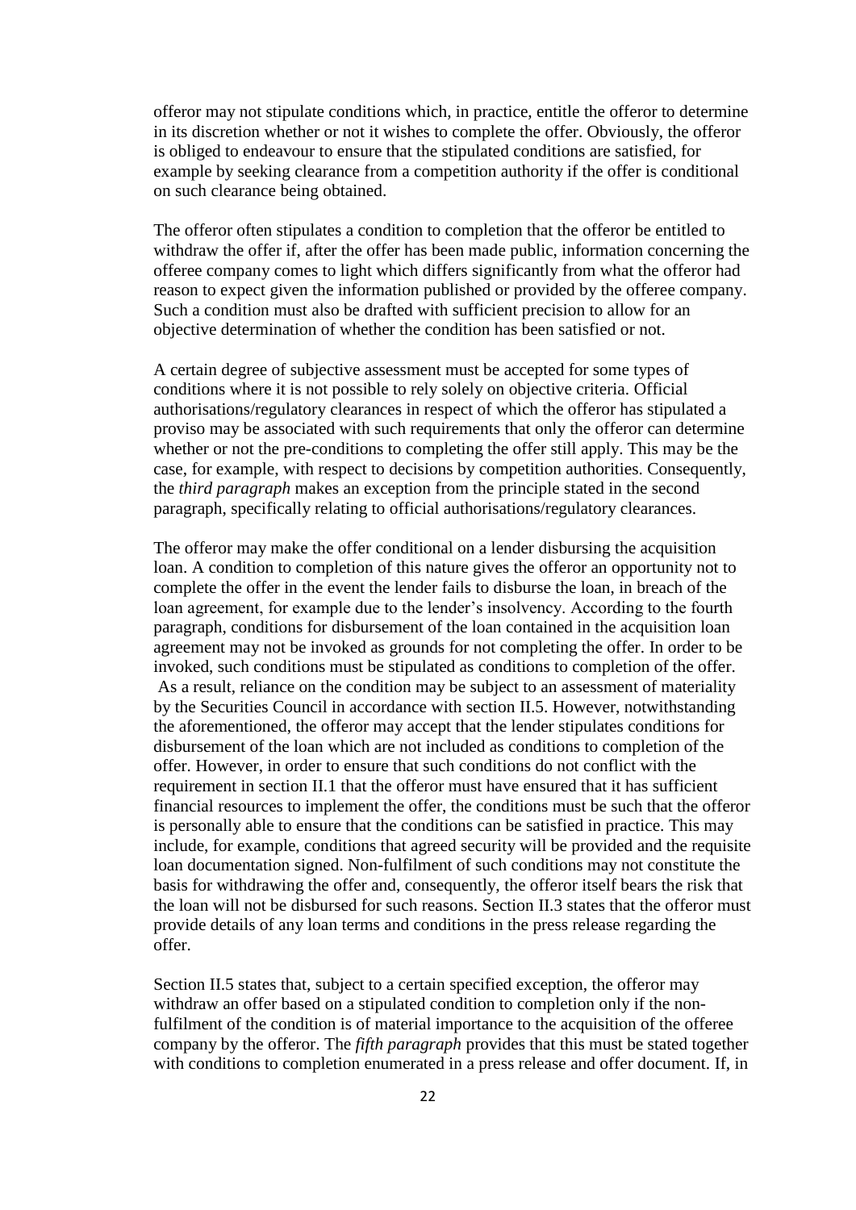offeror may not stipulate conditions which, in practice, entitle the offeror to determine in its discretion whether or not it wishes to complete the offer. Obviously, the offeror is obliged to endeavour to ensure that the stipulated conditions are satisfied, for example by seeking clearance from a competition authority if the offer is conditional on such clearance being obtained.

The offeror often stipulates a condition to completion that the offeror be entitled to withdraw the offer if, after the offer has been made public, information concerning the offeree company comes to light which differs significantly from what the offeror had reason to expect given the information published or provided by the offeree company. Such a condition must also be drafted with sufficient precision to allow for an objective determination of whether the condition has been satisfied or not.

A certain degree of subjective assessment must be accepted for some types of conditions where it is not possible to rely solely on objective criteria. Official authorisations/regulatory clearances in respect of which the offeror has stipulated a proviso may be associated with such requirements that only the offeror can determine whether or not the pre-conditions to completing the offer still apply. This may be the case, for example, with respect to decisions by competition authorities. Consequently, the *third paragraph* makes an exception from the principle stated in the second paragraph, specifically relating to official authorisations/regulatory clearances.

The offeror may make the offer conditional on a lender disbursing the acquisition loan. A condition to completion of this nature gives the offeror an opportunity not to complete the offer in the event the lender fails to disburse the loan, in breach of the loan agreement, for example due to the lender's insolvency. According to the fourth paragraph, conditions for disbursement of the loan contained in the acquisition loan agreement may not be invoked as grounds for not completing the offer. In order to be invoked, such conditions must be stipulated as conditions to completion of the offer. As a result, reliance on the condition may be subject to an assessment of materiality by the Securities Council in accordance with section II.5. However, notwithstanding the aforementioned, the offeror may accept that the lender stipulates conditions for disbursement of the loan which are not included as conditions to completion of the offer. However, in order to ensure that such conditions do not conflict with the requirement in section II.1 that the offeror must have ensured that it has sufficient financial resources to implement the offer, the conditions must be such that the offeror is personally able to ensure that the conditions can be satisfied in practice. This may include, for example, conditions that agreed security will be provided and the requisite loan documentation signed. Non-fulfilment of such conditions may not constitute the basis for withdrawing the offer and, consequently, the offeror itself bears the risk that the loan will not be disbursed for such reasons. Section II.3 states that the offeror must provide details of any loan terms and conditions in the press release regarding the offer.

Section II.5 states that, subject to a certain specified exception, the offeror may withdraw an offer based on a stipulated condition to completion only if the non-fulfilment of the condition is of material importance to the acquisition of the offeree company by the offeror. The *fifth paragraph* provides that this must be stated together with conditions to completion enumerated in a press release and offer document. If, in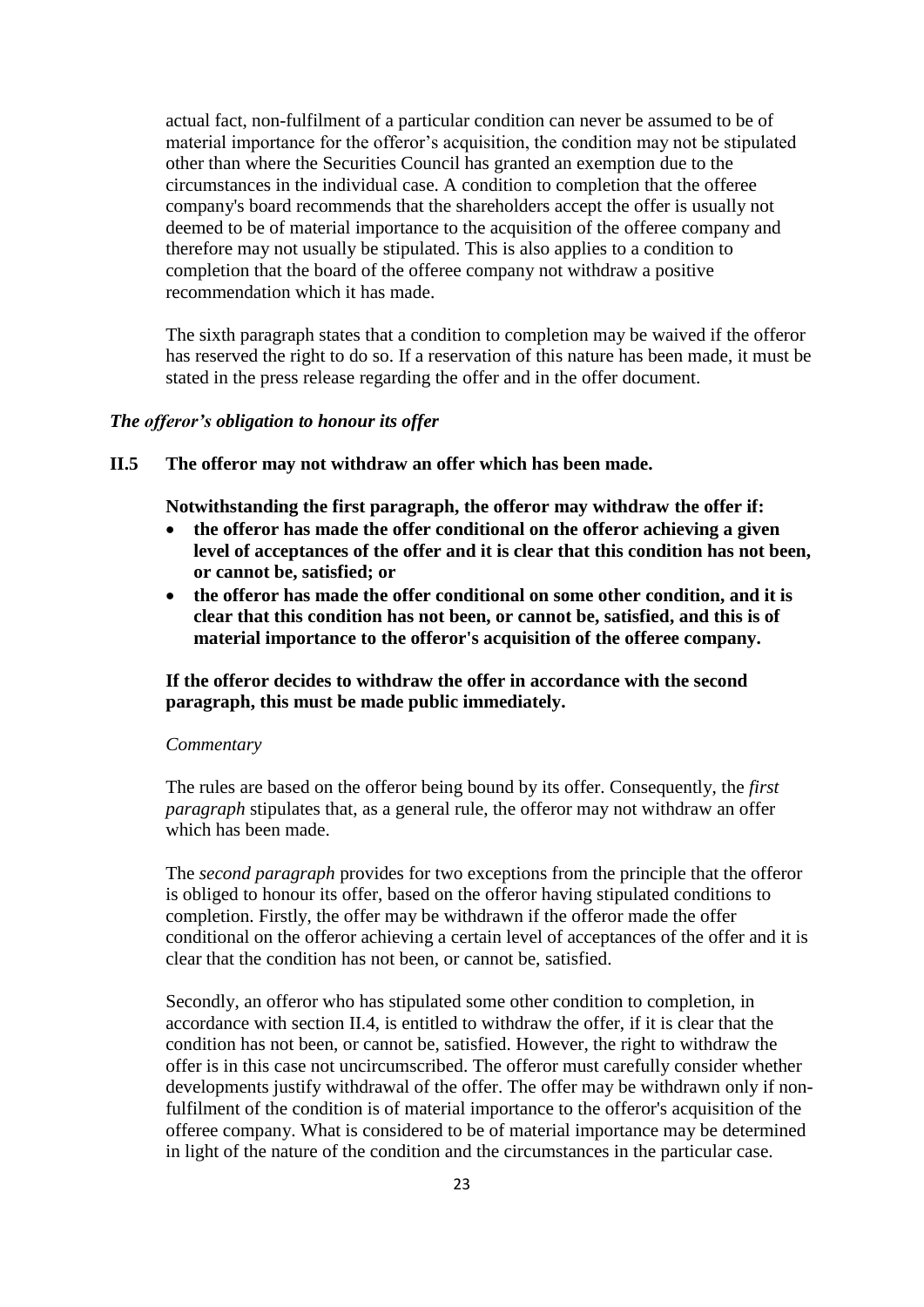actual fact, non-fulfilment of a particular condition can never be assumed to be of material importance for the offeror's acquisition, the condition may not be stipulated other than where the Securities Council has granted an exemption due to the circumstances in the individual case. A condition to completion that the offeree company's board recommends that the shareholders accept the offer is usually not deemed to be of material importance to the acquisition of the offeree company and therefore may not usually be stipulated. This is also applies to a condition to completion that the board of the offeree company not withdraw a positive recommendation which it has made.

The sixth paragraph states that a condition to completion may be waived if the offeror has reserved the right to do so. If a reservation of this nature has been made, it must be stated in the press release regarding the offer and in the offer document.

### *The offeror's obligation to honour its offer*

**II.5 The offeror may not withdraw an offer which has been made.**

**Notwithstanding the first paragraph, the offeror may withdraw the offer if:**

- **the offeror has made the offer conditional on the offeror achieving a given level of acceptances of the offer and it is clear that this condition has not been, or cannot be, satisfied; or**
- **the offeror has made the offer conditional on some other condition, and it is clear that this condition has not been, or cannot be, satisfied, and this is of material importance to the offeror's acquisition of the offeree company.**

**If the offeror decides to withdraw the offer in accordance with the second paragraph, this must be made public immediately.**

*Commentary*

The rules are based on the offeror being bound by its offer. Consequently, the *first paragraph* stipulates that, as a general rule, the offeror may not withdraw an offer which has been made.

The *second paragraph* provides for two exceptions from the principle that the offeror is obliged to honour its offer, based on the offeror having stipulated conditions to completion. Firstly, the offer may be withdrawn if the offeror made the offer conditional on the offeror achieving a certain level of acceptances of the offer and it is clear that the condition has not been, or cannot be, satisfied.

Secondly, an offeror who has stipulated some other condition to completion, in accordance with section II.4, is entitled to withdraw the offer, if it is clear that the condition has not been, or cannot be, satisfied. However, the right to withdraw the offer is in this case not uncircumscribed. The offeror must carefully consider whether developments justify withdrawal of the offer. The offer may be withdrawn only if non-fulfilment of the condition is of material importance to the offeror's acquisition of the offeree company. What is considered to be of material importance may be determined in light of the nature of the condition and the circumstances in the particular case.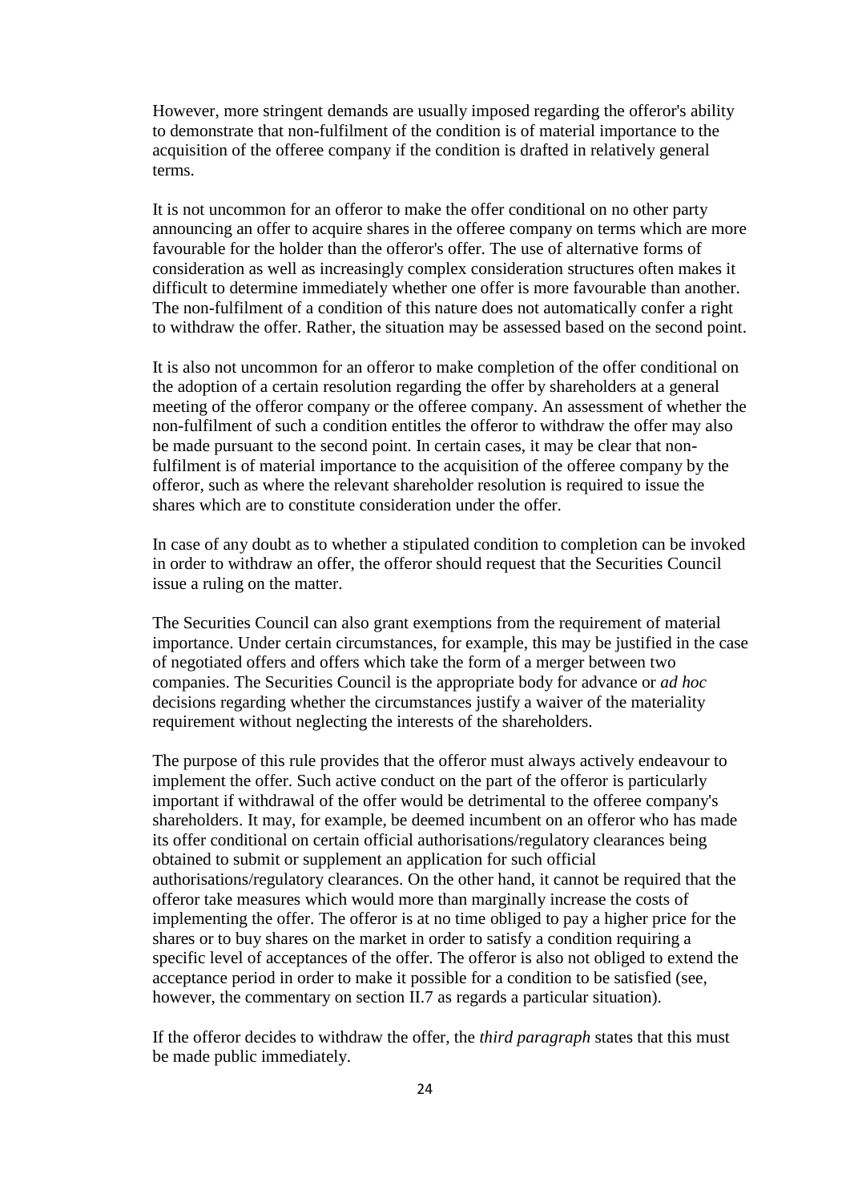However, more stringent demands are usually imposed regarding the offeror's ability to demonstrate that non-fulfilment of the condition is of material importance to the acquisition of the offeree company if the condition is drafted in relatively general terms.

It is not uncommon for an offeror to make the offer conditional on no other party announcing an offer to acquire shares in the offeree company on terms which are more favourable for the holder than the offeror's offer. The use of alternative forms of consideration as well as increasingly complex consideration structures often makes it difficult to determine immediately whether one offer is more favourable than another. The non-fulfilment of a condition of this nature does not automatically confer a right to withdraw the offer. Rather, the situation may be assessed based on the second point.

It is also not uncommon for an offeror to make completion of the offer conditional on the adoption of a certain resolution regarding the offer by shareholders at a general meeting of the offeror company or the offeree company. An assessment of whether the non-fulfilment of such a condition entitles the offeror to withdraw the offer may also be made pursuant to the second point. In certain cases, it may be clear that non-fulfilment is of material importance to the acquisition of the offeree company by the offeror, such as where the relevant shareholder resolution is required to issue the shares which are to constitute consideration under the offer.

In case of any doubt as to whether a stipulated condition to completion can be invoked in order to withdraw an offer, the offeror should request that the Securities Council issue a ruling on the matter.

The Securities Council can also grant exemptions from the requirement of material importance. Under certain circumstances, for example, this may be justified in the case of negotiated offers and offers which take the form of a merger between two companies. The Securities Council is the appropriate body for advance or *ad hoc* decisions regarding whether the circumstances justify a waiver of the materiality requirement without neglecting the interests of the shareholders.

The purpose of this rule provides that the offeror must always actively endeavour to implement the offer. Such active conduct on the part of the offeror is particularly important if withdrawal of the offer would be detrimental to the offeree company's shareholders. It may, for example, be deemed incumbent on an offeror who has made its offer conditional on certain official authorisations/regulatory clearances being obtained to submit or supplement an application for such official authorisations/regulatory clearances. On the other hand, it cannot be required that the offeror take measures which would more than marginally increase the costs of implementing the offer. The offeror is at no time obliged to pay a higher price for the shares or to buy shares on the market in order to satisfy a condition requiring a specific level of acceptances of the offer. The offeror is also not obliged to extend the acceptance period in order to make it possible for a condition to be satisfied (see, however, the commentary on section II.7 as regards a particular situation).

If the offeror decides to withdraw the offer, the *third paragraph* states that this must be made public immediately.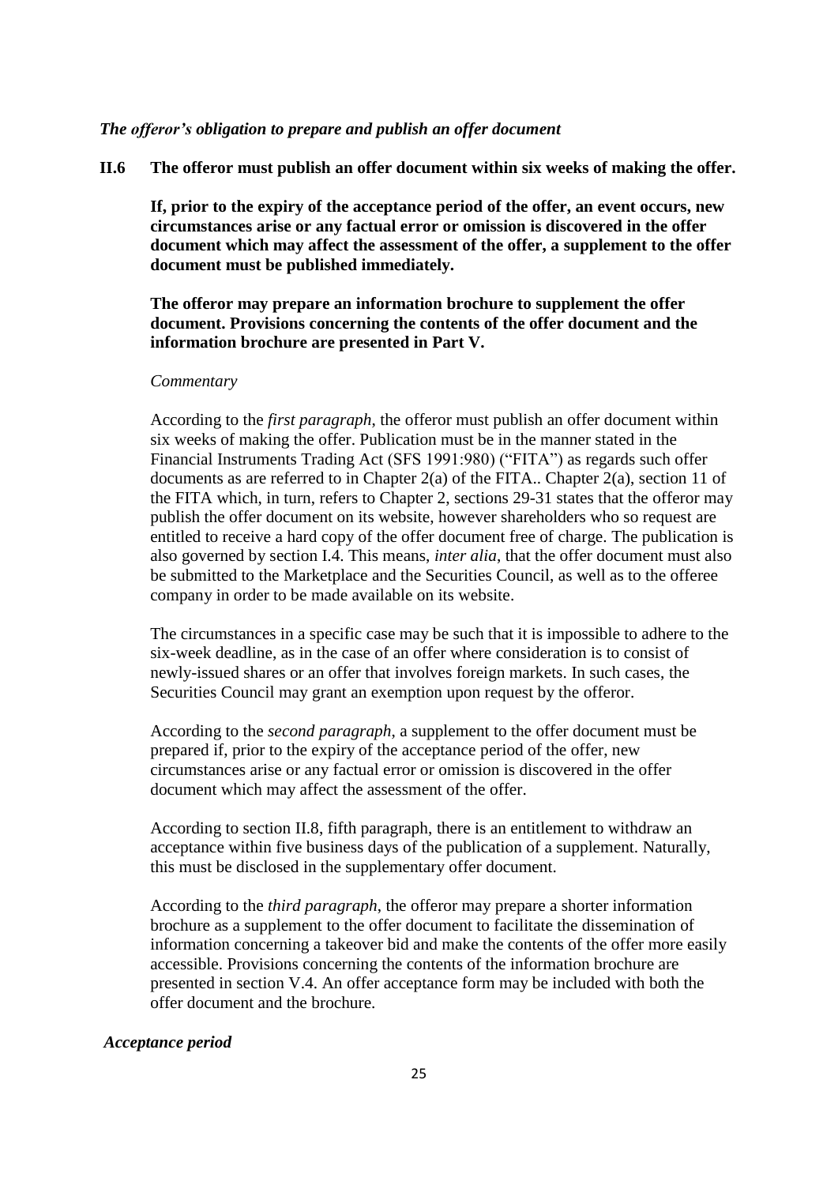***The offeror's obligation to prepare and publish an offer document***

**II.6 The offeror must publish an offer document within six weeks of making the offer.**

**If, prior to the expiry of the acceptance period of the offer, an event occurs, new circumstances arise or any factual error or omission is discovered in the offer document which may affect the assessment of the offer, a supplement to the offer document must be published immediately.**

**The offeror may prepare an information brochure to supplement the offer document. Provisions concerning the contents of the offer document and the information brochure are presented in Part V.**

*Commentary*

According to the *first paragraph*, the offeror must publish an offer document within six weeks of making the offer. Publication must be in the manner stated in the Financial Instruments Trading Act (SFS 1991:980) ("FITA") as regards such offer documents as are referred to in Chapter 2(a) of the FITA.. Chapter 2(a), section 11 of the FITA which, in turn, refers to Chapter 2, sections 29-31 states that the offeror may publish the offer document on its website, however shareholders who so request are entitled to receive a hard copy of the offer document free of charge. The publication is also governed by section I.4. This means, *inter alia*, that the offer document must also be submitted to the Marketplace and the Securities Council, as well as to the offeree company in order to be made available on its website.

The circumstances in a specific case may be such that it is impossible to adhere to the six-week deadline, as in the case of an offer where consideration is to consist of newly-issued shares or an offer that involves foreign markets. In such cases, the Securities Council may grant an exemption upon request by the offeror.

According to the *second paragraph*, a supplement to the offer document must be prepared if, prior to the expiry of the acceptance period of the offer, new circumstances arise or any factual error or omission is discovered in the offer document which may affect the assessment of the offer.

According to section II.8, fifth paragraph, there is an entitlement to withdraw an acceptance within five business days of the publication of a supplement. Naturally, this must be disclosed in the supplementary offer document.

According to the *third paragraph*, the offeror may prepare a shorter information brochure as a supplement to the offer document to facilitate the dissemination of information concerning a takeover bid and make the contents of the offer more easily accessible. Provisions concerning the contents of the information brochure are presented in section V.4. An offer acceptance form may be included with both the offer document and the brochure.

***Acceptance period***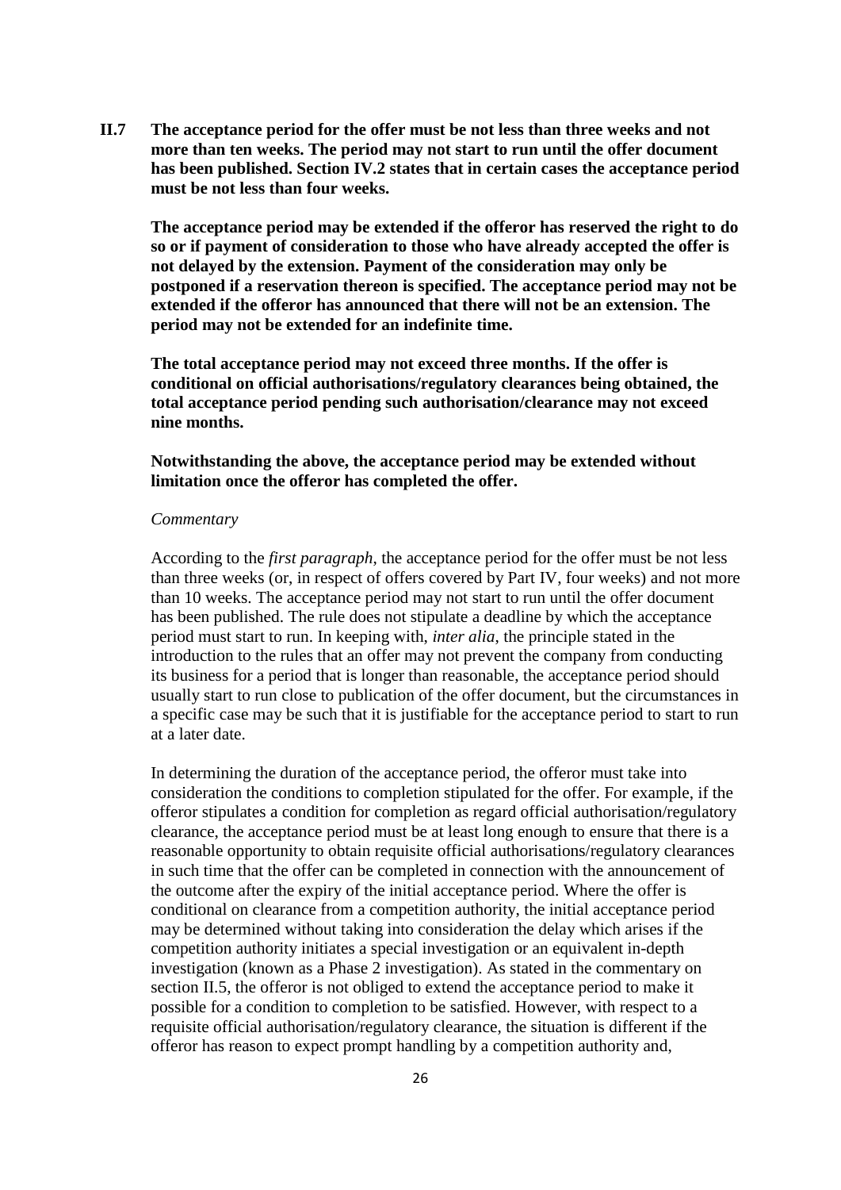**II.7 The acceptance period for the offer must be not less than three weeks and not more than ten weeks. The period may not start to run until the offer document has been published. Section IV.2 states that in certain cases the acceptance period must be not less than four weeks.**

**The acceptance period may be extended if the offeror has reserved the right to do so or if payment of consideration to those who have already accepted the offer is not delayed by the extension. Payment of the consideration may only be postponed if a reservation thereon is specified. The acceptance period may not be extended if the offeror has announced that there will not be an extension. The period may not be extended for an indefinite time.**

**The total acceptance period may not exceed three months. If the offer is conditional on official authorisations/regulatory clearances being obtained, the total acceptance period pending such authorisation/clearance may not exceed nine months.**

**Notwithstanding the above, the acceptance period may be extended without limitation once the offeror has completed the offer.**

*Commentary*

According to the *first paragraph*, the acceptance period for the offer must be not less than three weeks (or, in respect of offers covered by Part IV, four weeks) and not more than 10 weeks. The acceptance period may not start to run until the offer document has been published. The rule does not stipulate a deadline by which the acceptance period must start to run. In keeping with, *inter alia*, the principle stated in the introduction to the rules that an offer may not prevent the company from conducting its business for a period that is longer than reasonable, the acceptance period should usually start to run close to publication of the offer document, but the circumstances in a specific case may be such that it is justifiable for the acceptance period to start to run at a later date.

In determining the duration of the acceptance period, the offeror must take into consideration the conditions to completion stipulated for the offer. For example, if the offeror stipulates a condition for completion as regard official authorisation/regulatory clearance, the acceptance period must be at least long enough to ensure that there is a reasonable opportunity to obtain requisite official authorisations/regulatory clearances in such time that the offer can be completed in connection with the announcement of the outcome after the expiry of the initial acceptance period. Where the offer is conditional on clearance from a competition authority, the initial acceptance period may be determined without taking into consideration the delay which arises if the competition authority initiates a special investigation or an equivalent in-depth investigation (known as a Phase 2 investigation). As stated in the commentary on section II.5, the offeror is not obliged to extend the acceptance period to make it possible for a condition to completion to be satisfied. However, with respect to a requisite official authorisation/regulatory clearance, the situation is different if the offeror has reason to expect prompt handling by a competition authority and,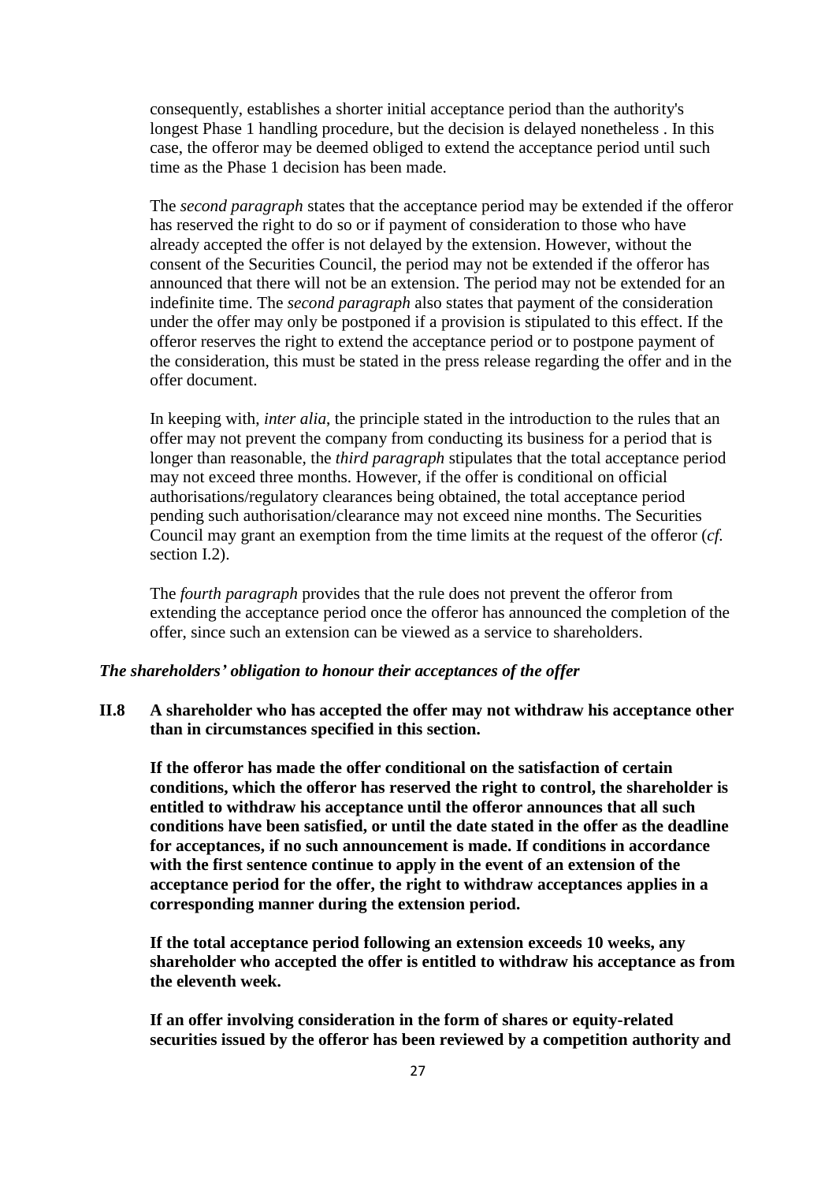consequently, establishes a shorter initial acceptance period than the authority's longest Phase 1 handling procedure, but the decision is delayed nonetheless . In this case, the offeror may be deemed obliged to extend the acceptance period until such time as the Phase 1 decision has been made.

The *second paragraph* states that the acceptance period may be extended if the offeror has reserved the right to do so or if payment of consideration to those who have already accepted the offer is not delayed by the extension. However, without the consent of the Securities Council, the period may not be extended if the offeror has announced that there will not be an extension. The period may not be extended for an indefinite time. The *second paragraph* also states that payment of the consideration under the offer may only be postponed if a provision is stipulated to this effect. If the offeror reserves the right to extend the acceptance period or to postpone payment of the consideration, this must be stated in the press release regarding the offer and in the offer document.

In keeping with, *inter alia*, the principle stated in the introduction to the rules that an offer may not prevent the company from conducting its business for a period that is longer than reasonable, the *third paragraph* stipulates that the total acceptance period may not exceed three months. However, if the offer is conditional on official authorisations/regulatory clearances being obtained, the total acceptance period pending such authorisation/clearance may not exceed nine months. The Securities Council may grant an exemption from the time limits at the request of the offeror (*cf.* section I.2).

The *fourth paragraph* provides that the rule does not prevent the offeror from extending the acceptance period once the offeror has announced the completion of the offer, since such an extension can be viewed as a service to shareholders.

### *The shareholders' obligation to honour their acceptances of the offer*

**II.8 A shareholder who has accepted the offer may not withdraw his acceptance other than in circumstances specified in this section.**

**If the offeror has made the offer conditional on the satisfaction of certain conditions, which the offeror has reserved the right to control, the shareholder is entitled to withdraw his acceptance until the offeror announces that all such conditions have been satisfied, or until the date stated in the offer as the deadline for acceptances, if no such announcement is made. If conditions in accordance with the first sentence continue to apply in the event of an extension of the acceptance period for the offer, the right to withdraw acceptances applies in a corresponding manner during the extension period.**

**If the total acceptance period following an extension exceeds 10 weeks, any shareholder who accepted the offer is entitled to withdraw his acceptance as from the eleventh week.**

**If an offer involving consideration in the form of shares or equity-related securities issued by the offeror has been reviewed by a competition authority and**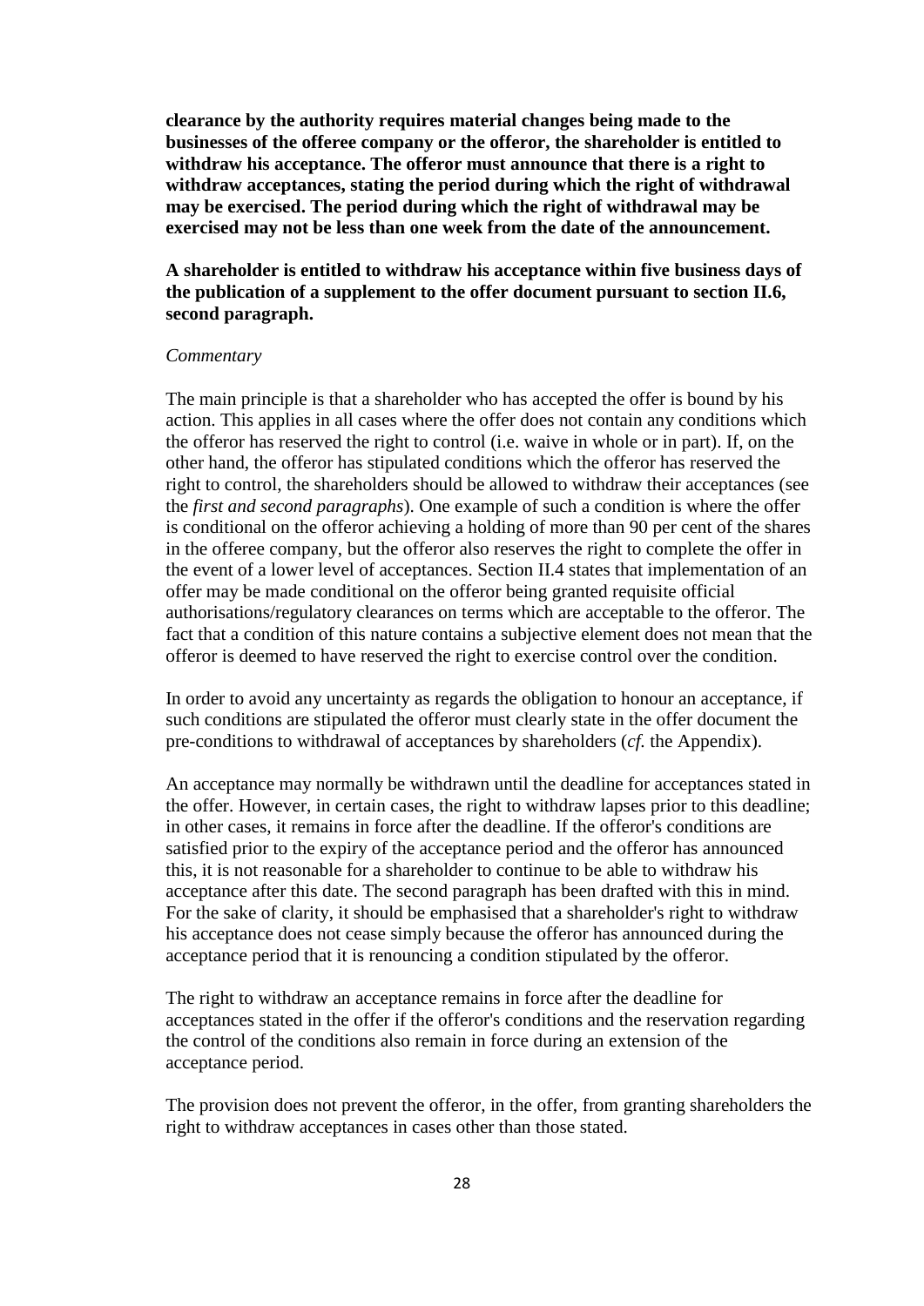**clearance by the authority requires material changes being made to the businesses of the offeree company or the offeror, the shareholder is entitled to withdraw his acceptance. The offeror must announce that there is a right to withdraw acceptances, stating the period during which the right of withdrawal may be exercised. The period during which the right of withdrawal may be exercised may not be less than one week from the date of the announcement.**

**A shareholder is entitled to withdraw his acceptance within five business days of the publication of a supplement to the offer document pursuant to section II.6, second paragraph.**

*Commentary*

The main principle is that a shareholder who has accepted the offer is bound by his action. This applies in all cases where the offer does not contain any conditions which the offeror has reserved the right to control (i.e. waive in whole or in part). If, on the other hand, the offeror has stipulated conditions which the offeror has reserved the right to control, the shareholders should be allowed to withdraw their acceptances (see the *first and second paragraphs*). One example of such a condition is where the offer is conditional on the offeror achieving a holding of more than 90 per cent of the shares in the offeree company, but the offeror also reserves the right to complete the offer in the event of a lower level of acceptances. Section II.4 states that implementation of an offer may be made conditional on the offeror being granted requisite official authorisations/regulatory clearances on terms which are acceptable to the offeror. The fact that a condition of this nature contains a subjective element does not mean that the offeror is deemed to have reserved the right to exercise control over the condition.

In order to avoid any uncertainty as regards the obligation to honour an acceptance, if such conditions are stipulated the offeror must clearly state in the offer document the pre-conditions to withdrawal of acceptances by shareholders (*cf.* the Appendix).

An acceptance may normally be withdrawn until the deadline for acceptances stated in the offer. However, in certain cases, the right to withdraw lapses prior to this deadline; in other cases, it remains in force after the deadline. If the offeror's conditions are satisfied prior to the expiry of the acceptance period and the offeror has announced this, it is not reasonable for a shareholder to continue to be able to withdraw his acceptance after this date. The second paragraph has been drafted with this in mind. For the sake of clarity, it should be emphasised that a shareholder's right to withdraw his acceptance does not cease simply because the offeror has announced during the acceptance period that it is renouncing a condition stipulated by the offeror.

The right to withdraw an acceptance remains in force after the deadline for acceptances stated in the offer if the offeror's conditions and the reservation regarding the control of the conditions also remain in force during an extension of the acceptance period.

The provision does not prevent the offeror, in the offer, from granting shareholders the right to withdraw acceptances in cases other than those stated.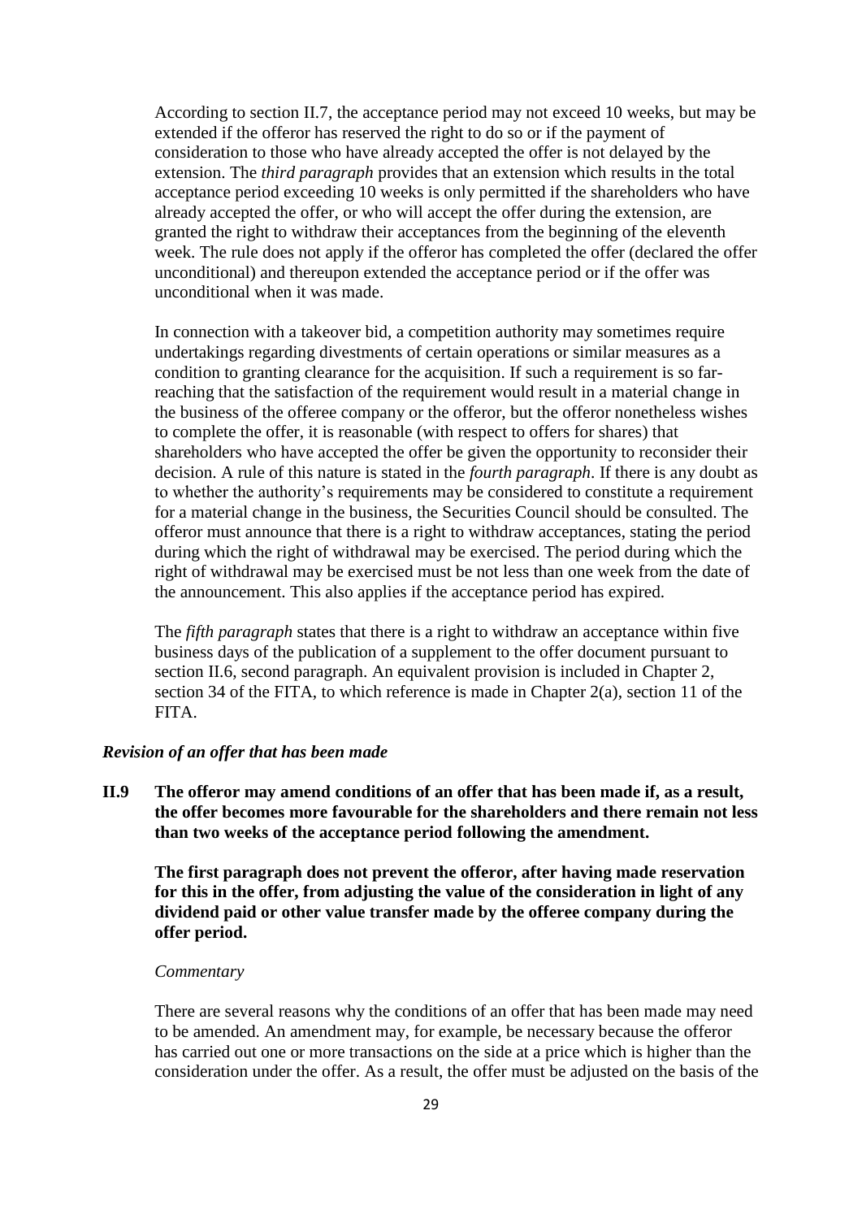According to section II.7, the acceptance period may not exceed 10 weeks, but may be extended if the offeror has reserved the right to do so or if the payment of consideration to those who have already accepted the offer is not delayed by the extension. The *third paragraph* provides that an extension which results in the total acceptance period exceeding 10 weeks is only permitted if the shareholders who have already accepted the offer, or who will accept the offer during the extension, are granted the right to withdraw their acceptances from the beginning of the eleventh week. The rule does not apply if the offeror has completed the offer (declared the offer unconditional) and thereupon extended the acceptance period or if the offer was unconditional when it was made.

In connection with a takeover bid, a competition authority may sometimes require undertakings regarding divestments of certain operations or similar measures as a condition to granting clearance for the acquisition. If such a requirement is so far-reaching that the satisfaction of the requirement would result in a material change in the business of the offeree company or the offeror, but the offeror nonetheless wishes to complete the offer, it is reasonable (with respect to offers for shares) that shareholders who have accepted the offer be given the opportunity to reconsider their decision. A rule of this nature is stated in the *fourth paragraph*. If there is any doubt as to whether the authority's requirements may be considered to constitute a requirement for a material change in the business, the Securities Council should be consulted. The offeror must announce that there is a right to withdraw acceptances, stating the period during which the right of withdrawal may be exercised. The period during which the right of withdrawal may be exercised must be not less than one week from the date of the announcement. This also applies if the acceptance period has expired.

The *fifth paragraph* states that there is a right to withdraw an acceptance within five business days of the publication of a supplement to the offer document pursuant to section II.6, second paragraph. An equivalent provision is included in Chapter 2, section 34 of the FITA, to which reference is made in Chapter 2(a), section 11 of the FITA.

### *Revision of an offer that has been made*

**II.9 The offeror may amend conditions of an offer that has been made if, as a result, the offer becomes more favourable for the shareholders and there remain not less than two weeks of the acceptance period following the amendment.**

**The first paragraph does not prevent the offeror, after having made reservation for this in the offer, from adjusting the value of the consideration in light of any dividend paid or other value transfer made by the offeree company during the offer period.**

*Commentary*

There are several reasons why the conditions of an offer that has been made may need to be amended. An amendment may, for example, be necessary because the offeror has carried out one or more transactions on the side at a price which is higher than the consideration under the offer. As a result, the offer must be adjusted on the basis of the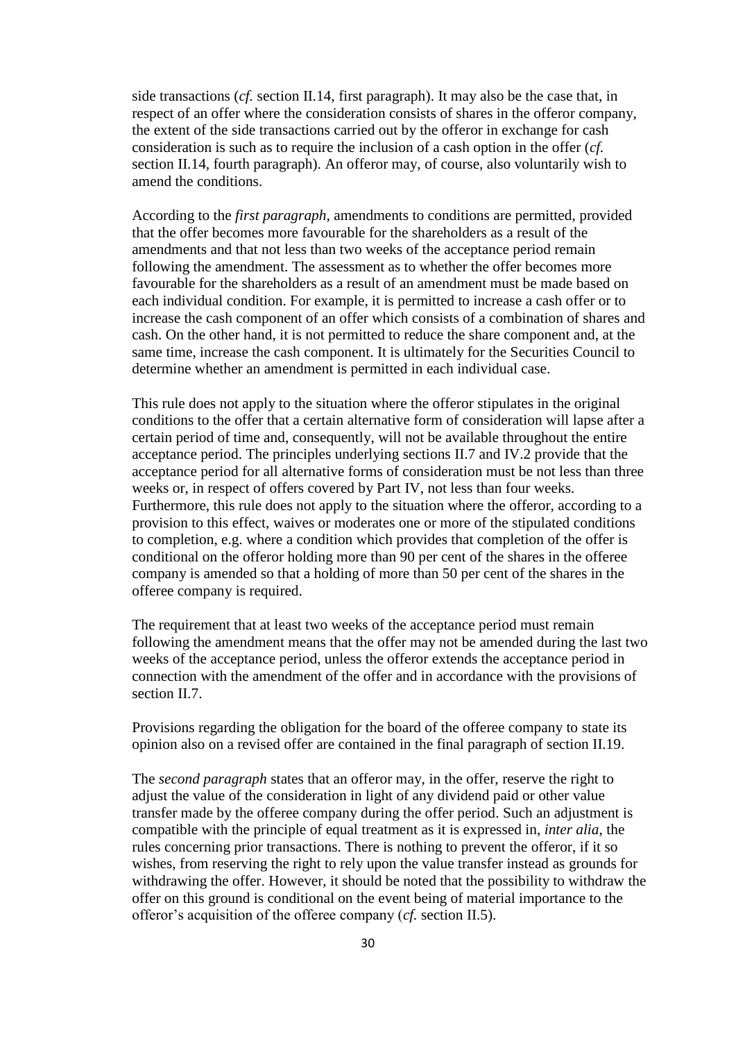side transactions (*cf.* section II.14, first paragraph). It may also be the case that, in respect of an offer where the consideration consists of shares in the offeror company, the extent of the side transactions carried out by the offeror in exchange for cash consideration is such as to require the inclusion of a cash option in the offer (*cf.* section II.14, fourth paragraph). An offeror may, of course, also voluntarily wish to amend the conditions.

According to the *first paragraph*, amendments to conditions are permitted, provided that the offer becomes more favourable for the shareholders as a result of the amendments and that not less than two weeks of the acceptance period remain following the amendment. The assessment as to whether the offer becomes more favourable for the shareholders as a result of an amendment must be made based on each individual condition. For example, it is permitted to increase a cash offer or to increase the cash component of an offer which consists of a combination of shares and cash. On the other hand, it is not permitted to reduce the share component and, at the same time, increase the cash component. It is ultimately for the Securities Council to determine whether an amendment is permitted in each individual case.

This rule does not apply to the situation where the offeror stipulates in the original conditions to the offer that a certain alternative form of consideration will lapse after a certain period of time and, consequently, will not be available throughout the entire acceptance period. The principles underlying sections II.7 and IV.2 provide that the acceptance period for all alternative forms of consideration must be not less than three weeks or, in respect of offers covered by Part IV, not less than four weeks. Furthermore, this rule does not apply to the situation where the offeror, according to a provision to this effect, waives or moderates one or more of the stipulated conditions to completion, e.g. where a condition which provides that completion of the offer is conditional on the offeror holding more than 90 per cent of the shares in the offeree company is amended so that a holding of more than 50 per cent of the shares in the offeree company is required.

The requirement that at least two weeks of the acceptance period must remain following the amendment means that the offer may not be amended during the last two weeks of the acceptance period, unless the offeror extends the acceptance period in connection with the amendment of the offer and in accordance with the provisions of section II.7.

Provisions regarding the obligation for the board of the offeree company to state its opinion also on a revised offer are contained in the final paragraph of section II.19.

The *second paragraph* states that an offeror may, in the offer, reserve the right to adjust the value of the consideration in light of any dividend paid or other value transfer made by the offeree company during the offer period. Such an adjustment is compatible with the principle of equal treatment as it is expressed in, *inter alia*, the rules concerning prior transactions. There is nothing to prevent the offeror, if it so wishes, from reserving the right to rely upon the value transfer instead as grounds for withdrawing the offer. However, it should be noted that the possibility to withdraw the offer on this ground is conditional on the event being of material importance to the offeror's acquisition of the offeree company (*cf.* section II.5).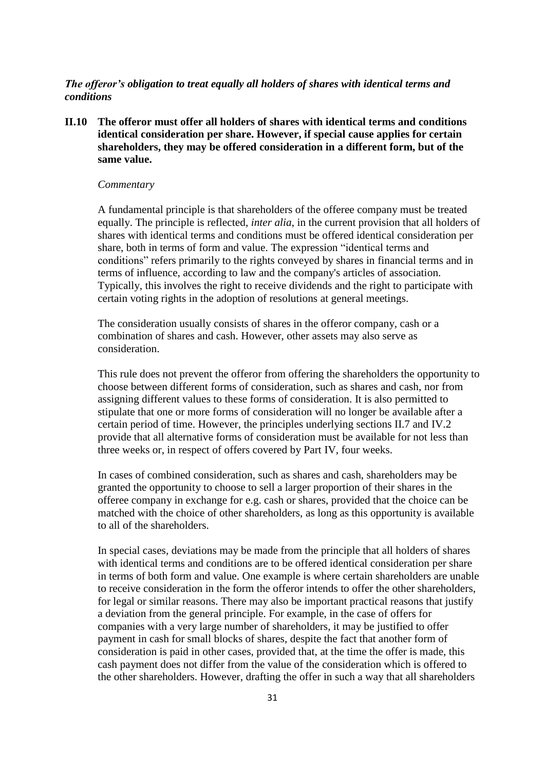***The offeror's obligation to treat equally all holders of shares with identical terms and conditions***

**II.10 The offeror must offer all holders of shares with identical terms and conditions identical consideration per share. However, if special cause applies for certain shareholders, they may be offered consideration in a different form, but of the same value.**

*Commentary*

A fundamental principle is that shareholders of the offeree company must be treated equally. The principle is reflected, *inter alia*, in the current provision that all holders of shares with identical terms and conditions must be offered identical consideration per share, both in terms of form and value. The expression "identical terms and conditions" refers primarily to the rights conveyed by shares in financial terms and in terms of influence, according to law and the company's articles of association. Typically, this involves the right to receive dividends and the right to participate with certain voting rights in the adoption of resolutions at general meetings.

The consideration usually consists of shares in the offeror company, cash or a combination of shares and cash. However, other assets may also serve as consideration.

This rule does not prevent the offeror from offering the shareholders the opportunity to choose between different forms of consideration, such as shares and cash, nor from assigning different values to these forms of consideration. It is also permitted to stipulate that one or more forms of consideration will no longer be available after a certain period of time. However, the principles underlying sections II.7 and IV.2 provide that all alternative forms of consideration must be available for not less than three weeks or, in respect of offers covered by Part IV, four weeks.

In cases of combined consideration, such as shares and cash, shareholders may be granted the opportunity to choose to sell a larger proportion of their shares in the offeree company in exchange for e.g. cash or shares, provided that the choice can be matched with the choice of other shareholders, as long as this opportunity is available to all of the shareholders.

In special cases, deviations may be made from the principle that all holders of shares with identical terms and conditions are to be offered identical consideration per share in terms of both form and value. One example is where certain shareholders are unable to receive consideration in the form the offeror intends to offer the other shareholders, for legal or similar reasons. There may also be important practical reasons that justify a deviation from the general principle. For example, in the case of offers for companies with a very large number of shareholders, it may be justified to offer payment in cash for small blocks of shares, despite the fact that another form of consideration is paid in other cases, provided that, at the time the offer is made, this cash payment does not differ from the value of the consideration which is offered to the other shareholders. However, drafting the offer in such a way that all shareholders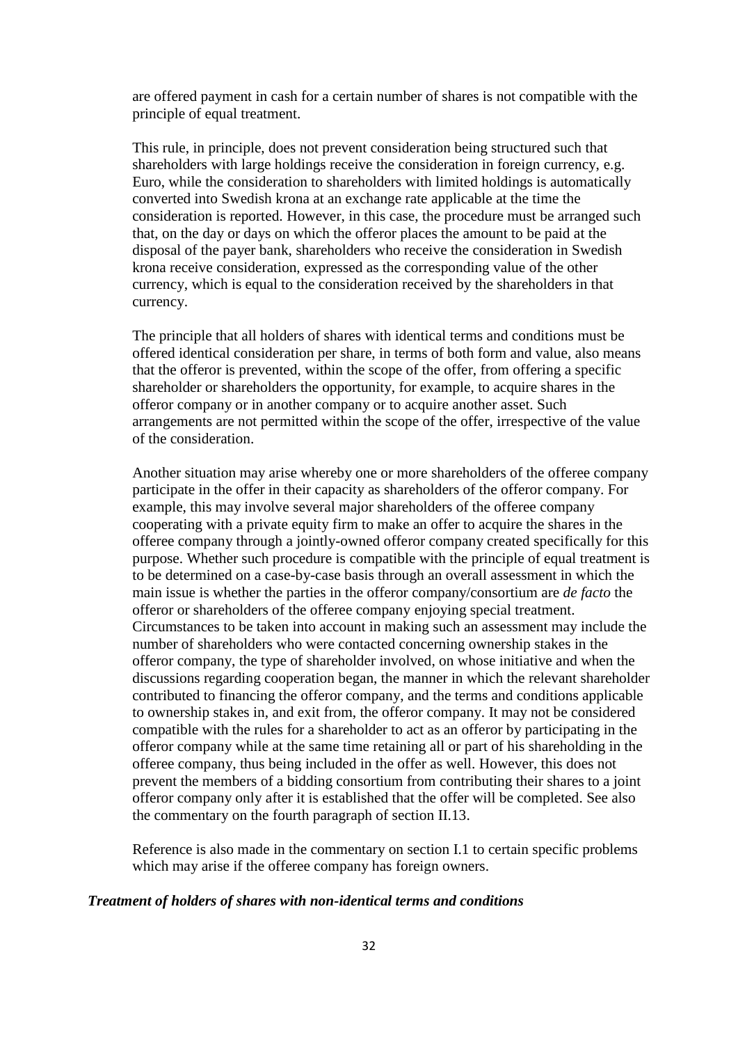are offered payment in cash for a certain number of shares is not compatible with the principle of equal treatment.

This rule, in principle, does not prevent consideration being structured such that shareholders with large holdings receive the consideration in foreign currency, e.g. Euro, while the consideration to shareholders with limited holdings is automatically converted into Swedish krona at an exchange rate applicable at the time the consideration is reported. However, in this case, the procedure must be arranged such that, on the day or days on which the offeror places the amount to be paid at the disposal of the payer bank, shareholders who receive the consideration in Swedish krona receive consideration, expressed as the corresponding value of the other currency, which is equal to the consideration received by the shareholders in that currency.

The principle that all holders of shares with identical terms and conditions must be offered identical consideration per share, in terms of both form and value, also means that the offeror is prevented, within the scope of the offer, from offering a specific shareholder or shareholders the opportunity, for example, to acquire shares in the offeror company or in another company or to acquire another asset. Such arrangements are not permitted within the scope of the offer, irrespective of the value of the consideration.

Another situation may arise whereby one or more shareholders of the offeree company participate in the offer in their capacity as shareholders of the offeror company. For example, this may involve several major shareholders of the offeree company cooperating with a private equity firm to make an offer to acquire the shares in the offeree company through a jointly-owned offeror company created specifically for this purpose. Whether such procedure is compatible with the principle of equal treatment is to be determined on a case-by-case basis through an overall assessment in which the main issue is whether the parties in the offeror company/consortium are *de facto* the offeror or shareholders of the offeree company enjoying special treatment. Circumstances to be taken into account in making such an assessment may include the number of shareholders who were contacted concerning ownership stakes in the offeror company, the type of shareholder involved, on whose initiative and when the discussions regarding cooperation began, the manner in which the relevant shareholder contributed to financing the offeror company, and the terms and conditions applicable to ownership stakes in, and exit from, the offeror company. It may not be considered compatible with the rules for a shareholder to act as an offeror by participating in the offeror company while at the same time retaining all or part of his shareholding in the offeree company, thus being included in the offer as well. However, this does not prevent the members of a bidding consortium from contributing their shares to a joint offeror company only after it is established that the offer will be completed. See also the commentary on the fourth paragraph of section II.13.

Reference is also made in the commentary on section I.1 to certain specific problems which may arise if the offeree company has foreign owners.

***Treatment of holders of shares with non-identical terms and conditions***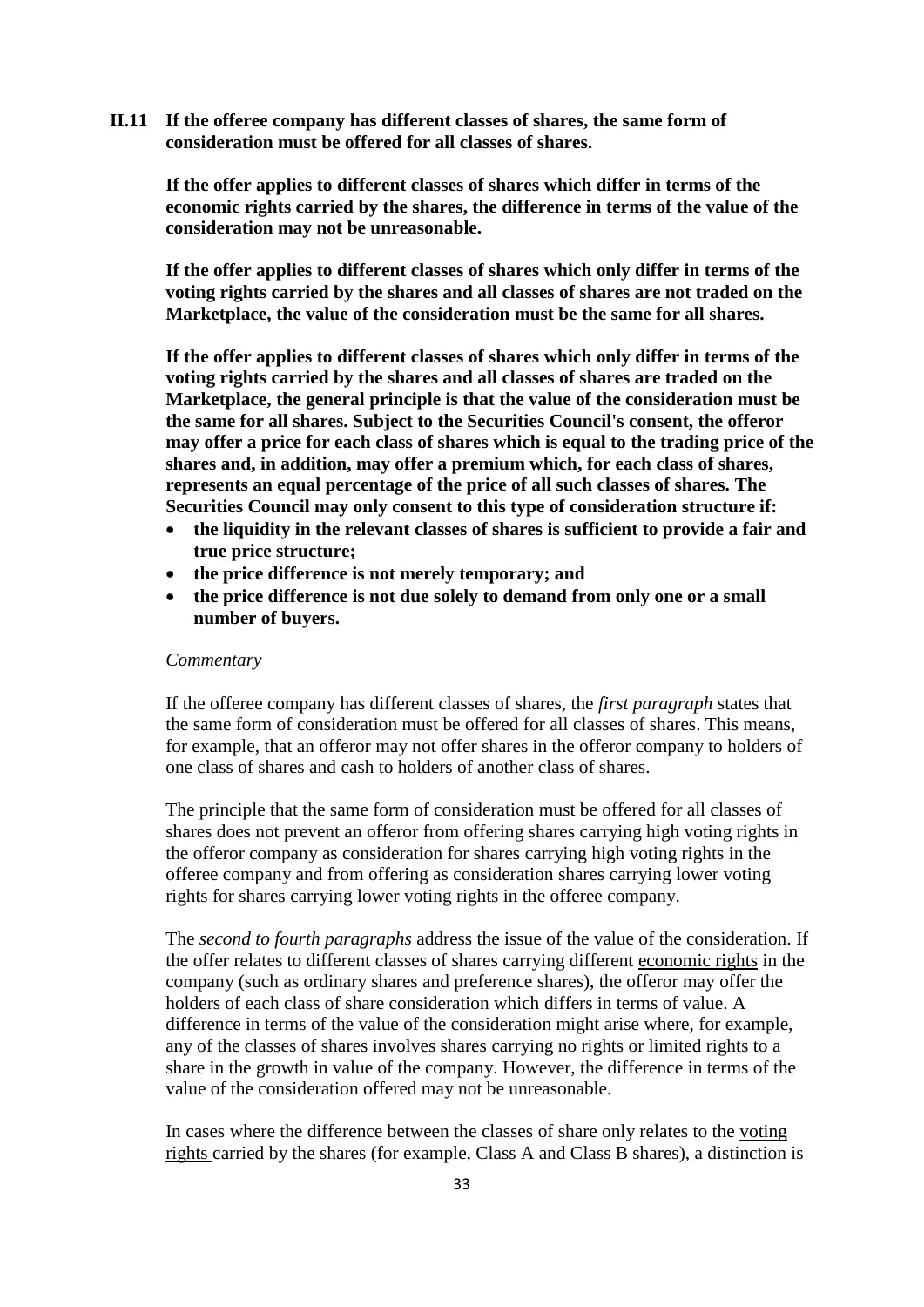**II.11 If the offeree company has different classes of shares, the same form of consideration must be offered for all classes of shares.**

**If the offer applies to different classes of shares which differ in terms of the economic rights carried by the shares, the difference in terms of the value of the consideration may not be unreasonable.**

**If the offer applies to different classes of shares which only differ in terms of the voting rights carried by the shares and all classes of shares are not traded on the Marketplace, the value of the consideration must be the same for all shares.**

**If the offer applies to different classes of shares which only differ in terms of the voting rights carried by the shares and all classes of shares are traded on the Marketplace, the general principle is that the value of the consideration must be the same for all shares. Subject to the Securities Council's consent, the offeror may offer a price for each class of shares which is equal to the trading price of the shares and, in addition, may offer a premium which, for each class of shares, represents an equal percentage of the price of all such classes of shares. The Securities Council may only consent to this type of consideration structure if:**

- **the liquidity in the relevant classes of shares is sufficient to provide a fair and true price structure;**
- **the price difference is not merely temporary; and**
- **the price difference is not due solely to demand from only one or a small number of buyers.**

*Commentary*

If the offeree company has different classes of shares, the *first paragraph* states that the same form of consideration must be offered for all classes of shares. This means, for example, that an offeror may not offer shares in the offeror company to holders of one class of shares and cash to holders of another class of shares.

The principle that the same form of consideration must be offered for all classes of shares does not prevent an offeror from offering shares carrying high voting rights in the offeror company as consideration for shares carrying high voting rights in the offeree company and from offering as consideration shares carrying lower voting rights for shares carrying lower voting rights in the offeree company.

The *second to fourth paragraphs* address the issue of the value of the consideration. If the offer relates to different classes of shares carrying different economic rights in the company (such as ordinary shares and preference shares), the offeror may offer the holders of each class of share consideration which differs in terms of value. A difference in terms of the value of the consideration might arise where, for example, any of the classes of shares involves shares carrying no rights or limited rights to a share in the growth in value of the company. However, the difference in terms of the value of the consideration offered may not be unreasonable.

In cases where the difference between the classes of share only relates to the voting rights carried by the shares (for example, Class A and Class B shares), a distinction is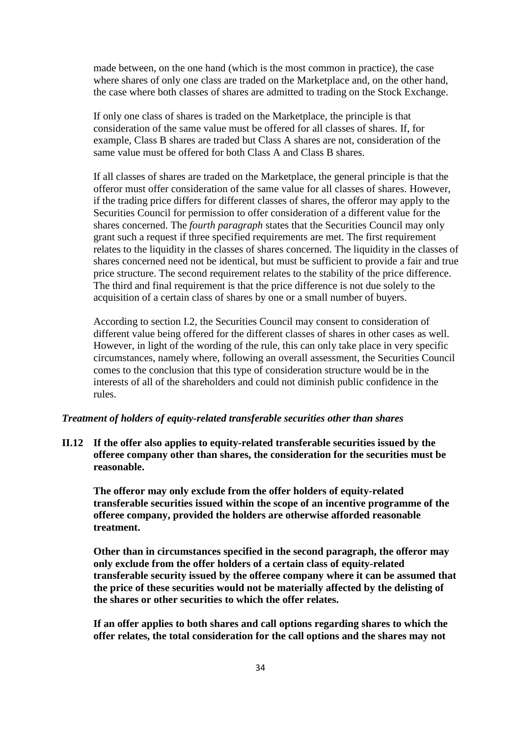made between, on the one hand (which is the most common in practice), the case where shares of only one class are traded on the Marketplace and, on the other hand, the case where both classes of shares are admitted to trading on the Stock Exchange.

If only one class of shares is traded on the Marketplace, the principle is that consideration of the same value must be offered for all classes of shares. If, for example, Class B shares are traded but Class A shares are not, consideration of the same value must be offered for both Class A and Class B shares.

If all classes of shares are traded on the Marketplace, the general principle is that the offeror must offer consideration of the same value for all classes of shares. However, if the trading price differs for different classes of shares, the offeror may apply to the Securities Council for permission to offer consideration of a different value for the shares concerned. The *fourth paragraph* states that the Securities Council may only grant such a request if three specified requirements are met. The first requirement relates to the liquidity in the classes of shares concerned. The liquidity in the classes of shares concerned need not be identical, but must be sufficient to provide a fair and true price structure. The second requirement relates to the stability of the price difference. The third and final requirement is that the price difference is not due solely to the acquisition of a certain class of shares by one or a small number of buyers.

According to section I.2, the Securities Council may consent to consideration of different value being offered for the different classes of shares in other cases as well. However, in light of the wording of the rule, this can only take place in very specific circumstances, namely where, following an overall assessment, the Securities Council comes to the conclusion that this type of consideration structure would be in the interests of all of the shareholders and could not diminish public confidence in the rules.

***Treatment of holders of equity-related transferable securities other than shares***

**II.12 If the offer also applies to equity-related transferable securities issued by the offeree company other than shares, the consideration for the securities must be reasonable.**

**The offeror may only exclude from the offer holders of equity-related transferable securities issued within the scope of an incentive programme of the offeree company, provided the holders are otherwise afforded reasonable treatment.**

**Other than in circumstances specified in the second paragraph, the offeror may only exclude from the offer holders of a certain class of equity-related transferable security issued by the offeree company where it can be assumed that the price of these securities would not be materially affected by the delisting of the shares or other securities to which the offer relates.**

**If an offer applies to both shares and call options regarding shares to which the offer relates, the total consideration for the call options and the shares may not**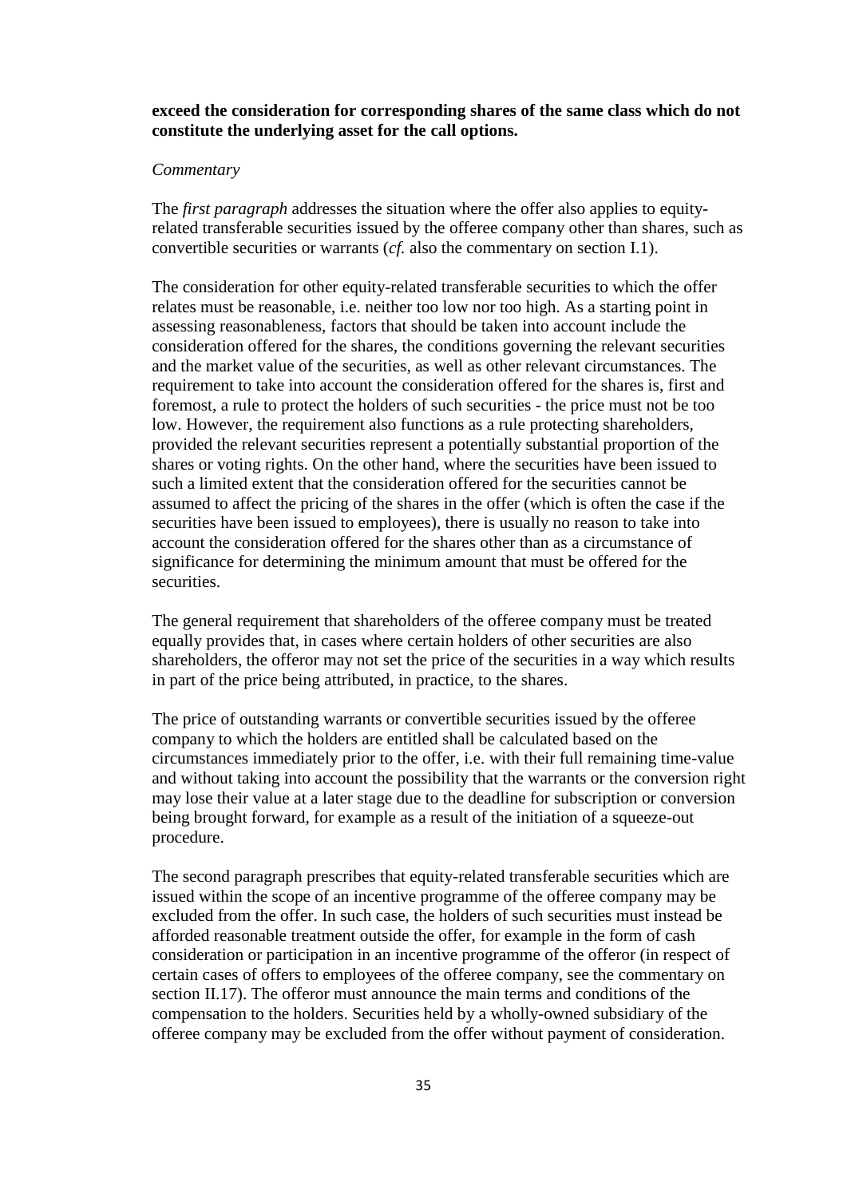**exceed the consideration for corresponding shares of the same class which do not constitute the underlying asset for the call options.**

*Commentary*

The *first paragraph* addresses the situation where the offer also applies to equity-related transferable securities issued by the offeree company other than shares, such as convertible securities or warrants (*cf.* also the commentary on section I.1).

The consideration for other equity-related transferable securities to which the offer relates must be reasonable, i.e. neither too low nor too high. As a starting point in assessing reasonableness, factors that should be taken into account include the consideration offered for the shares, the conditions governing the relevant securities and the market value of the securities, as well as other relevant circumstances. The requirement to take into account the consideration offered for the shares is, first and foremost, a rule to protect the holders of such securities - the price must not be too low. However, the requirement also functions as a rule protecting shareholders, provided the relevant securities represent a potentially substantial proportion of the shares or voting rights. On the other hand, where the securities have been issued to such a limited extent that the consideration offered for the securities cannot be assumed to affect the pricing of the shares in the offer (which is often the case if the securities have been issued to employees), there is usually no reason to take into account the consideration offered for the shares other than as a circumstance of significance for determining the minimum amount that must be offered for the securities.

The general requirement that shareholders of the offeree company must be treated equally provides that, in cases where certain holders of other securities are also shareholders, the offeror may not set the price of the securities in a way which results in part of the price being attributed, in practice, to the shares.

The price of outstanding warrants or convertible securities issued by the offeree company to which the holders are entitled shall be calculated based on the circumstances immediately prior to the offer, i.e. with their full remaining time-value and without taking into account the possibility that the warrants or the conversion right may lose their value at a later stage due to the deadline for subscription or conversion being brought forward, for example as a result of the initiation of a squeeze-out procedure.

The second paragraph prescribes that equity-related transferable securities which are issued within the scope of an incentive programme of the offeree company may be excluded from the offer. In such case, the holders of such securities must instead be afforded reasonable treatment outside the offer, for example in the form of cash consideration or participation in an incentive programme of the offeror (in respect of certain cases of offers to employees of the offeree company, see the commentary on section II.17). The offeror must announce the main terms and conditions of the compensation to the holders. Securities held by a wholly-owned subsidiary of the offeree company may be excluded from the offer without payment of consideration.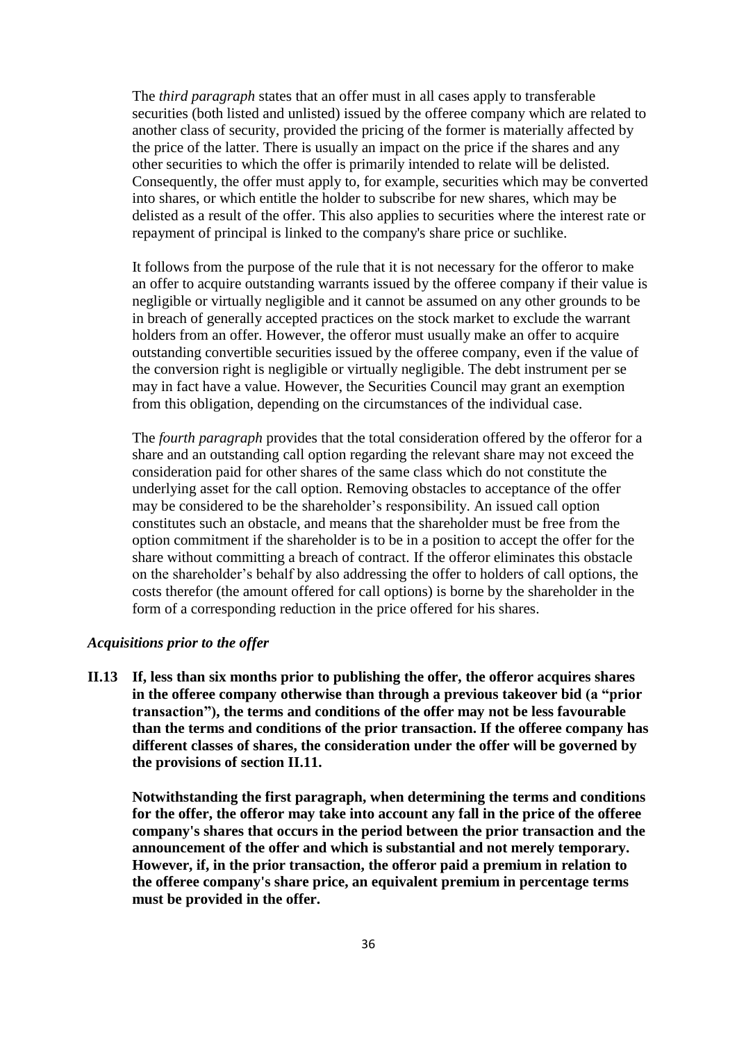The *third paragraph* states that an offer must in all cases apply to transferable securities (both listed and unlisted) issued by the offeree company which are related to another class of security, provided the pricing of the former is materially affected by the price of the latter. There is usually an impact on the price if the shares and any other securities to which the offer is primarily intended to relate will be delisted. Consequently, the offer must apply to, for example, securities which may be converted into shares, or which entitle the holder to subscribe for new shares, which may be delisted as a result of the offer. This also applies to securities where the interest rate or repayment of principal is linked to the company's share price or suchlike.

It follows from the purpose of the rule that it is not necessary for the offeror to make an offer to acquire outstanding warrants issued by the offeree company if their value is negligible or virtually negligible and it cannot be assumed on any other grounds to be in breach of generally accepted practices on the stock market to exclude the warrant holders from an offer. However, the offeror must usually make an offer to acquire outstanding convertible securities issued by the offeree company, even if the value of the conversion right is negligible or virtually negligible. The debt instrument per se may in fact have a value. However, the Securities Council may grant an exemption from this obligation, depending on the circumstances of the individual case.

The *fourth paragraph* provides that the total consideration offered by the offeror for a share and an outstanding call option regarding the relevant share may not exceed the consideration paid for other shares of the same class which do not constitute the underlying asset for the call option. Removing obstacles to acceptance of the offer may be considered to be the shareholder's responsibility. An issued call option constitutes such an obstacle, and means that the shareholder must be free from the option commitment if the shareholder is to be in a position to accept the offer for the share without committing a breach of contract. If the offeror eliminates this obstacle on the shareholder's behalf by also addressing the offer to holders of call options, the costs therefor (the amount offered for call options) is borne by the shareholder in the form of a corresponding reduction in the price offered for his shares.

### *Acquisitions prior to the offer*

**II.13 If, less than six months prior to publishing the offer, the offeror acquires shares in the offeree company otherwise than through a previous takeover bid (a "prior transaction"), the terms and conditions of the offer may not be less favourable than the terms and conditions of the prior transaction. If the offeree company has different classes of shares, the consideration under the offer will be governed by the provisions of section II.11.**

**Notwithstanding the first paragraph, when determining the terms and conditions for the offer, the offeror may take into account any fall in the price of the offeree company's shares that occurs in the period between the prior transaction and the announcement of the offer and which is substantial and not merely temporary. However, if, in the prior transaction, the offeror paid a premium in relation to the offeree company's share price, an equivalent premium in percentage terms must be provided in the offer.**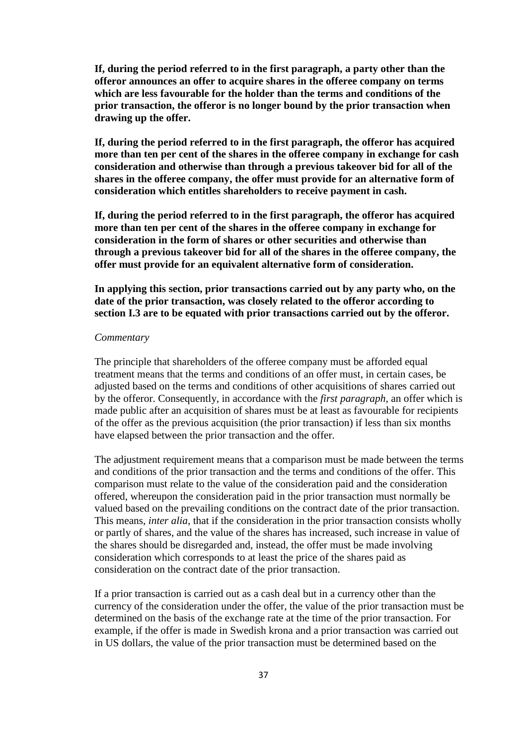**If, during the period referred to in the first paragraph, a party other than the offeror announces an offer to acquire shares in the offeree company on terms which are less favourable for the holder than the terms and conditions of the prior transaction, the offeror is no longer bound by the prior transaction when drawing up the offer.**

**If, during the period referred to in the first paragraph, the offeror has acquired more than ten per cent of the shares in the offeree company in exchange for cash consideration and otherwise than through a previous takeover bid for all of the shares in the offeree company, the offer must provide for an alternative form of consideration which entitles shareholders to receive payment in cash.**

**If, during the period referred to in the first paragraph, the offeror has acquired more than ten per cent of the shares in the offeree company in exchange for consideration in the form of shares or other securities and otherwise than through a previous takeover bid for all of the shares in the offeree company, the offer must provide for an equivalent alternative form of consideration.**

**In applying this section, prior transactions carried out by any party who, on the date of the prior transaction, was closely related to the offeror according to section I.3 are to be equated with prior transactions carried out by the offeror.**

*Commentary*

The principle that shareholders of the offeree company must be afforded equal treatment means that the terms and conditions of an offer must, in certain cases, be adjusted based on the terms and conditions of other acquisitions of shares carried out by the offeror. Consequently, in accordance with the *first paragraph*, an offer which is made public after an acquisition of shares must be at least as favourable for recipients of the offer as the previous acquisition (the prior transaction) if less than six months have elapsed between the prior transaction and the offer.

The adjustment requirement means that a comparison must be made between the terms and conditions of the prior transaction and the terms and conditions of the offer. This comparison must relate to the value of the consideration paid and the consideration offered, whereupon the consideration paid in the prior transaction must normally be valued based on the prevailing conditions on the contract date of the prior transaction. This means, *inter alia*, that if the consideration in the prior transaction consists wholly or partly of shares, and the value of the shares has increased, such increase in value of the shares should be disregarded and, instead, the offer must be made involving consideration which corresponds to at least the price of the shares paid as consideration on the contract date of the prior transaction.

If a prior transaction is carried out as a cash deal but in a currency other than the currency of the consideration under the offer, the value of the prior transaction must be determined on the basis of the exchange rate at the time of the prior transaction. For example, if the offer is made in Swedish krona and a prior transaction was carried out in US dollars, the value of the prior transaction must be determined based on the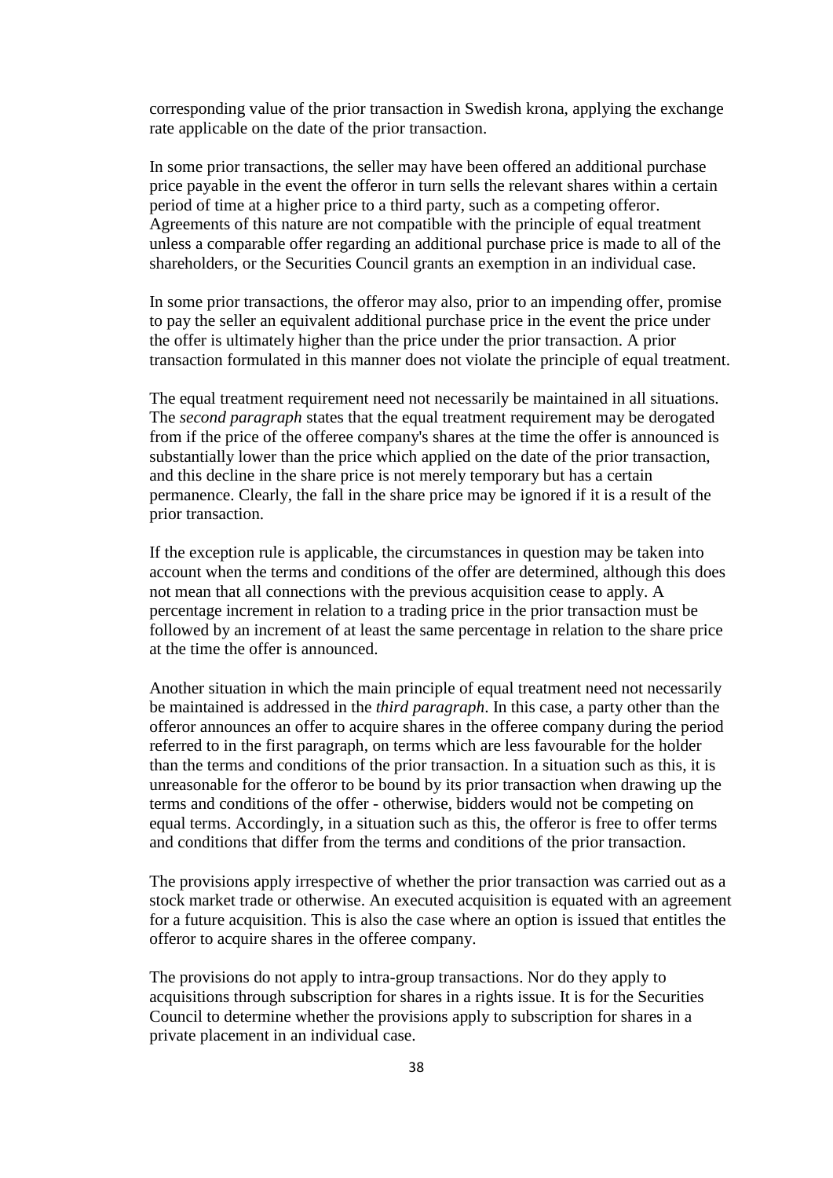corresponding value of the prior transaction in Swedish krona, applying the exchange rate applicable on the date of the prior transaction.

In some prior transactions, the seller may have been offered an additional purchase price payable in the event the offeror in turn sells the relevant shares within a certain period of time at a higher price to a third party, such as a competing offeror. Agreements of this nature are not compatible with the principle of equal treatment unless a comparable offer regarding an additional purchase price is made to all of the shareholders, or the Securities Council grants an exemption in an individual case.

In some prior transactions, the offeror may also, prior to an impending offer, promise to pay the seller an equivalent additional purchase price in the event the price under the offer is ultimately higher than the price under the prior transaction. A prior transaction formulated in this manner does not violate the principle of equal treatment.

The equal treatment requirement need not necessarily be maintained in all situations. The *second paragraph* states that the equal treatment requirement may be derogated from if the price of the offeree company's shares at the time the offer is announced is substantially lower than the price which applied on the date of the prior transaction, and this decline in the share price is not merely temporary but has a certain permanence. Clearly, the fall in the share price may be ignored if it is a result of the prior transaction.

If the exception rule is applicable, the circumstances in question may be taken into account when the terms and conditions of the offer are determined, although this does not mean that all connections with the previous acquisition cease to apply. A percentage increment in relation to a trading price in the prior transaction must be followed by an increment of at least the same percentage in relation to the share price at the time the offer is announced.

Another situation in which the main principle of equal treatment need not necessarily be maintained is addressed in the *third paragraph*. In this case, a party other than the offeror announces an offer to acquire shares in the offeree company during the period referred to in the first paragraph, on terms which are less favourable for the holder than the terms and conditions of the prior transaction. In a situation such as this, it is unreasonable for the offeror to be bound by its prior transaction when drawing up the terms and conditions of the offer - otherwise, bidders would not be competing on equal terms. Accordingly, in a situation such as this, the offeror is free to offer terms and conditions that differ from the terms and conditions of the prior transaction.

The provisions apply irrespective of whether the prior transaction was carried out as a stock market trade or otherwise. An executed acquisition is equated with an agreement for a future acquisition. This is also the case where an option is issued that entitles the offeror to acquire shares in the offeree company.

The provisions do not apply to intra-group transactions. Nor do they apply to acquisitions through subscription for shares in a rights issue. It is for the Securities Council to determine whether the provisions apply to subscription for shares in a private placement in an individual case.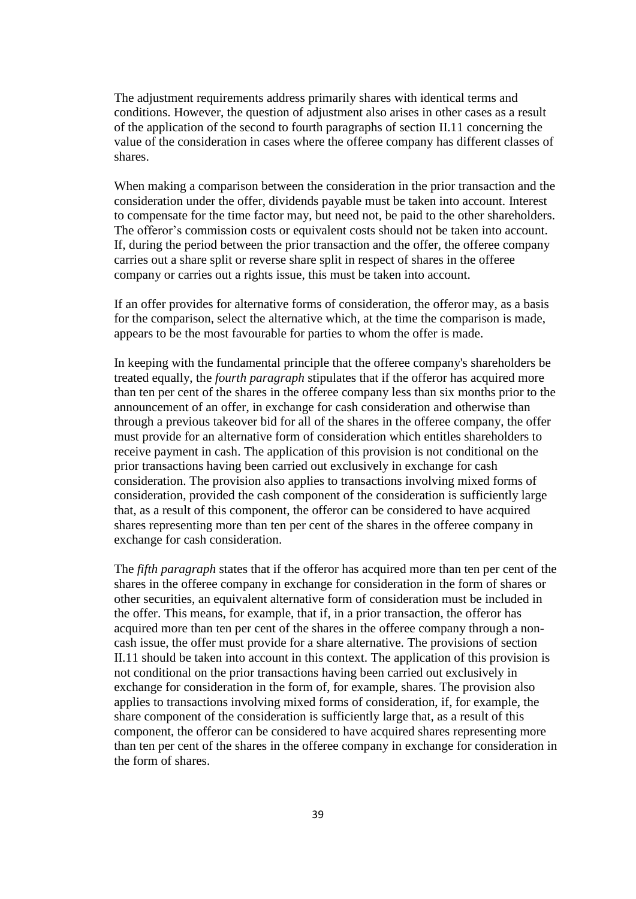The adjustment requirements address primarily shares with identical terms and conditions. However, the question of adjustment also arises in other cases as a result of the application of the second to fourth paragraphs of section II.11 concerning the value of the consideration in cases where the offeree company has different classes of shares.

When making a comparison between the consideration in the prior transaction and the consideration under the offer, dividends payable must be taken into account. Interest to compensate for the time factor may, but need not, be paid to the other shareholders. The offeror's commission costs or equivalent costs should not be taken into account. If, during the period between the prior transaction and the offer, the offeree company carries out a share split or reverse share split in respect of shares in the offeree company or carries out a rights issue, this must be taken into account.

If an offer provides for alternative forms of consideration, the offeror may, as a basis for the comparison, select the alternative which, at the time the comparison is made, appears to be the most favourable for parties to whom the offer is made.

In keeping with the fundamental principle that the offeree company's shareholders be treated equally, the *fourth paragraph* stipulates that if the offeror has acquired more than ten per cent of the shares in the offeree company less than six months prior to the announcement of an offer, in exchange for cash consideration and otherwise than through a previous takeover bid for all of the shares in the offeree company, the offer must provide for an alternative form of consideration which entitles shareholders to receive payment in cash. The application of this provision is not conditional on the prior transactions having been carried out exclusively in exchange for cash consideration. The provision also applies to transactions involving mixed forms of consideration, provided the cash component of the consideration is sufficiently large that, as a result of this component, the offeror can be considered to have acquired shares representing more than ten per cent of the shares in the offeree company in exchange for cash consideration.

The *fifth paragraph* states that if the offeror has acquired more than ten per cent of the shares in the offeree company in exchange for consideration in the form of shares or other securities, an equivalent alternative form of consideration must be included in the offer. This means, for example, that if, in a prior transaction, the offeror has acquired more than ten per cent of the shares in the offeree company through a non-cash issue, the offer must provide for a share alternative. The provisions of section II.11 should be taken into account in this context. The application of this provision is not conditional on the prior transactions having been carried out exclusively in exchange for consideration in the form of, for example, shares. The provision also applies to transactions involving mixed forms of consideration, if, for example, the share component of the consideration is sufficiently large that, as a result of this component, the offeror can be considered to have acquired shares representing more than ten per cent of the shares in the offeree company in exchange for consideration in the form of shares.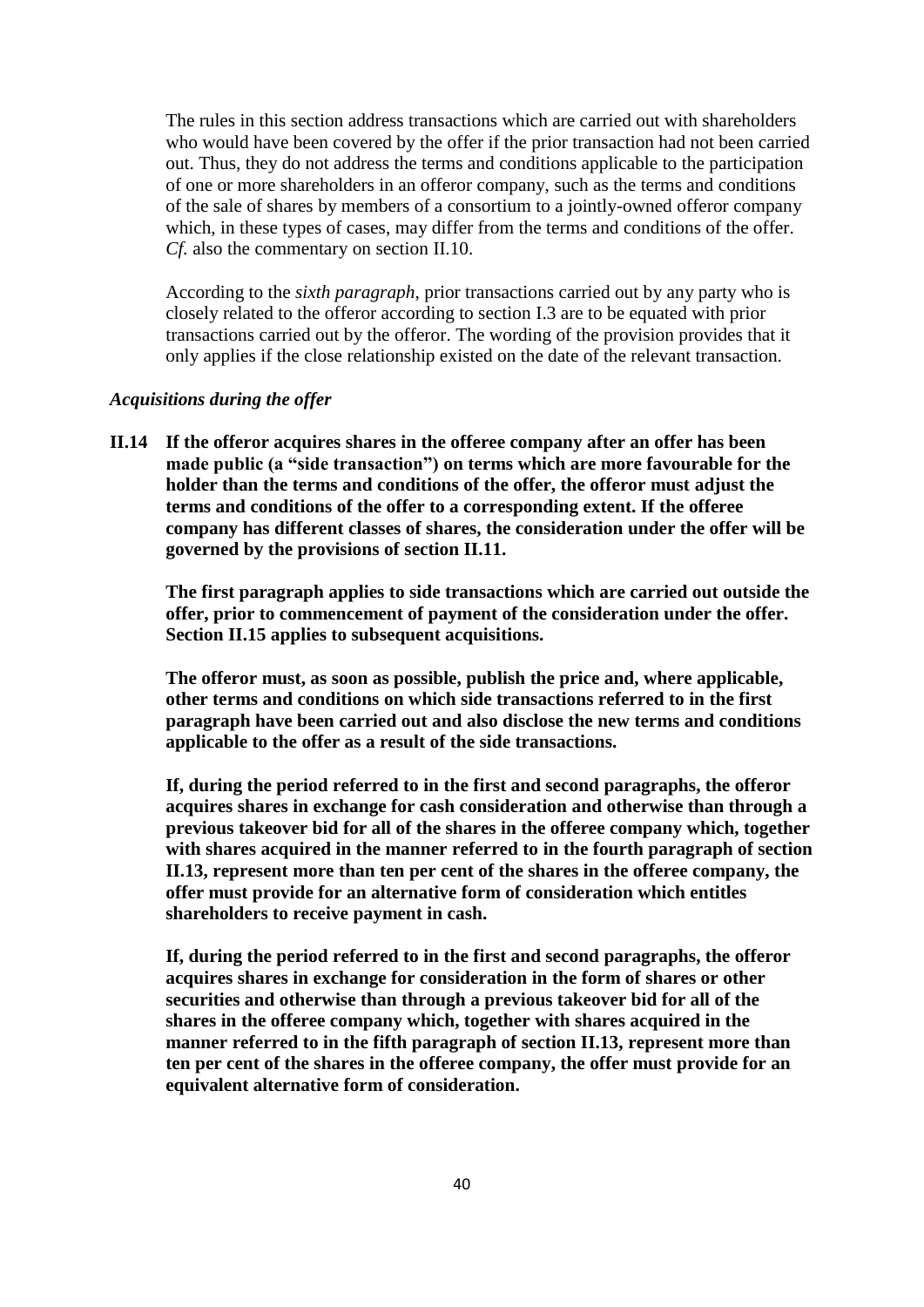The rules in this section address transactions which are carried out with shareholders who would have been covered by the offer if the prior transaction had not been carried out. Thus, they do not address the terms and conditions applicable to the participation of one or more shareholders in an offeror company, such as the terms and conditions of the sale of shares by members of a consortium to a jointly-owned offeror company which, in these types of cases, may differ from the terms and conditions of the offer. *Cf.* also the commentary on section II.10.

According to the *sixth paragraph*, prior transactions carried out by any party who is closely related to the offeror according to section I.3 are to be equated with prior transactions carried out by the offeror. The wording of the provision provides that it only applies if the close relationship existed on the date of the relevant transaction.

### *Acquisitions during the offer*

**II.14 If the offeror acquires shares in the offeree company after an offer has been made public (a "side transaction") on terms which are more favourable for the holder than the terms and conditions of the offer, the offeror must adjust the terms and conditions of the offer to a corresponding extent. If the offeree company has different classes of shares, the consideration under the offer will be governed by the provisions of section II.11.**

**The first paragraph applies to side transactions which are carried out outside the offer, prior to commencement of payment of the consideration under the offer. Section II.15 applies to subsequent acquisitions.**

**The offeror must, as soon as possible, publish the price and, where applicable, other terms and conditions on which side transactions referred to in the first paragraph have been carried out and also disclose the new terms and conditions applicable to the offer as a result of the side transactions.**

**If, during the period referred to in the first and second paragraphs, the offeror acquires shares in exchange for cash consideration and otherwise than through a previous takeover bid for all of the shares in the offeree company which, together with shares acquired in the manner referred to in the fourth paragraph of section II.13, represent more than ten per cent of the shares in the offeree company, the offer must provide for an alternative form of consideration which entitles shareholders to receive payment in cash.**

**If, during the period referred to in the first and second paragraphs, the offeror acquires shares in exchange for consideration in the form of shares or other securities and otherwise than through a previous takeover bid for all of the shares in the offeree company which, together with shares acquired in the manner referred to in the fifth paragraph of section II.13, represent more than ten per cent of the shares in the offeree company, the offer must provide for an equivalent alternative form of consideration.**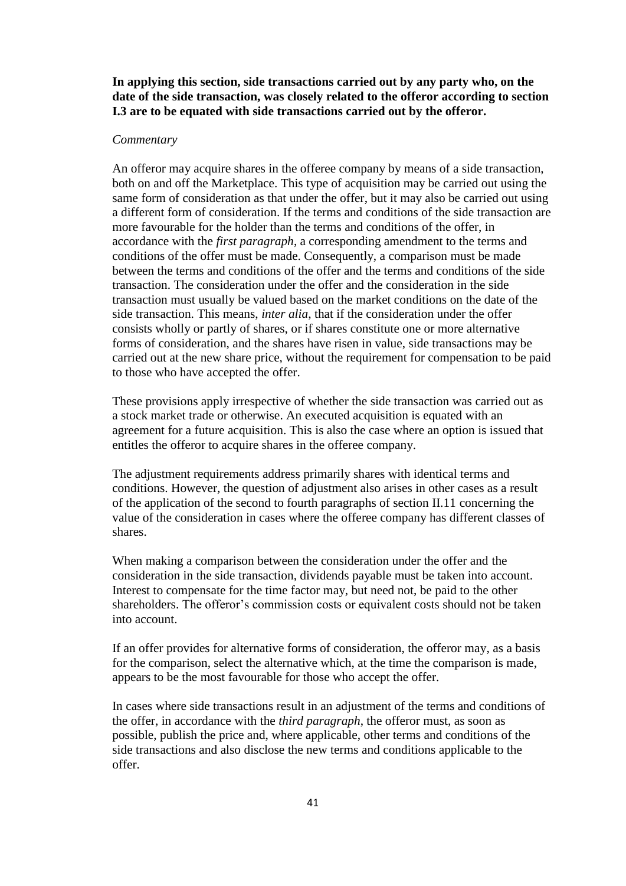**In applying this section, side transactions carried out by any party who, on the date of the side transaction, was closely related to the offeror according to section I.3 are to be equated with side transactions carried out by the offeror.**

*Commentary*

An offeror may acquire shares in the offeree company by means of a side transaction, both on and off the Marketplace. This type of acquisition may be carried out using the same form of consideration as that under the offer, but it may also be carried out using a different form of consideration. If the terms and conditions of the side transaction are more favourable for the holder than the terms and conditions of the offer, in accordance with the *first paragraph*, a corresponding amendment to the terms and conditions of the offer must be made. Consequently, a comparison must be made between the terms and conditions of the offer and the terms and conditions of the side transaction. The consideration under the offer and the consideration in the side transaction must usually be valued based on the market conditions on the date of the side transaction. This means, *inter alia*, that if the consideration under the offer consists wholly or partly of shares, or if shares constitute one or more alternative forms of consideration, and the shares have risen in value, side transactions may be carried out at the new share price, without the requirement for compensation to be paid to those who have accepted the offer.

These provisions apply irrespective of whether the side transaction was carried out as a stock market trade or otherwise. An executed acquisition is equated with an agreement for a future acquisition. This is also the case where an option is issued that entitles the offeror to acquire shares in the offeree company.

The adjustment requirements address primarily shares with identical terms and conditions. However, the question of adjustment also arises in other cases as a result of the application of the second to fourth paragraphs of section II.11 concerning the value of the consideration in cases where the offeree company has different classes of shares.

When making a comparison between the consideration under the offer and the consideration in the side transaction, dividends payable must be taken into account. Interest to compensate for the time factor may, but need not, be paid to the other shareholders. The offeror's commission costs or equivalent costs should not be taken into account.

If an offer provides for alternative forms of consideration, the offeror may, as a basis for the comparison, select the alternative which, at the time the comparison is made, appears to be the most favourable for those who accept the offer.

In cases where side transactions result in an adjustment of the terms and conditions of the offer, in accordance with the *third paragraph*, the offeror must, as soon as possible, publish the price and, where applicable, other terms and conditions of the side transactions and also disclose the new terms and conditions applicable to the offer.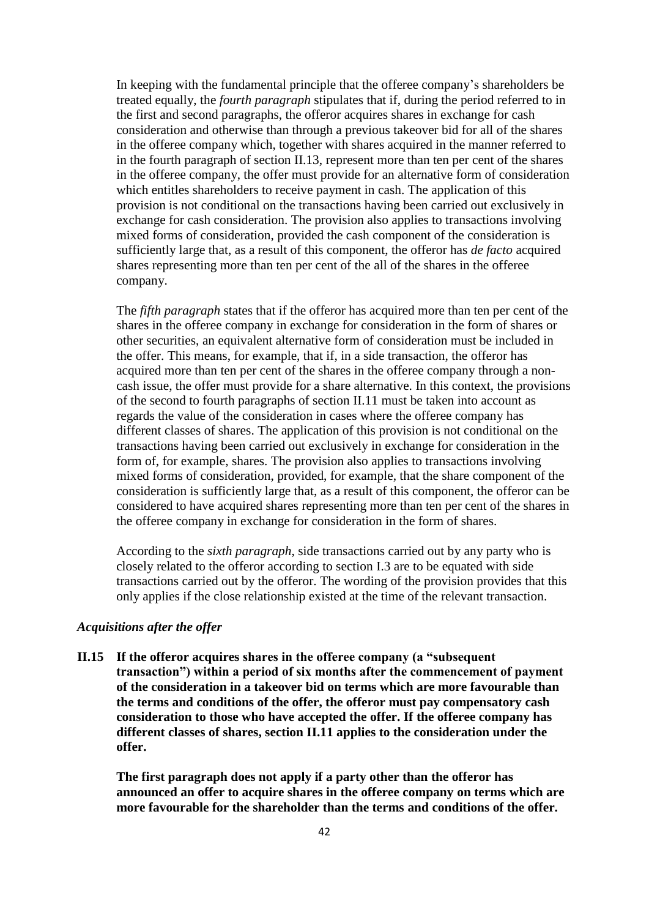In keeping with the fundamental principle that the offeree company's shareholders be treated equally, the *fourth paragraph* stipulates that if, during the period referred to in the first and second paragraphs, the offeror acquires shares in exchange for cash consideration and otherwise than through a previous takeover bid for all of the shares in the offeree company which, together with shares acquired in the manner referred to in the fourth paragraph of section II.13, represent more than ten per cent of the shares in the offeree company, the offer must provide for an alternative form of consideration which entitles shareholders to receive payment in cash. The application of this provision is not conditional on the transactions having been carried out exclusively in exchange for cash consideration. The provision also applies to transactions involving mixed forms of consideration, provided the cash component of the consideration is sufficiently large that, as a result of this component, the offeror has *de facto* acquired shares representing more than ten per cent of the all of the shares in the offeree company.

The *fifth paragraph* states that if the offeror has acquired more than ten per cent of the shares in the offeree company in exchange for consideration in the form of shares or other securities, an equivalent alternative form of consideration must be included in the offer. This means, for example, that if, in a side transaction, the offeror has acquired more than ten per cent of the shares in the offeree company through a non-cash issue, the offer must provide for a share alternative. In this context, the provisions of the second to fourth paragraphs of section II.11 must be taken into account as regards the value of the consideration in cases where the offeree company has different classes of shares. The application of this provision is not conditional on the transactions having been carried out exclusively in exchange for consideration in the form of, for example, shares. The provision also applies to transactions involving mixed forms of consideration, provided, for example, that the share component of the consideration is sufficiently large that, as a result of this component, the offeror can be considered to have acquired shares representing more than ten per cent of the shares in the offeree company in exchange for consideration in the form of shares.

According to the *sixth paragraph*, side transactions carried out by any party who is closely related to the offeror according to section I.3 are to be equated with side transactions carried out by the offeror. The wording of the provision provides that this only applies if the close relationship existed at the time of the relevant transaction.

### *Acquisitions after the offer*

**II.15 If the offeror acquires shares in the offeree company (a "subsequent transaction") within a period of six months after the commencement of payment of the consideration in a takeover bid on terms which are more favourable than the terms and conditions of the offer, the offeror must pay compensatory cash consideration to those who have accepted the offer. If the offeree company has different classes of shares, section II.11 applies to the consideration under the offer.**

**The first paragraph does not apply if a party other than the offeror has announced an offer to acquire shares in the offeree company on terms which are more favourable for the shareholder than the terms and conditions of the offer.**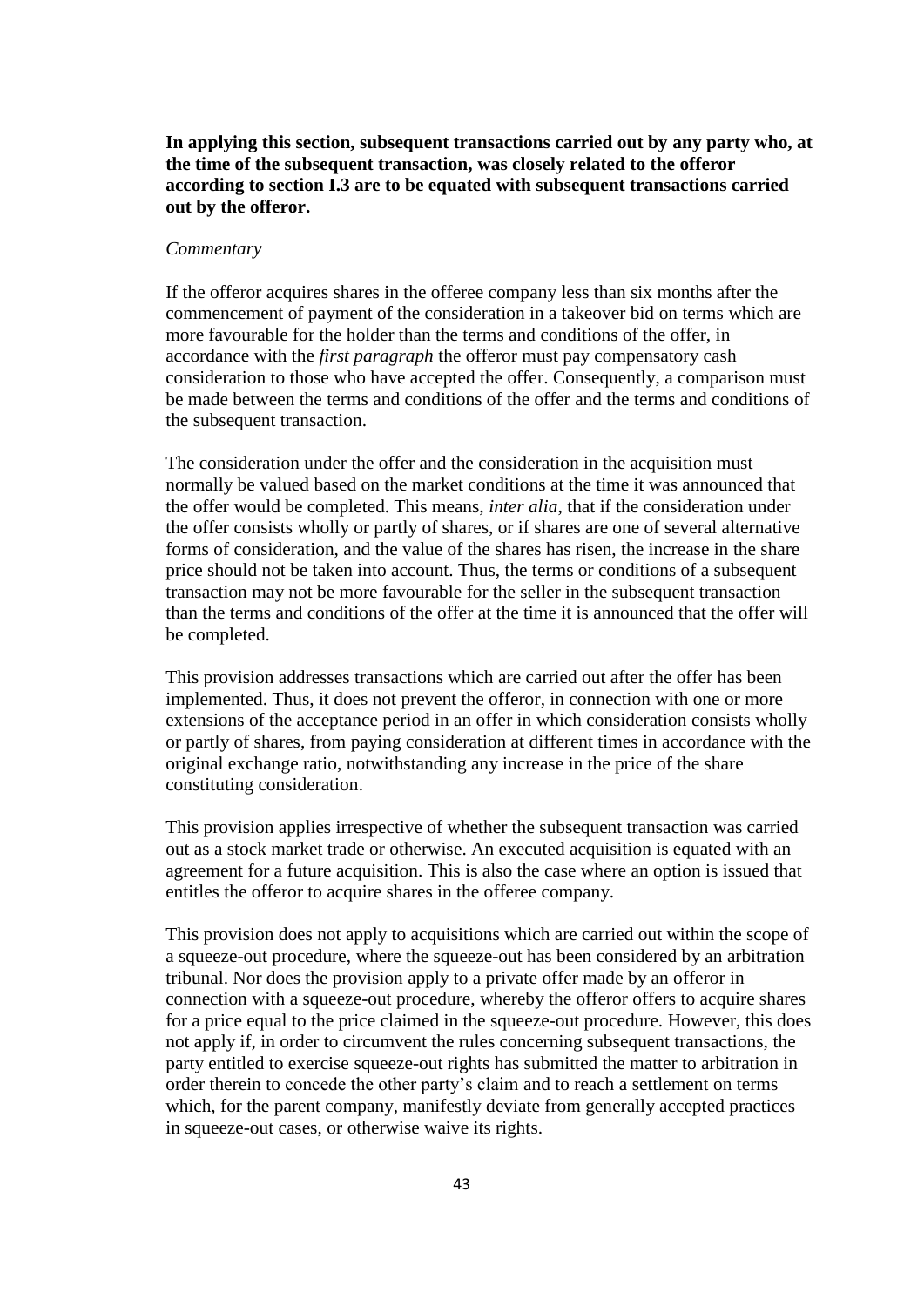**In applying this section, subsequent transactions carried out by any party who, at the time of the subsequent transaction, was closely related to the offeror according to section I.3 are to be equated with subsequent transactions carried out by the offeror.**

*Commentary*

If the offeror acquires shares in the offeree company less than six months after the commencement of payment of the consideration in a takeover bid on terms which are more favourable for the holder than the terms and conditions of the offer, in accordance with the *first paragraph* the offeror must pay compensatory cash consideration to those who have accepted the offer. Consequently, a comparison must be made between the terms and conditions of the offer and the terms and conditions of the subsequent transaction.

The consideration under the offer and the consideration in the acquisition must normally be valued based on the market conditions at the time it was announced that the offer would be completed. This means, *inter alia*, that if the consideration under the offer consists wholly or partly of shares, or if shares are one of several alternative forms of consideration, and the value of the shares has risen, the increase in the share price should not be taken into account. Thus, the terms or conditions of a subsequent transaction may not be more favourable for the seller in the subsequent transaction than the terms and conditions of the offer at the time it is announced that the offer will be completed.

This provision addresses transactions which are carried out after the offer has been implemented. Thus, it does not prevent the offeror, in connection with one or more extensions of the acceptance period in an offer in which consideration consists wholly or partly of shares, from paying consideration at different times in accordance with the original exchange ratio, notwithstanding any increase in the price of the share constituting consideration.

This provision applies irrespective of whether the subsequent transaction was carried out as a stock market trade or otherwise. An executed acquisition is equated with an agreement for a future acquisition. This is also the case where an option is issued that entitles the offeror to acquire shares in the offeree company.

This provision does not apply to acquisitions which are carried out within the scope of a squeeze-out procedure, where the squeeze-out has been considered by an arbitration tribunal. Nor does the provision apply to a private offer made by an offeror in connection with a squeeze-out procedure, whereby the offeror offers to acquire shares for a price equal to the price claimed in the squeeze-out procedure. However, this does not apply if, in order to circumvent the rules concerning subsequent transactions, the party entitled to exercise squeeze-out rights has submitted the matter to arbitration in order therein to concede the other party's claim and to reach a settlement on terms which, for the parent company, manifestly deviate from generally accepted practices in squeeze-out cases, or otherwise waive its rights.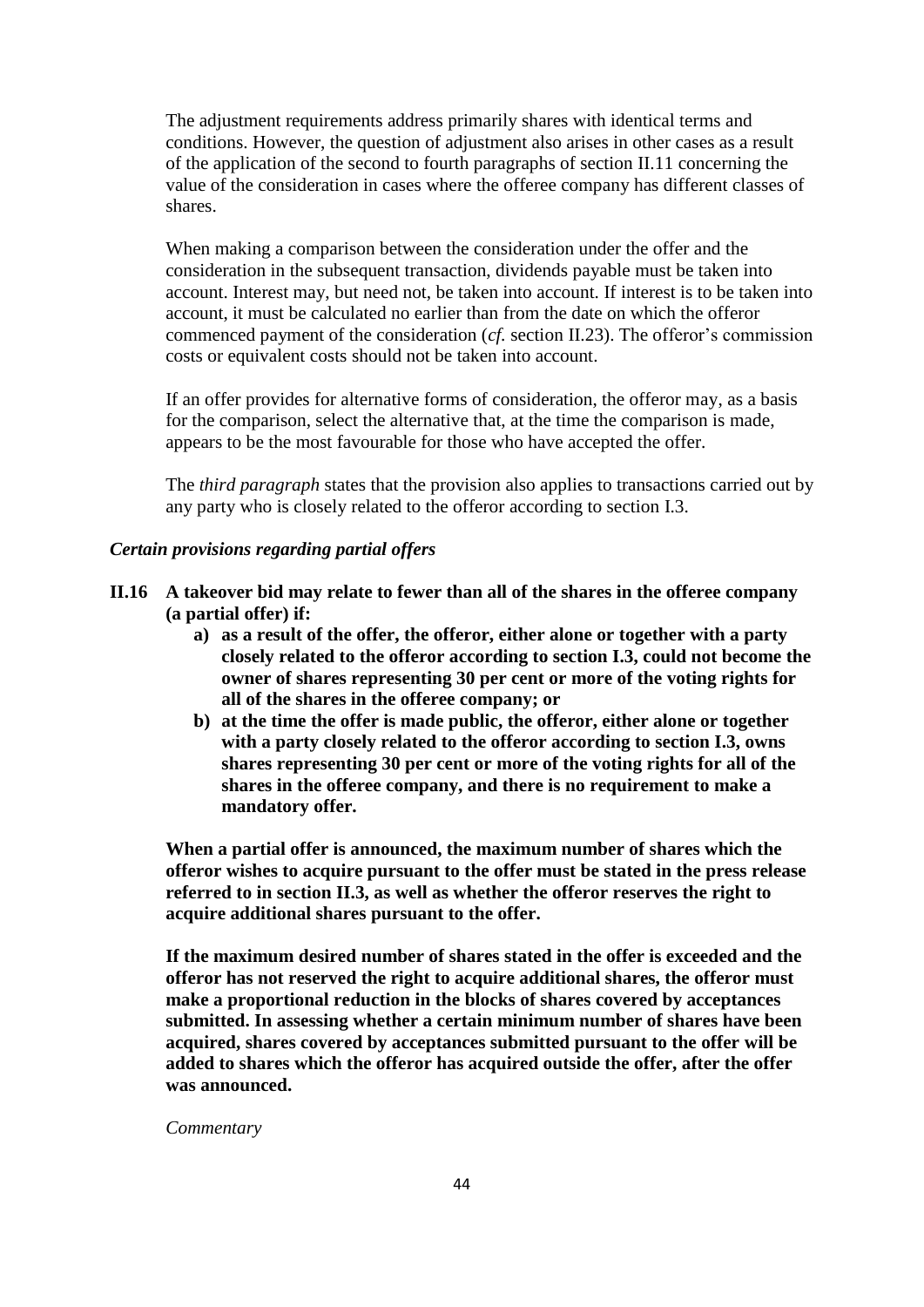The adjustment requirements address primarily shares with identical terms and conditions. However, the question of adjustment also arises in other cases as a result of the application of the second to fourth paragraphs of section II.11 concerning the value of the consideration in cases where the offeree company has different classes of shares.

When making a comparison between the consideration under the offer and the consideration in the subsequent transaction, dividends payable must be taken into account. Interest may, but need not, be taken into account. If interest is to be taken into account, it must be calculated no earlier than from the date on which the offeror commenced payment of the consideration (*cf.* section II.23). The offeror's commission costs or equivalent costs should not be taken into account.

If an offer provides for alternative forms of consideration, the offeror may, as a basis for the comparison, select the alternative that, at the time the comparison is made, appears to be the most favourable for those who have accepted the offer.

The *third paragraph* states that the provision also applies to transactions carried out by any party who is closely related to the offeror according to section I.3.

### *Certain provisions regarding partial offers*

**II.16 A takeover bid may relate to fewer than all of the shares in the offeree company (a partial offer) if:**

- **a) as a result of the offer, the offeror, either alone or together with a party closely related to the offeror according to section I.3, could not become the owner of shares representing 30 per cent or more of the voting rights for all of the shares in the offeree company; or**
- **b) at the time the offer is made public, the offeror, either alone or together with a party closely related to the offeror according to section I.3, owns shares representing 30 per cent or more of the voting rights for all of the shares in the offeree company, and there is no requirement to make a mandatory offer.**

**When a partial offer is announced, the maximum number of shares which the offeror wishes to acquire pursuant to the offer must be stated in the press release referred to in section II.3, as well as whether the offeror reserves the right to acquire additional shares pursuant to the offer.**

**If the maximum desired number of shares stated in the offer is exceeded and the offeror has not reserved the right to acquire additional shares, the offeror must make a proportional reduction in the blocks of shares covered by acceptances submitted. In assessing whether a certain minimum number of shares have been acquired, shares covered by acceptances submitted pursuant to the offer will be added to shares which the offeror has acquired outside the offer, after the offer was announced.**

*Commentary*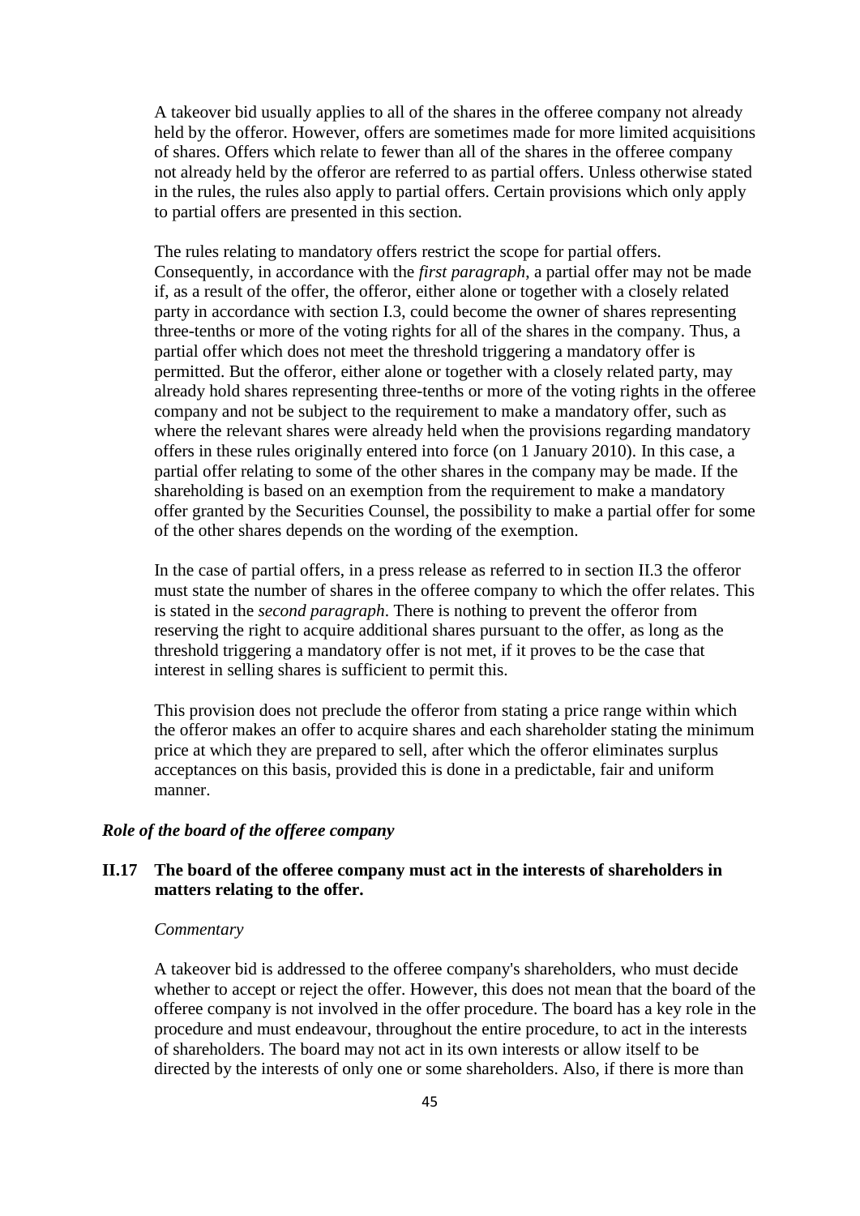A takeover bid usually applies to all of the shares in the offeree company not already held by the offeror. However, offers are sometimes made for more limited acquisitions of shares. Offers which relate to fewer than all of the shares in the offeree company not already held by the offeror are referred to as partial offers. Unless otherwise stated in the rules, the rules also apply to partial offers. Certain provisions which only apply to partial offers are presented in this section.

The rules relating to mandatory offers restrict the scope for partial offers. Consequently, in accordance with the *first paragraph*, a partial offer may not be made if, as a result of the offer, the offeror, either alone or together with a closely related party in accordance with section I.3, could become the owner of shares representing three-tenths or more of the voting rights for all of the shares in the company. Thus, a partial offer which does not meet the threshold triggering a mandatory offer is permitted. But the offeror, either alone or together with a closely related party, may already hold shares representing three-tenths or more of the voting rights in the offeree company and not be subject to the requirement to make a mandatory offer, such as where the relevant shares were already held when the provisions regarding mandatory offers in these rules originally entered into force (on 1 January 2010). In this case, a partial offer relating to some of the other shares in the company may be made. If the shareholding is based on an exemption from the requirement to make a mandatory offer granted by the Securities Counsel, the possibility to make a partial offer for some of the other shares depends on the wording of the exemption.

In the case of partial offers, in a press release as referred to in section II.3 the offeror must state the number of shares in the offeree company to which the offer relates. This is stated in the *second paragraph*. There is nothing to prevent the offeror from reserving the right to acquire additional shares pursuant to the offer, as long as the threshold triggering a mandatory offer is not met, if it proves to be the case that interest in selling shares is sufficient to permit this.

This provision does not preclude the offeror from stating a price range within which the offeror makes an offer to acquire shares and each shareholder stating the minimum price at which they are prepared to sell, after which the offeror eliminates surplus acceptances on this basis, provided this is done in a predictable, fair and uniform manner.

***Role of the board of the offeree company***

**II.17 The board of the offeree company must act in the interests of shareholders in matters relating to the offer.**

*Commentary*

A takeover bid is addressed to the offeree company's shareholders, who must decide whether to accept or reject the offer. However, this does not mean that the board of the offeree company is not involved in the offer procedure. The board has a key role in the procedure and must endeavour, throughout the entire procedure, to act in the interests of shareholders. The board may not act in its own interests or allow itself to be directed by the interests of only one or some shareholders. Also, if there is more than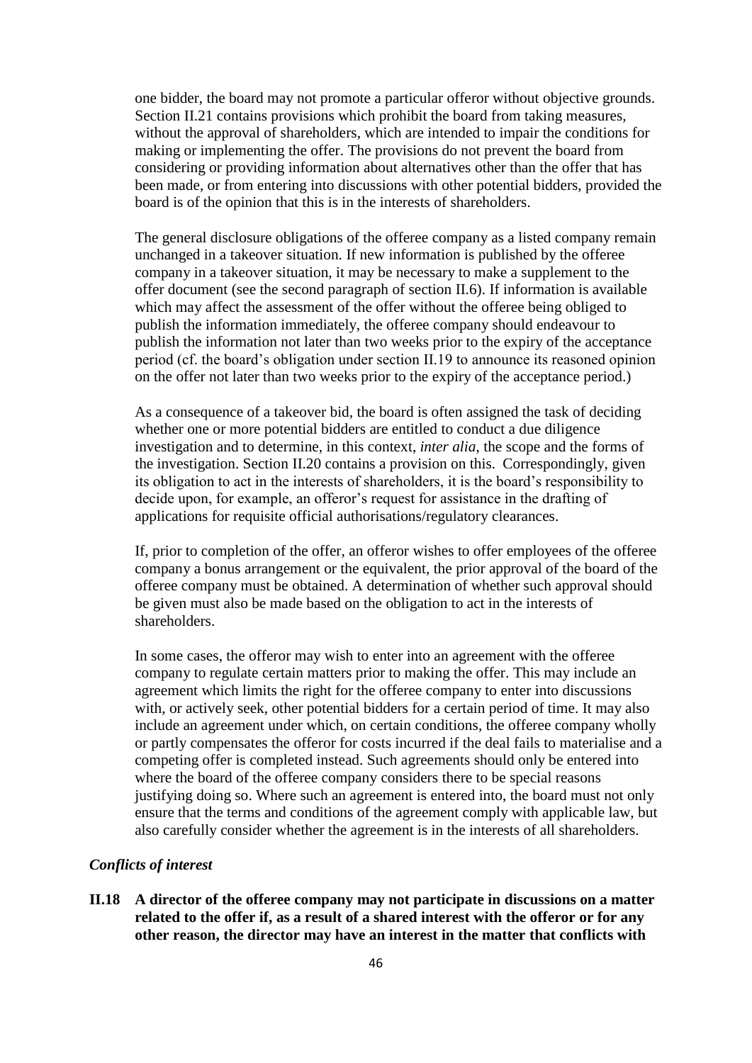one bidder, the board may not promote a particular offeror without objective grounds. Section II.21 contains provisions which prohibit the board from taking measures, without the approval of shareholders, which are intended to impair the conditions for making or implementing the offer. The provisions do not prevent the board from considering or providing information about alternatives other than the offer that has been made, or from entering into discussions with other potential bidders, provided the board is of the opinion that this is in the interests of shareholders.

The general disclosure obligations of the offeree company as a listed company remain unchanged in a takeover situation. If new information is published by the offeree company in a takeover situation, it may be necessary to make a supplement to the offer document (see the second paragraph of section II.6). If information is available which may affect the assessment of the offer without the offeree being obliged to publish the information immediately, the offeree company should endeavour to publish the information not later than two weeks prior to the expiry of the acceptance period (cf. the board's obligation under section II.19 to announce its reasoned opinion on the offer not later than two weeks prior to the expiry of the acceptance period.)

As a consequence of a takeover bid, the board is often assigned the task of deciding whether one or more potential bidders are entitled to conduct a due diligence investigation and to determine, in this context, *inter alia*, the scope and the forms of the investigation. Section II.20 contains a provision on this. Correspondingly, given its obligation to act in the interests of shareholders, it is the board's responsibility to decide upon, for example, an offeror's request for assistance in the drafting of applications for requisite official authorisations/regulatory clearances.

If, prior to completion of the offer, an offeror wishes to offer employees of the offeree company a bonus arrangement or the equivalent, the prior approval of the board of the offeree company must be obtained. A determination of whether such approval should be given must also be made based on the obligation to act in the interests of shareholders.

In some cases, the offeror may wish to enter into an agreement with the offeree company to regulate certain matters prior to making the offer. This may include an agreement which limits the right for the offeree company to enter into discussions with, or actively seek, other potential bidders for a certain period of time. It may also include an agreement under which, on certain conditions, the offeree company wholly or partly compensates the offeror for costs incurred if the deal fails to materialise and a competing offer is completed instead. Such agreements should only be entered into where the board of the offeree company considers there to be special reasons justifying doing so. Where such an agreement is entered into, the board must not only ensure that the terms and conditions of the agreement comply with applicable law, but also carefully consider whether the agreement is in the interests of all shareholders.

***Conflicts of interest***

**II.18 A director of the offeree company may not participate in discussions on a matter related to the offer if, as a result of a shared interest with the offeror or for any other reason, the director may have an interest in the matter that conflicts with**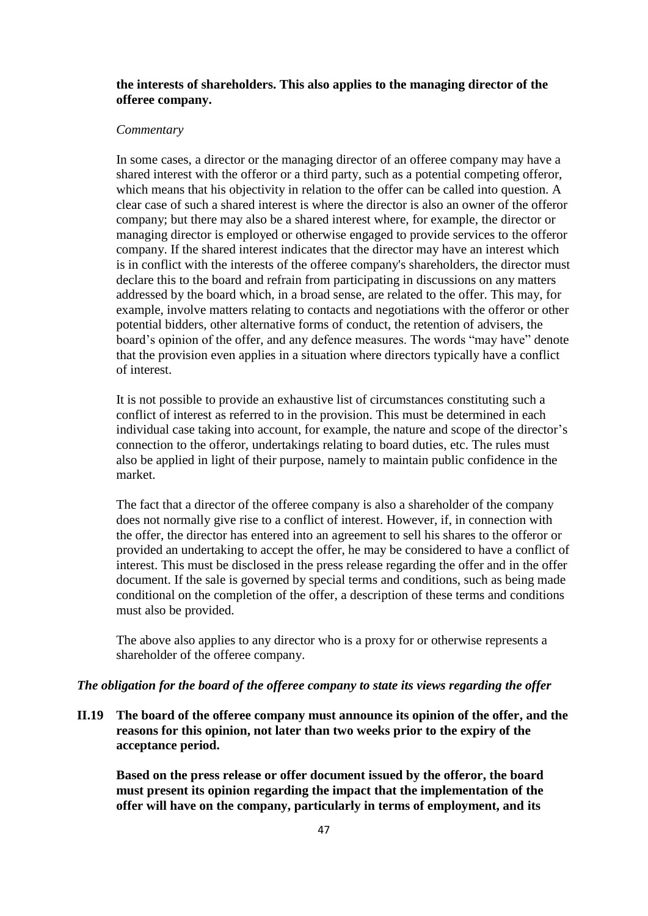**the interests of shareholders. This also applies to the managing director of the offeree company.**

*Commentary*

In some cases, a director or the managing director of an offeree company may have a shared interest with the offeror or a third party, such as a potential competing offeror, which means that his objectivity in relation to the offer can be called into question. A clear case of such a shared interest is where the director is also an owner of the offeror company; but there may also be a shared interest where, for example, the director or managing director is employed or otherwise engaged to provide services to the offeror company. If the shared interest indicates that the director may have an interest which is in conflict with the interests of the offeree company's shareholders, the director must declare this to the board and refrain from participating in discussions on any matters addressed by the board which, in a broad sense, are related to the offer. This may, for example, involve matters relating to contacts and negotiations with the offeror or other potential bidders, other alternative forms of conduct, the retention of advisers, the board's opinion of the offer, and any defence measures. The words "may have" denote that the provision even applies in a situation where directors typically have a conflict of interest.

It is not possible to provide an exhaustive list of circumstances constituting such a conflict of interest as referred to in the provision. This must be determined in each individual case taking into account, for example, the nature and scope of the director's connection to the offeror, undertakings relating to board duties, etc. The rules must also be applied in light of their purpose, namely to maintain public confidence in the market.

The fact that a director of the offeree company is also a shareholder of the company does not normally give rise to a conflict of interest. However, if, in connection with the offer, the director has entered into an agreement to sell his shares to the offeror or provided an undertaking to accept the offer, he may be considered to have a conflict of interest. This must be disclosed in the press release regarding the offer and in the offer document. If the sale is governed by special terms and conditions, such as being made conditional on the completion of the offer, a description of these terms and conditions must also be provided.

The above also applies to any director who is a proxy for or otherwise represents a shareholder of the offeree company.

***The obligation for the board of the offeree company to state its views regarding the offer***

**II.19 The board of the offeree company must announce its opinion of the offer, and the reasons for this opinion, not later than two weeks prior to the expiry of the acceptance period.**

**Based on the press release or offer document issued by the offeror, the board must present its opinion regarding the impact that the implementation of the offer will have on the company, particularly in terms of employment, and its**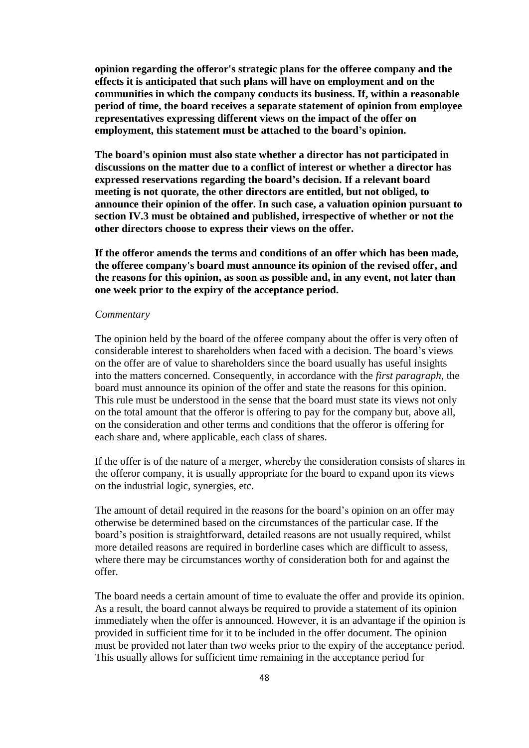**opinion regarding the offeror's strategic plans for the offeree company and the effects it is anticipated that such plans will have on employment and on the communities in which the company conducts its business. If, within a reasonable period of time, the board receives a separate statement of opinion from employee representatives expressing different views on the impact of the offer on employment, this statement must be attached to the board's opinion.**

**The board's opinion must also state whether a director has not participated in discussions on the matter due to a conflict of interest or whether a director has expressed reservations regarding the board's decision. If a relevant board meeting is not quorate, the other directors are entitled, but not obliged, to announce their opinion of the offer. In such case, a valuation opinion pursuant to section IV.3 must be obtained and published, irrespective of whether or not the other directors choose to express their views on the offer.**

**If the offeror amends the terms and conditions of an offer which has been made, the offeree company's board must announce its opinion of the revised offer, and the reasons for this opinion, as soon as possible and, in any event, not later than one week prior to the expiry of the acceptance period.**

*Commentary*

The opinion held by the board of the offeree company about the offer is very often of considerable interest to shareholders when faced with a decision. The board's views on the offer are of value to shareholders since the board usually has useful insights into the matters concerned. Consequently, in accordance with the *first paragraph*, the board must announce its opinion of the offer and state the reasons for this opinion. This rule must be understood in the sense that the board must state its views not only on the total amount that the offeror is offering to pay for the company but, above all, on the consideration and other terms and conditions that the offeror is offering for each share and, where applicable, each class of shares.

If the offer is of the nature of a merger, whereby the consideration consists of shares in the offeror company, it is usually appropriate for the board to expand upon its views on the industrial logic, synergies, etc.

The amount of detail required in the reasons for the board's opinion on an offer may otherwise be determined based on the circumstances of the particular case. If the board's position is straightforward, detailed reasons are not usually required, whilst more detailed reasons are required in borderline cases which are difficult to assess, where there may be circumstances worthy of consideration both for and against the offer.

The board needs a certain amount of time to evaluate the offer and provide its opinion. As a result, the board cannot always be required to provide a statement of its opinion immediately when the offer is announced. However, it is an advantage if the opinion is provided in sufficient time for it to be included in the offer document. The opinion must be provided not later than two weeks prior to the expiry of the acceptance period. This usually allows for sufficient time remaining in the acceptance period for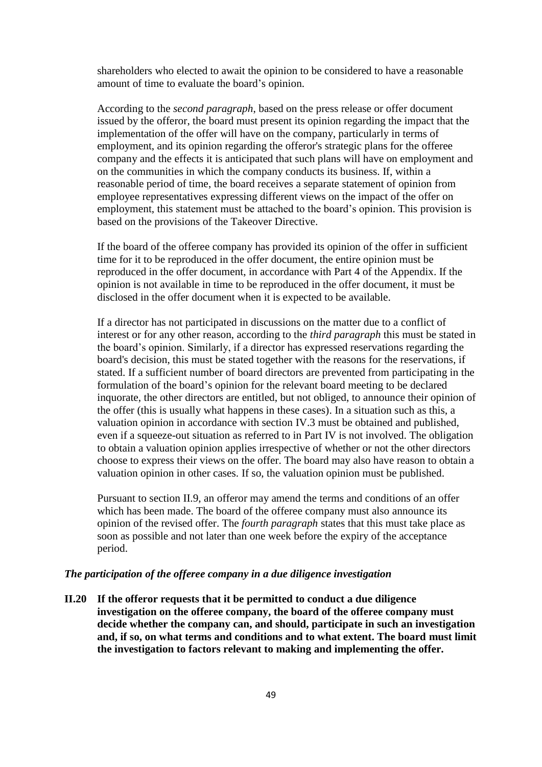shareholders who elected to await the opinion to be considered to have a reasonable amount of time to evaluate the board's opinion.

According to the *second paragraph*, based on the press release or offer document issued by the offeror, the board must present its opinion regarding the impact that the implementation of the offer will have on the company, particularly in terms of employment, and its opinion regarding the offeror's strategic plans for the offeree company and the effects it is anticipated that such plans will have on employment and on the communities in which the company conducts its business. If, within a reasonable period of time, the board receives a separate statement of opinion from employee representatives expressing different views on the impact of the offer on employment, this statement must be attached to the board's opinion. This provision is based on the provisions of the Takeover Directive.

If the board of the offeree company has provided its opinion of the offer in sufficient time for it to be reproduced in the offer document, the entire opinion must be reproduced in the offer document, in accordance with Part 4 of the Appendix. If the opinion is not available in time to be reproduced in the offer document, it must be disclosed in the offer document when it is expected to be available.

If a director has not participated in discussions on the matter due to a conflict of interest or for any other reason, according to the *third paragraph* this must be stated in the board's opinion. Similarly, if a director has expressed reservations regarding the board's decision, this must be stated together with the reasons for the reservations, if stated. If a sufficient number of board directors are prevented from participating in the formulation of the board's opinion for the relevant board meeting to be declared inquorate, the other directors are entitled, but not obliged, to announce their opinion of the offer (this is usually what happens in these cases). In a situation such as this, a valuation opinion in accordance with section IV.3 must be obtained and published, even if a squeeze-out situation as referred to in Part IV is not involved. The obligation to obtain a valuation opinion applies irrespective of whether or not the other directors choose to express their views on the offer. The board may also have reason to obtain a valuation opinion in other cases. If so, the valuation opinion must be published.

Pursuant to section II.9, an offeror may amend the terms and conditions of an offer which has been made. The board of the offeree company must also announce its opinion of the revised offer. The *fourth paragraph* states that this must take place as soon as possible and not later than one week before the expiry of the acceptance period.

### *The participation of the offeree company in a due diligence investigation*

**II.20 If the offeror requests that it be permitted to conduct a due diligence investigation on the offeree company, the board of the offeree company must decide whether the company can, and should, participate in such an investigation and, if so, on what terms and conditions and to what extent. The board must limit the investigation to factors relevant to making and implementing the offer.**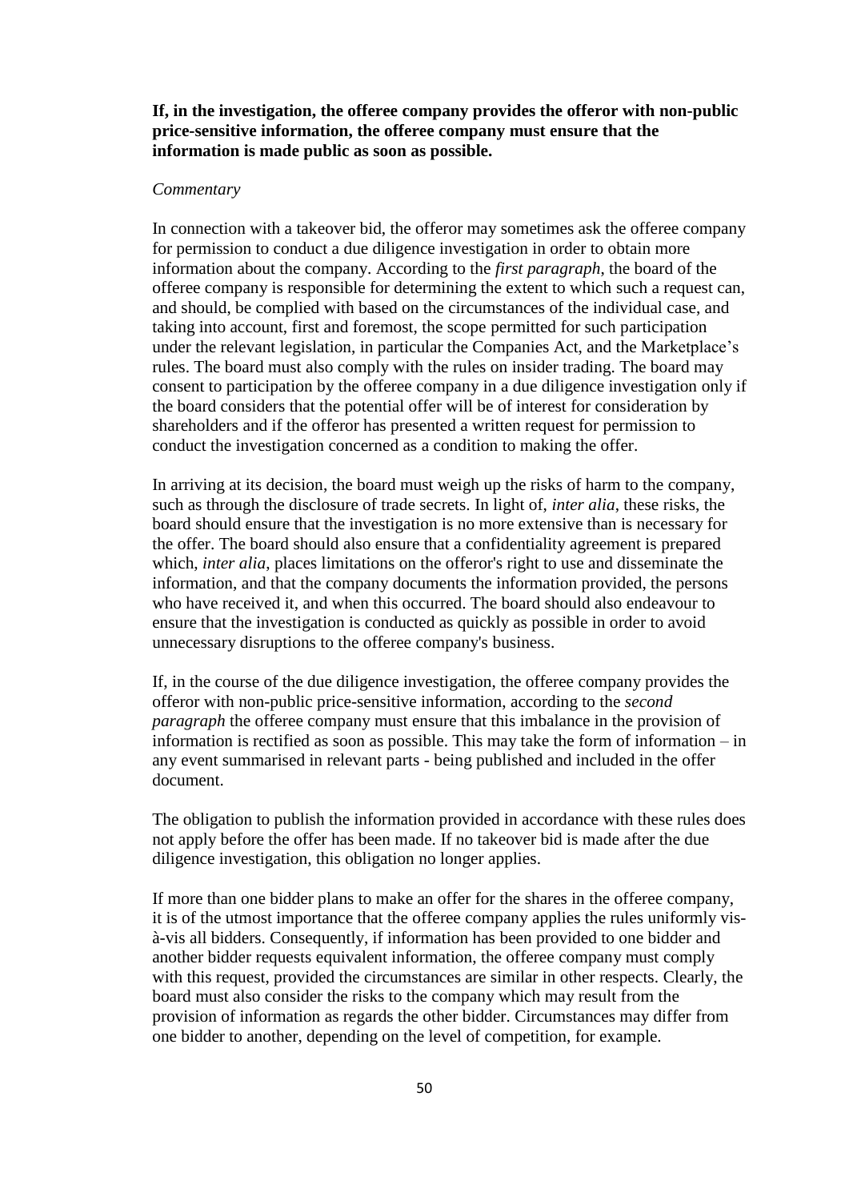**If, in the investigation, the offeree company provides the offeror with non-public price-sensitive information, the offeree company must ensure that the information is made public as soon as possible.**

*Commentary*

In connection with a takeover bid, the offeror may sometimes ask the offeree company for permission to conduct a due diligence investigation in order to obtain more information about the company. According to the *first paragraph*, the board of the offeree company is responsible for determining the extent to which such a request can, and should, be complied with based on the circumstances of the individual case, and taking into account, first and foremost, the scope permitted for such participation under the relevant legislation, in particular the Companies Act, and the Marketplace's rules. The board must also comply with the rules on insider trading. The board may consent to participation by the offeree company in a due diligence investigation only if the board considers that the potential offer will be of interest for consideration by shareholders and if the offeror has presented a written request for permission to conduct the investigation concerned as a condition to making the offer.

In arriving at its decision, the board must weigh up the risks of harm to the company, such as through the disclosure of trade secrets. In light of, *inter alia*, these risks, the board should ensure that the investigation is no more extensive than is necessary for the offer. The board should also ensure that a confidentiality agreement is prepared which, *inter alia*, places limitations on the offeror's right to use and disseminate the information, and that the company documents the information provided, the persons who have received it, and when this occurred. The board should also endeavour to ensure that the investigation is conducted as quickly as possible in order to avoid unnecessary disruptions to the offeree company's business.

If, in the course of the due diligence investigation, the offeree company provides the offeror with non-public price-sensitive information, according to the *second paragraph* the offeree company must ensure that this imbalance in the provision of information is rectified as soon as possible. This may take the form of information – in any event summarised in relevant parts - being published and included in the offer document.

The obligation to publish the information provided in accordance with these rules does not apply before the offer has been made. If no takeover bid is made after the due diligence investigation, this obligation no longer applies.

If more than one bidder plans to make an offer for the shares in the offeree company, it is of the utmost importance that the offeree company applies the rules uniformly vis-à-vis all bidders. Consequently, if information has been provided to one bidder and another bidder requests equivalent information, the offeree company must comply with this request, provided the circumstances are similar in other respects. Clearly, the board must also consider the risks to the company which may result from the provision of information as regards the other bidder. Circumstances may differ from one bidder to another, depending on the level of competition, for example.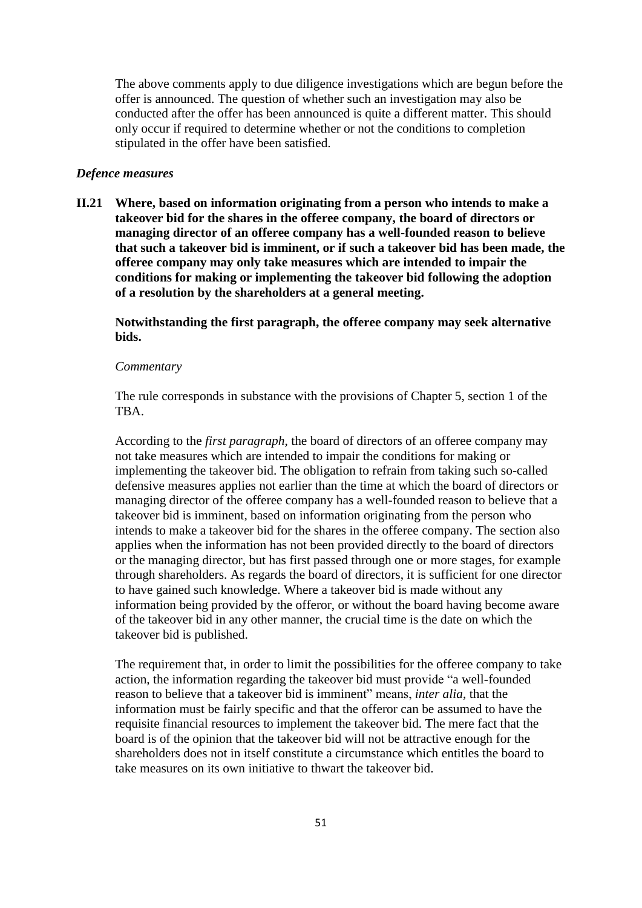The above comments apply to due diligence investigations which are begun before the offer is announced. The question of whether such an investigation may also be conducted after the offer has been announced is quite a different matter. This should only occur if required to determine whether or not the conditions to completion stipulated in the offer have been satisfied.

### *Defence measures*

**II.21 Where, based on information originating from a person who intends to make a takeover bid for the shares in the offeree company, the board of directors or managing director of an offeree company has a well-founded reason to believe that such a takeover bid is imminent, or if such a takeover bid has been made, the offeree company may only take measures which are intended to impair the conditions for making or implementing the takeover bid following the adoption of a resolution by the shareholders at a general meeting.**

**Notwithstanding the first paragraph, the offeree company may seek alternative bids.**

*Commentary*

The rule corresponds in substance with the provisions of Chapter 5, section 1 of the TBA.

According to the *first paragraph*, the board of directors of an offeree company may not take measures which are intended to impair the conditions for making or implementing the takeover bid. The obligation to refrain from taking such so-called defensive measures applies not earlier than the time at which the board of directors or managing director of the offeree company has a well-founded reason to believe that a takeover bid is imminent, based on information originating from the person who intends to make a takeover bid for the shares in the offeree company. The section also applies when the information has not been provided directly to the board of directors or the managing director, but has first passed through one or more stages, for example through shareholders. As regards the board of directors, it is sufficient for one director to have gained such knowledge. Where a takeover bid is made without any information being provided by the offeror, or without the board having become aware of the takeover bid in any other manner, the crucial time is the date on which the takeover bid is published.

The requirement that, in order to limit the possibilities for the offeree company to take action, the information regarding the takeover bid must provide "a well-founded reason to believe that a takeover bid is imminent" means, *inter alia*, that the information must be fairly specific and that the offeror can be assumed to have the requisite financial resources to implement the takeover bid. The mere fact that the board is of the opinion that the takeover bid will not be attractive enough for the shareholders does not in itself constitute a circumstance which entitles the board to take measures on its own initiative to thwart the takeover bid.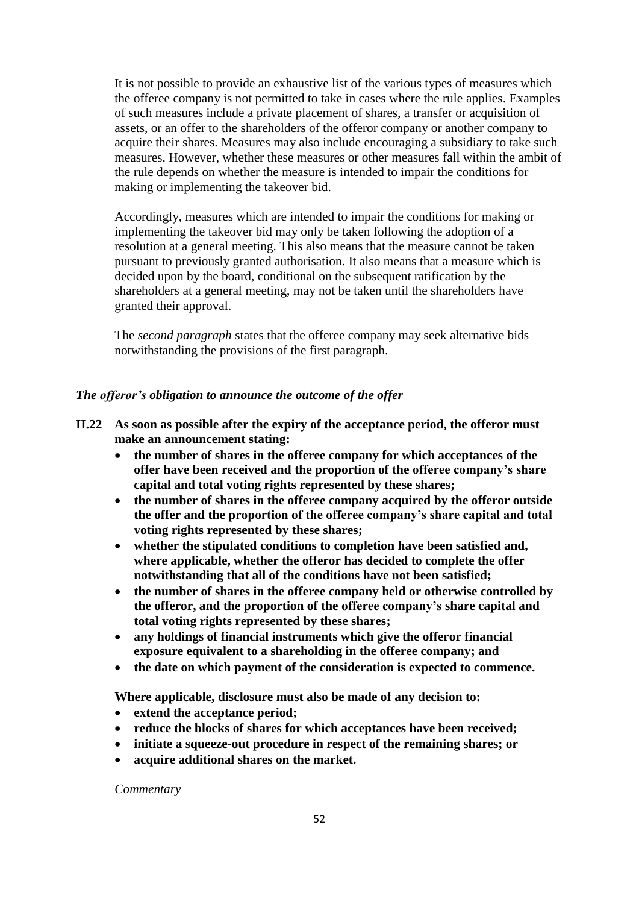It is not possible to provide an exhaustive list of the various types of measures which the offeree company is not permitted to take in cases where the rule applies. Examples of such measures include a private placement of shares, a transfer or acquisition of assets, or an offer to the shareholders of the offeror company or another company to acquire their shares. Measures may also include encouraging a subsidiary to take such measures. However, whether these measures or other measures fall within the ambit of the rule depends on whether the measure is intended to impair the conditions for making or implementing the takeover bid.

Accordingly, measures which are intended to impair the conditions for making or implementing the takeover bid may only be taken following the adoption of a resolution at a general meeting. This also means that the measure cannot be taken pursuant to previously granted authorisation. It also means that a measure which is decided upon by the board, conditional on the subsequent ratification by the shareholders at a general meeting, may not be taken until the shareholders have granted their approval.

The *second paragraph* states that the offeree company may seek alternative bids notwithstanding the provisions of the first paragraph.

### *The offeror's obligation to announce the outcome of the offer*

**II.22 As soon as possible after the expiry of the acceptance period, the offeror must make an announcement stating:**

- **the number of shares in the offeree company for which acceptances of the offer have been received and the proportion of the offeree company's share capital and total voting rights represented by these shares;**
- **the number of shares in the offeree company acquired by the offeror outside the offer and the proportion of the offeree company's share capital and total voting rights represented by these shares;**
- **whether the stipulated conditions to completion have been satisfied and, where applicable, whether the offeror has decided to complete the offer notwithstanding that all of the conditions have not been satisfied;**
- **the number of shares in the offeree company held or otherwise controlled by the offeror, and the proportion of the offeree company's share capital and total voting rights represented by these shares;**
- **any holdings of financial instruments which give the offeror financial exposure equivalent to a shareholding in the offeree company; and**
- **the date on which payment of the consideration is expected to commence.**

**Where applicable, disclosure must also be made of any decision to:**

- **extend the acceptance period;**
- **reduce the blocks of shares for which acceptances have been received;**
- **initiate a squeeze-out procedure in respect of the remaining shares; or**
- **acquire additional shares on the market.**

*Commentary*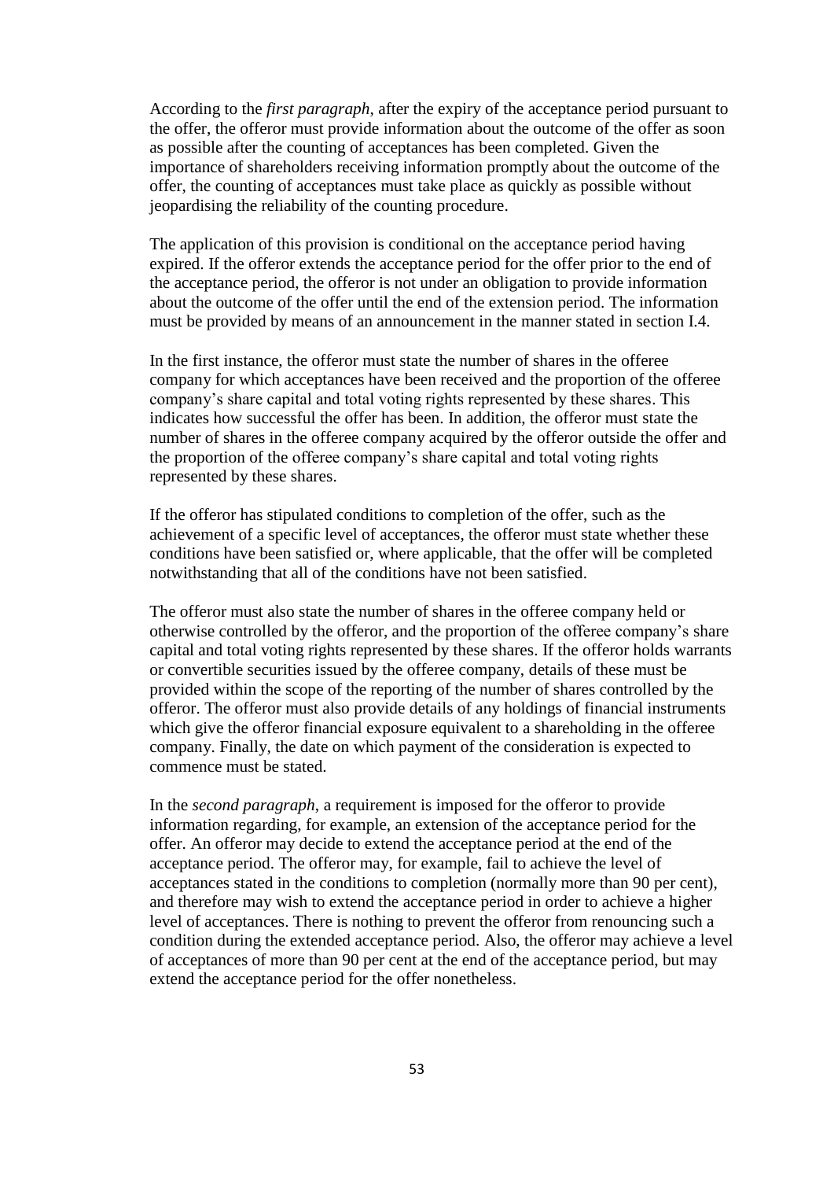According to the *first paragraph*, after the expiry of the acceptance period pursuant to the offer, the offeror must provide information about the outcome of the offer as soon as possible after the counting of acceptances has been completed. Given the importance of shareholders receiving information promptly about the outcome of the offer, the counting of acceptances must take place as quickly as possible without jeopardising the reliability of the counting procedure.

The application of this provision is conditional on the acceptance period having expired. If the offeror extends the acceptance period for the offer prior to the end of the acceptance period, the offeror is not under an obligation to provide information about the outcome of the offer until the end of the extension period. The information must be provided by means of an announcement in the manner stated in section I.4.

In the first instance, the offeror must state the number of shares in the offeree company for which acceptances have been received and the proportion of the offeree company's share capital and total voting rights represented by these shares. This indicates how successful the offer has been. In addition, the offeror must state the number of shares in the offeree company acquired by the offeror outside the offer and the proportion of the offeree company's share capital and total voting rights represented by these shares.

If the offeror has stipulated conditions to completion of the offer, such as the achievement of a specific level of acceptances, the offeror must state whether these conditions have been satisfied or, where applicable, that the offer will be completed notwithstanding that all of the conditions have not been satisfied.

The offeror must also state the number of shares in the offeree company held or otherwise controlled by the offeror, and the proportion of the offeree company's share capital and total voting rights represented by these shares. If the offeror holds warrants or convertible securities issued by the offeree company, details of these must be provided within the scope of the reporting of the number of shares controlled by the offeror. The offeror must also provide details of any holdings of financial instruments which give the offeror financial exposure equivalent to a shareholding in the offeree company. Finally, the date on which payment of the consideration is expected to commence must be stated.

In the *second paragraph*, a requirement is imposed for the offeror to provide information regarding, for example, an extension of the acceptance period for the offer. An offeror may decide to extend the acceptance period at the end of the acceptance period. The offeror may, for example, fail to achieve the level of acceptances stated in the conditions to completion (normally more than 90 per cent), and therefore may wish to extend the acceptance period in order to achieve a higher level of acceptances. There is nothing to prevent the offeror from renouncing such a condition during the extended acceptance period. Also, the offeror may achieve a level of acceptances of more than 90 per cent at the end of the acceptance period, but may extend the acceptance period for the offer nonetheless.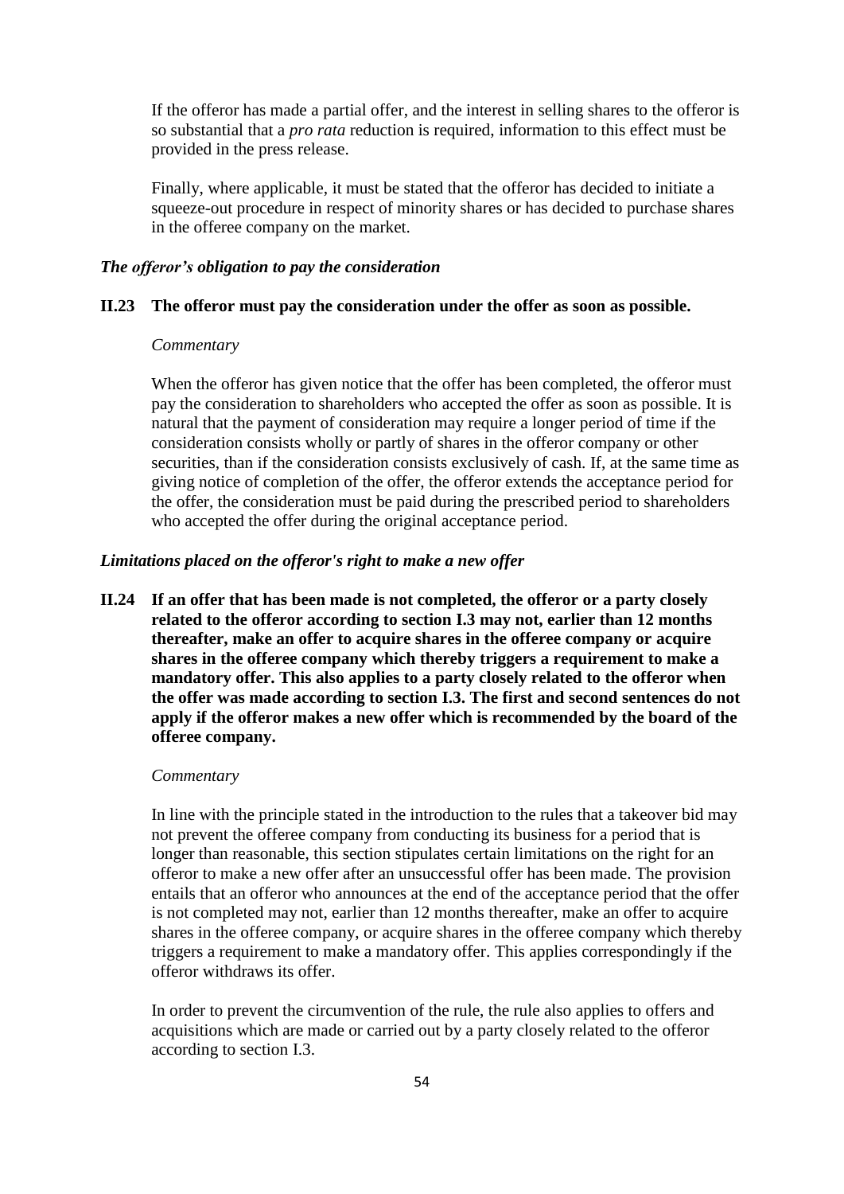If the offeror has made a partial offer, and the interest in selling shares to the offeror is so substantial that a *pro rata* reduction is required, information to this effect must be provided in the press release.

Finally, where applicable, it must be stated that the offeror has decided to initiate a squeeze-out procedure in respect of minority shares or has decided to purchase shares in the offeree company on the market.

***The offeror's obligation to pay the consideration***

**II.23 The offeror must pay the consideration under the offer as soon as possible.**

*Commentary*

When the offeror has given notice that the offer has been completed, the offeror must pay the consideration to shareholders who accepted the offer as soon as possible. It is natural that the payment of consideration may require a longer period of time if the consideration consists wholly or partly of shares in the offeror company or other securities, than if the consideration consists exclusively of cash. If, at the same time as giving notice of completion of the offer, the offeror extends the acceptance period for the offer, the consideration must be paid during the prescribed period to shareholders who accepted the offer during the original acceptance period.

***Limitations placed on the offeror's right to make a new offer***

**II.24 If an offer that has been made is not completed, the offeror or a party closely related to the offeror according to section I.3 may not, earlier than 12 months thereafter, make an offer to acquire shares in the offeree company or acquire shares in the offeree company which thereby triggers a requirement to make a mandatory offer. This also applies to a party closely related to the offeror when the offer was made according to section I.3. The first and second sentences do not apply if the offeror makes a new offer which is recommended by the board of the offeree company.**

*Commentary*

In line with the principle stated in the introduction to the rules that a takeover bid may not prevent the offeree company from conducting its business for a period that is longer than reasonable, this section stipulates certain limitations on the right for an offeror to make a new offer after an unsuccessful offer has been made. The provision entails that an offeror who announces at the end of the acceptance period that the offer is not completed may not, earlier than 12 months thereafter, make an offer to acquire shares in the offeree company, or acquire shares in the offeree company which thereby triggers a requirement to make a mandatory offer. This applies correspondingly if the offeror withdraws its offer.

In order to prevent the circumvention of the rule, the rule also applies to offers and acquisitions which are made or carried out by a party closely related to the offeror according to section I.3.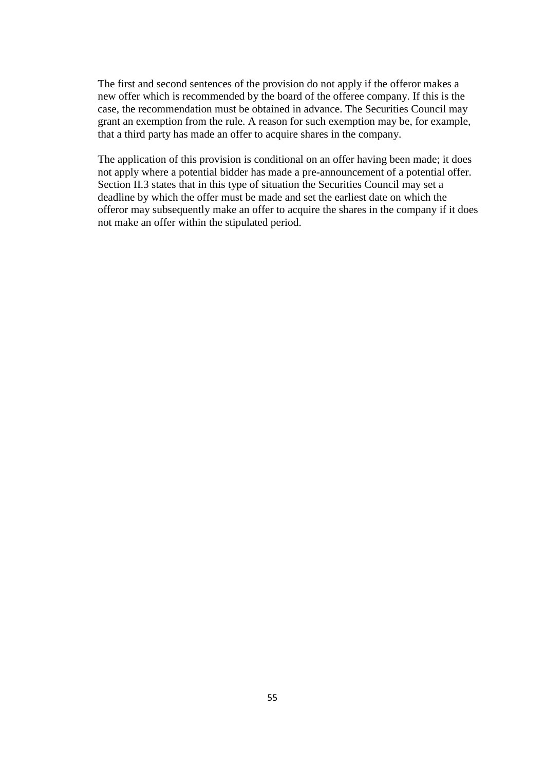The first and second sentences of the provision do not apply if the offeror makes a new offer which is recommended by the board of the offeree company. If this is the case, the recommendation must be obtained in advance. The Securities Council may grant an exemption from the rule. A reason for such exemption may be, for example, that a third party has made an offer to acquire shares in the company.

The application of this provision is conditional on an offer having been made; it does not apply where a potential bidder has made a pre-announcement of a potential offer. Section II.3 states that in this type of situation the Securities Council may set a deadline by which the offer must be made and set the earliest date on which the offeror may subsequently make an offer to acquire the shares in the company if it does not make an offer within the stipulated period.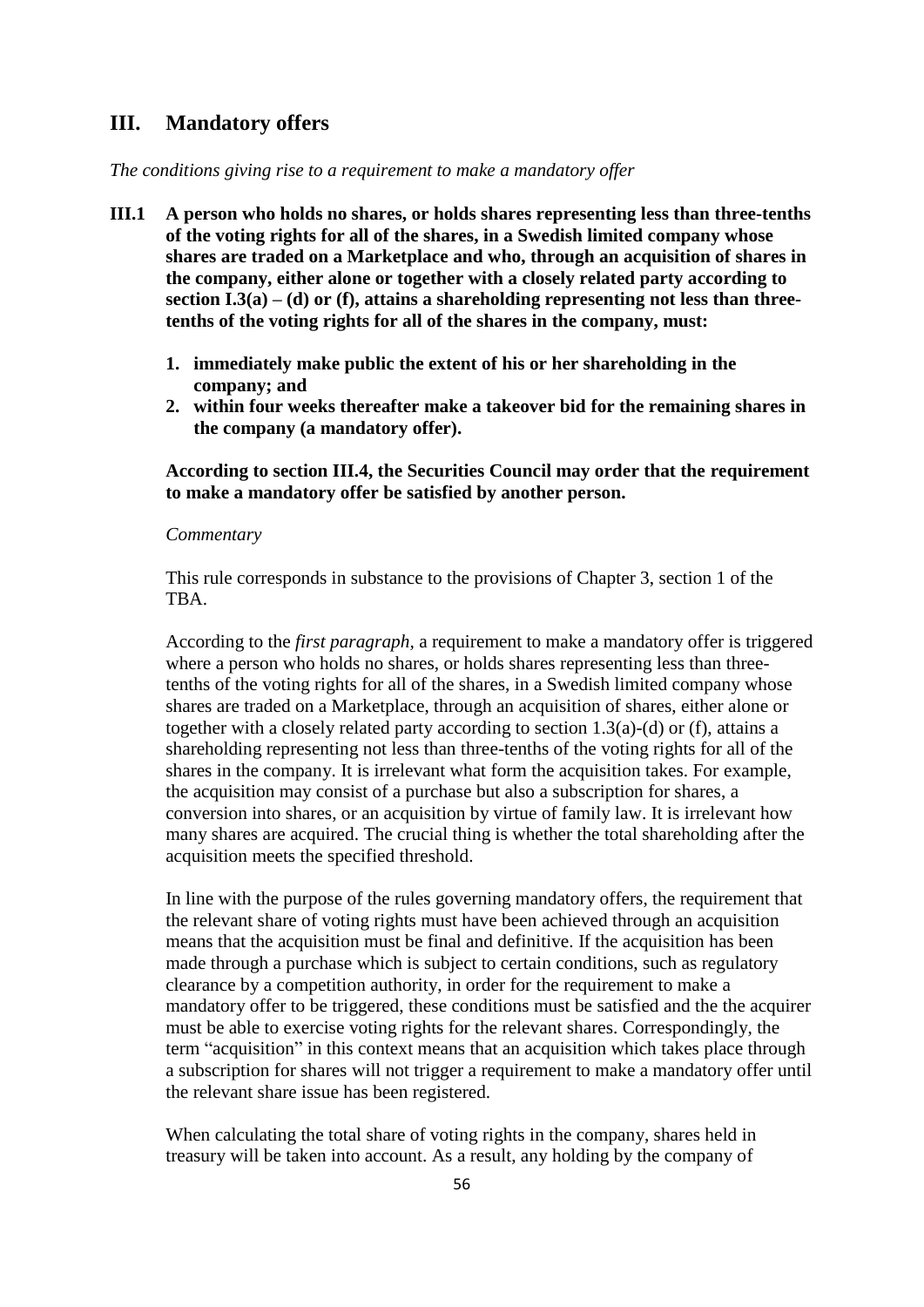## III. Mandatory offers

*The conditions giving rise to a requirement to make a mandatory offer*

**III.1 A person who holds no shares, or holds shares representing less than three-tenths of the voting rights for all of the shares, in a Swedish limited company whose shares are traded on a Marketplace and who, through an acquisition of shares in the company, either alone or together with a closely related party according to section I.3(a) – (d) or (f), attains a shareholding representing not less than three-tenths of the voting rights for all of the shares in the company, must:**

1. **immediately make public the extent of his or her shareholding in the company; and**
2. **within four weeks thereafter make a takeover bid for the remaining shares in the company (a mandatory offer).**

**According to section III.4, the Securities Council may order that the requirement to make a mandatory offer be satisfied by another person.**

*Commentary*

This rule corresponds in substance to the provisions of Chapter 3, section 1 of the TBA.

According to the *first paragraph,* a requirement to make a mandatory offer is triggered where a person who holds no shares, or holds shares representing less than three-tenths of the voting rights for all of the shares, in a Swedish limited company whose shares are traded on a Marketplace, through an acquisition of shares, either alone or together with a closely related party according to section 1.3(a)-(d) or (f), attains a shareholding representing not less than three-tenths of the voting rights for all of the shares in the company. It is irrelevant what form the acquisition takes. For example, the acquisition may consist of a purchase but also a subscription for shares, a conversion into shares, or an acquisition by virtue of family law. It is irrelevant how many shares are acquired. The crucial thing is whether the total shareholding after the acquisition meets the specified threshold.

In line with the purpose of the rules governing mandatory offers, the requirement that the relevant share of voting rights must have been achieved through an acquisition means that the acquisition must be final and definitive. If the acquisition has been made through a purchase which is subject to certain conditions, such as regulatory clearance by a competition authority, in order for the requirement to make a mandatory offer to be triggered, these conditions must be satisfied and the the acquirer must be able to exercise voting rights for the relevant shares. Correspondingly, the term "acquisition" in this context means that an acquisition which takes place through a subscription for shares will not trigger a requirement to make a mandatory offer until the relevant share issue has been registered.

When calculating the total share of voting rights in the company, shares held in treasury will be taken into account. As a result, any holding by the company of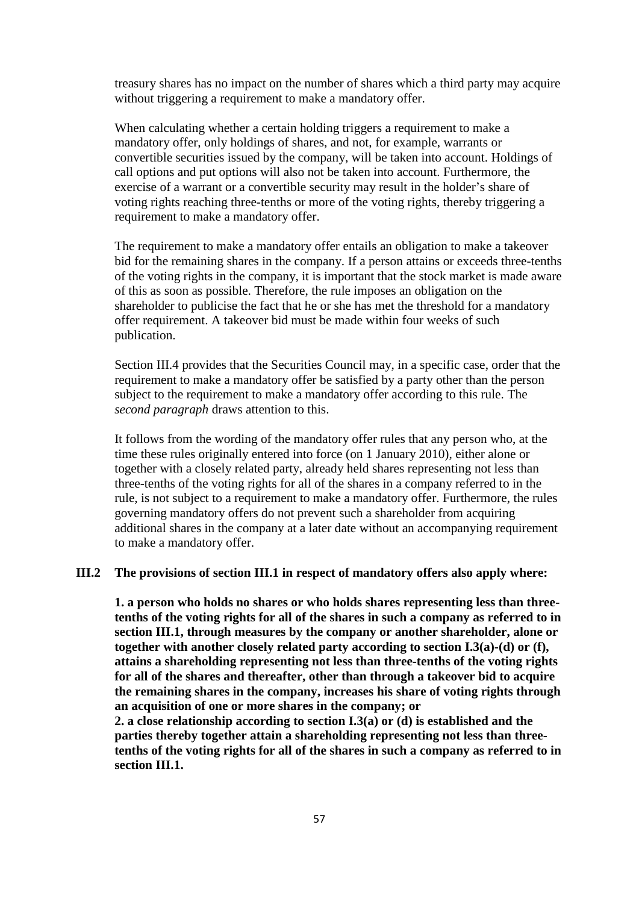treasury shares has no impact on the number of shares which a third party may acquire without triggering a requirement to make a mandatory offer.

When calculating whether a certain holding triggers a requirement to make a mandatory offer, only holdings of shares, and not, for example, warrants or convertible securities issued by the company, will be taken into account. Holdings of call options and put options will also not be taken into account. Furthermore, the exercise of a warrant or a convertible security may result in the holder's share of voting rights reaching three-tenths or more of the voting rights, thereby triggering a requirement to make a mandatory offer.

The requirement to make a mandatory offer entails an obligation to make a takeover bid for the remaining shares in the company. If a person attains or exceeds three-tenths of the voting rights in the company, it is important that the stock market is made aware of this as soon as possible. Therefore, the rule imposes an obligation on the shareholder to publicise the fact that he or she has met the threshold for a mandatory offer requirement. A takeover bid must be made within four weeks of such publication.

Section III.4 provides that the Securities Council may, in a specific case, order that the requirement to make a mandatory offer be satisfied by a party other than the person subject to the requirement to make a mandatory offer according to this rule. The *second paragraph* draws attention to this.

It follows from the wording of the mandatory offer rules that any person who, at the time these rules originally entered into force (on 1 January 2010), either alone or together with a closely related party, already held shares representing not less than three-tenths of the voting rights for all of the shares in a company referred to in the rule, is not subject to a requirement to make a mandatory offer. Furthermore, the rules governing mandatory offers do not prevent such a shareholder from acquiring additional shares in the company at a later date without an accompanying requirement to make a mandatory offer.

**III.2 The provisions of section III.1 in respect of mandatory offers also apply where:**

**1. a person who holds no shares or who holds shares representing less than three-tenths of the voting rights for all of the shares in such a company as referred to in section III.1, through measures by the company or another shareholder, alone or together with another closely related party according to section I.3(a)-(d) or (f), attains a shareholding representing not less than three-tenths of the voting rights for all of the shares and thereafter, other than through a takeover bid to acquire the remaining shares in the company, increases his share of voting rights through an acquisition of one or more shares in the company; or**

**2. a close relationship according to section I.3(a) or (d) is established and the parties thereby together attain a shareholding representing not less than three-tenths of the voting rights for all of the shares in such a company as referred to in section III.1.**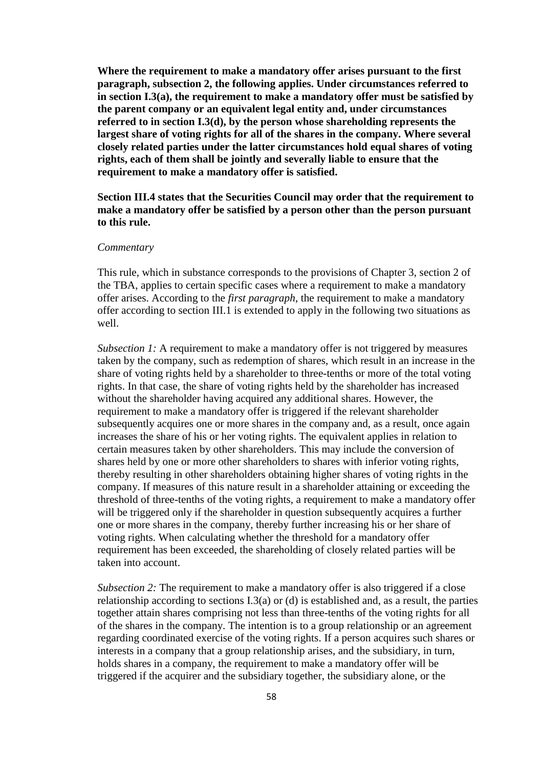**Where the requirement to make a mandatory offer arises pursuant to the first paragraph, subsection 2, the following applies. Under circumstances referred to in section I.3(a), the requirement to make a mandatory offer must be satisfied by the parent company or an equivalent legal entity and, under circumstances referred to in section I.3(d), by the person whose shareholding represents the largest share of voting rights for all of the shares in the company. Where several closely related parties under the latter circumstances hold equal shares of voting rights, each of them shall be jointly and severally liable to ensure that the requirement to make a mandatory offer is satisfied.**

**Section III.4 states that the Securities Council may order that the requirement to make a mandatory offer be satisfied by a person other than the person pursuant to this rule.**

*Commentary*

This rule, which in substance corresponds to the provisions of Chapter 3, section 2 of the TBA, applies to certain specific cases where a requirement to make a mandatory offer arises. According to the *first paragraph*, the requirement to make a mandatory offer according to section III.1 is extended to apply in the following two situations as well.

*Subsection 1:* A requirement to make a mandatory offer is not triggered by measures taken by the company, such as redemption of shares, which result in an increase in the share of voting rights held by a shareholder to three-tenths or more of the total voting rights. In that case, the share of voting rights held by the shareholder has increased without the shareholder having acquired any additional shares. However, the requirement to make a mandatory offer is triggered if the relevant shareholder subsequently acquires one or more shares in the company and, as a result, once again increases the share of his or her voting rights. The equivalent applies in relation to certain measures taken by other shareholders. This may include the conversion of shares held by one or more other shareholders to shares with inferior voting rights, thereby resulting in other shareholders obtaining higher shares of voting rights in the company. If measures of this nature result in a shareholder attaining or exceeding the threshold of three-tenths of the voting rights, a requirement to make a mandatory offer will be triggered only if the shareholder in question subsequently acquires a further one or more shares in the company, thereby further increasing his or her share of voting rights. When calculating whether the threshold for a mandatory offer requirement has been exceeded, the shareholding of closely related parties will be taken into account.

*Subsection 2:* The requirement to make a mandatory offer is also triggered if a close relationship according to sections I.3(a) or (d) is established and, as a result, the parties together attain shares comprising not less than three-tenths of the voting rights for all of the shares in the company. The intention is to a group relationship or an agreement regarding coordinated exercise of the voting rights. If a person acquires such shares or interests in a company that a group relationship arises, and the subsidiary, in turn, holds shares in a company, the requirement to make a mandatory offer will be triggered if the acquirer and the subsidiary together, the subsidiary alone, or the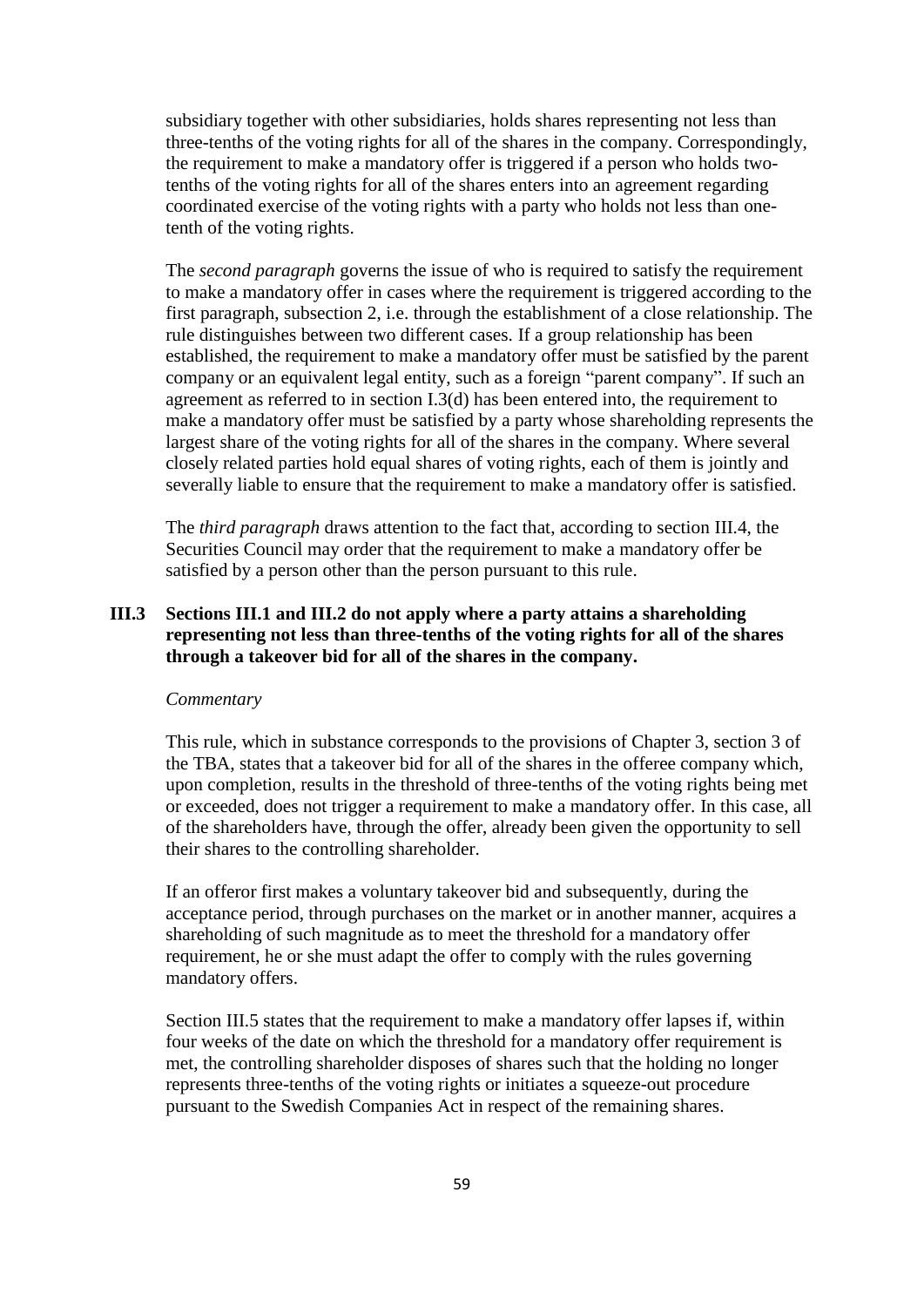subsidiary together with other subsidiaries, holds shares representing not less than three-tenths of the voting rights for all of the shares in the company. Correspondingly, the requirement to make a mandatory offer is triggered if a person who holds two-tenths of the voting rights for all of the shares enters into an agreement regarding coordinated exercise of the voting rights with a party who holds not less than one-tenth of the voting rights.

The *second paragraph* governs the issue of who is required to satisfy the requirement to make a mandatory offer in cases where the requirement is triggered according to the first paragraph, subsection 2, i.e. through the establishment of a close relationship. The rule distinguishes between two different cases. If a group relationship has been established, the requirement to make a mandatory offer must be satisfied by the parent company or an equivalent legal entity, such as a foreign "parent company". If such an agreement as referred to in section I.3(d) has been entered into, the requirement to make a mandatory offer must be satisfied by a party whose shareholding represents the largest share of the voting rights for all of the shares in the company. Where several closely related parties hold equal shares of voting rights, each of them is jointly and severally liable to ensure that the requirement to make a mandatory offer is satisfied.

The *third paragraph* draws attention to the fact that, according to section III.4, the Securities Council may order that the requirement to make a mandatory offer be satisfied by a person other than the person pursuant to this rule.

**III.3 Sections III.1 and III.2 do not apply where a party attains a shareholding representing not less than three-tenths of the voting rights for all of the shares through a takeover bid for all of the shares in the company.**

*Commentary*

This rule, which in substance corresponds to the provisions of Chapter 3, section 3 of the TBA, states that a takeover bid for all of the shares in the offeree company which, upon completion, results in the threshold of three-tenths of the voting rights being met or exceeded, does not trigger a requirement to make a mandatory offer. In this case, all of the shareholders have, through the offer, already been given the opportunity to sell their shares to the controlling shareholder.

If an offeror first makes a voluntary takeover bid and subsequently, during the acceptance period, through purchases on the market or in another manner, acquires a shareholding of such magnitude as to meet the threshold for a mandatory offer requirement, he or she must adapt the offer to comply with the rules governing mandatory offers.

Section III.5 states that the requirement to make a mandatory offer lapses if, within four weeks of the date on which the threshold for a mandatory offer requirement is met, the controlling shareholder disposes of shares such that the holding no longer represents three-tenths of the voting rights or initiates a squeeze-out procedure pursuant to the Swedish Companies Act in respect of the remaining shares.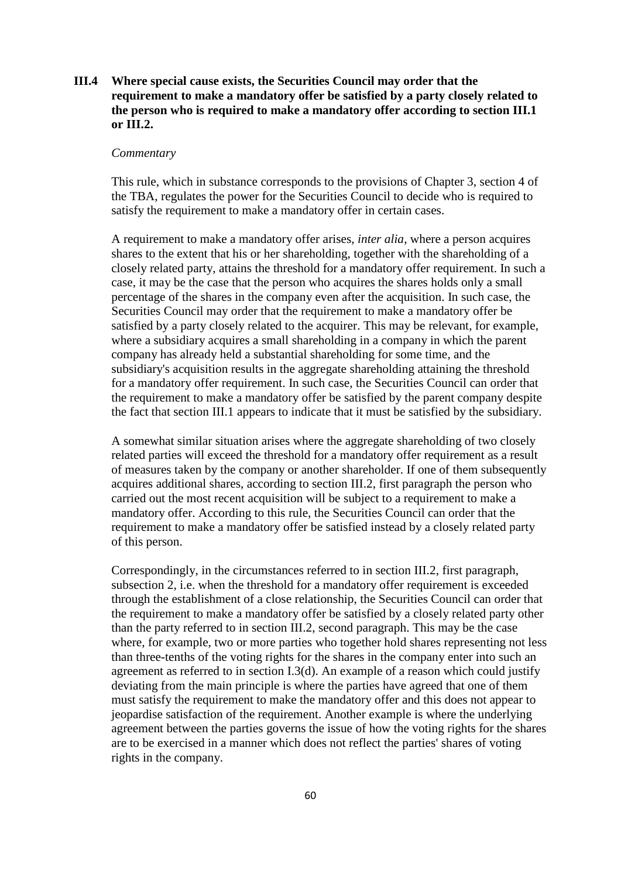**III.4 Where special cause exists, the Securities Council may order that the requirement to make a mandatory offer be satisfied by a party closely related to the person who is required to make a mandatory offer according to section III.1 or III.2.**

*Commentary*

This rule, which in substance corresponds to the provisions of Chapter 3, section 4 of the TBA, regulates the power for the Securities Council to decide who is required to satisfy the requirement to make a mandatory offer in certain cases.

A requirement to make a mandatory offer arises, *inter alia*, where a person acquires shares to the extent that his or her shareholding, together with the shareholding of a closely related party, attains the threshold for a mandatory offer requirement. In such a case, it may be the case that the person who acquires the shares holds only a small percentage of the shares in the company even after the acquisition. In such case, the Securities Council may order that the requirement to make a mandatory offer be satisfied by a party closely related to the acquirer. This may be relevant, for example, where a subsidiary acquires a small shareholding in a company in which the parent company has already held a substantial shareholding for some time, and the subsidiary's acquisition results in the aggregate shareholding attaining the threshold for a mandatory offer requirement. In such case, the Securities Council can order that the requirement to make a mandatory offer be satisfied by the parent company despite the fact that section III.1 appears to indicate that it must be satisfied by the subsidiary.

A somewhat similar situation arises where the aggregate shareholding of two closely related parties will exceed the threshold for a mandatory offer requirement as a result of measures taken by the company or another shareholder. If one of them subsequently acquires additional shares, according to section III.2, first paragraph the person who carried out the most recent acquisition will be subject to a requirement to make a mandatory offer. According to this rule, the Securities Council can order that the requirement to make a mandatory offer be satisfied instead by a closely related party of this person.

Correspondingly, in the circumstances referred to in section III.2, first paragraph, subsection 2, i.e. when the threshold for a mandatory offer requirement is exceeded through the establishment of a close relationship, the Securities Council can order that the requirement to make a mandatory offer be satisfied by a closely related party other than the party referred to in section III.2, second paragraph. This may be the case where, for example, two or more parties who together hold shares representing not less than three-tenths of the voting rights for the shares in the company enter into such an agreement as referred to in section I.3(d). An example of a reason which could justify deviating from the main principle is where the parties have agreed that one of them must satisfy the requirement to make the mandatory offer and this does not appear to jeopardise satisfaction of the requirement. Another example is where the underlying agreement between the parties governs the issue of how the voting rights for the shares are to be exercised in a manner which does not reflect the parties' shares of voting rights in the company.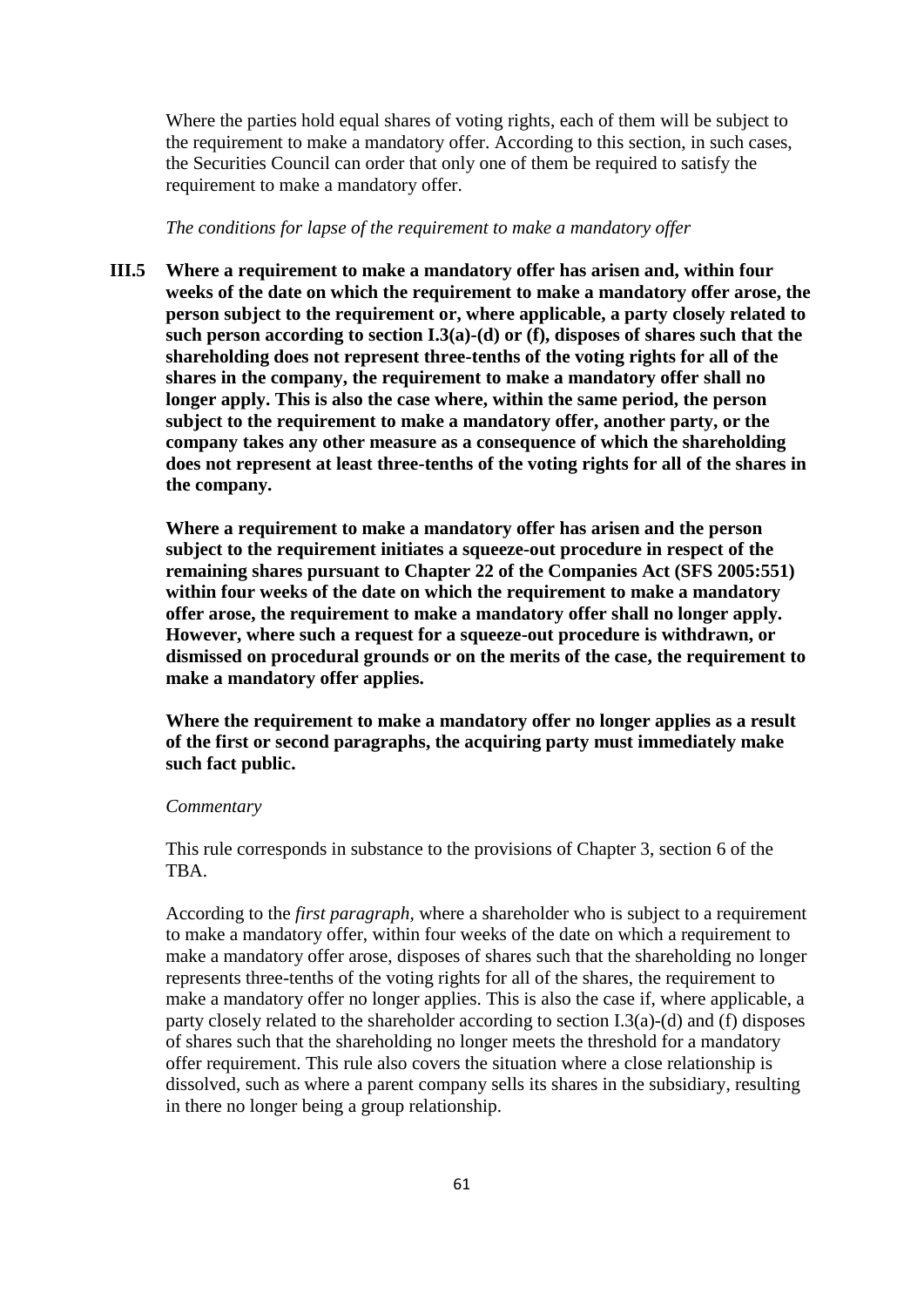Where the parties hold equal shares of voting rights, each of them will be subject to the requirement to make a mandatory offer. According to this section, in such cases, the Securities Council can order that only one of them be required to satisfy the requirement to make a mandatory offer.

*The conditions for lapse of the requirement to make a mandatory offer*

**III.5 Where a requirement to make a mandatory offer has arisen and, within four weeks of the date on which the requirement to make a mandatory offer arose, the person subject to the requirement or, where applicable, a party closely related to such person according to section I.3(a)-(d) or (f), disposes of shares such that the shareholding does not represent three-tenths of the voting rights for all of the shares in the company, the requirement to make a mandatory offer shall no longer apply. This is also the case where, within the same period, the person subject to the requirement to make a mandatory offer, another party, or the company takes any other measure as a consequence of which the shareholding does not represent at least three-tenths of the voting rights for all of the shares in the company.**

**Where a requirement to make a mandatory offer has arisen and the person subject to the requirement initiates a squeeze-out procedure in respect of the remaining shares pursuant to Chapter 22 of the Companies Act (SFS 2005:551) within four weeks of the date on which the requirement to make a mandatory offer arose, the requirement to make a mandatory offer shall no longer apply. However, where such a request for a squeeze-out procedure is withdrawn, or dismissed on procedural grounds or on the merits of the case, the requirement to make a mandatory offer applies.**

**Where the requirement to make a mandatory offer no longer applies as a result of the first or second paragraphs, the acquiring party must immediately make such fact public.**

*Commentary*

This rule corresponds in substance to the provisions of Chapter 3, section 6 of the TBA.

According to the *first paragraph*, where a shareholder who is subject to a requirement to make a mandatory offer, within four weeks of the date on which a requirement to make a mandatory offer arose, disposes of shares such that the shareholding no longer represents three-tenths of the voting rights for all of the shares, the requirement to make a mandatory offer no longer applies. This is also the case if, where applicable, a party closely related to the shareholder according to section I.3(a)-(d) and (f) disposes of shares such that the shareholding no longer meets the threshold for a mandatory offer requirement. This rule also covers the situation where a close relationship is dissolved, such as where a parent company sells its shares in the subsidiary, resulting in there no longer being a group relationship.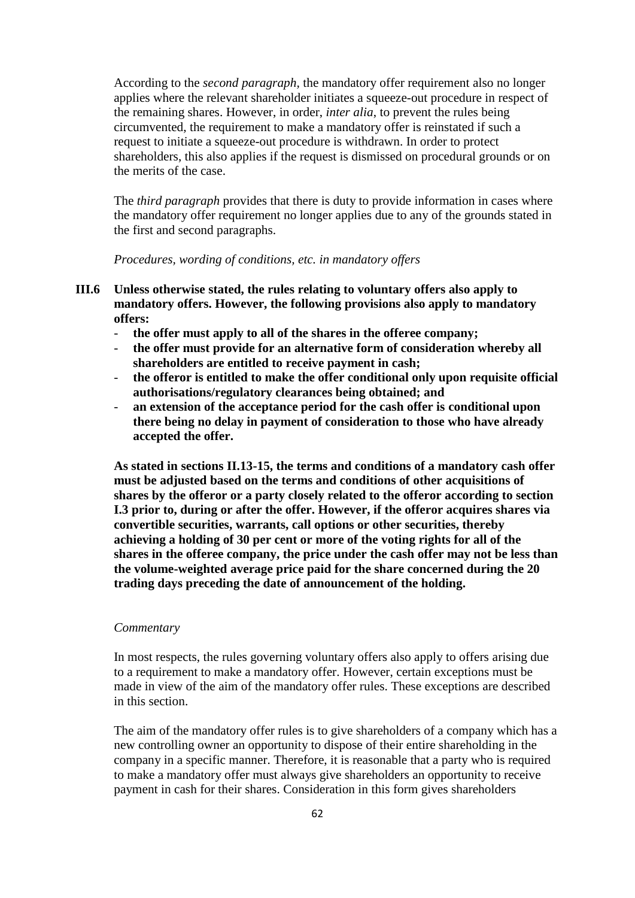According to the *second paragraph*, the mandatory offer requirement also no longer applies where the relevant shareholder initiates a squeeze-out procedure in respect of the remaining shares. However, in order, *inter alia*, to prevent the rules being circumvented, the requirement to make a mandatory offer is reinstated if such a request to initiate a squeeze-out procedure is withdrawn. In order to protect shareholders, this also applies if the request is dismissed on procedural grounds or on the merits of the case.

The *third paragraph* provides that there is duty to provide information in cases where the mandatory offer requirement no longer applies due to any of the grounds stated in the first and second paragraphs.

*Procedures, wording of conditions, etc. in mandatory offers*

**III.6 Unless otherwise stated, the rules relating to voluntary offers also apply to mandatory offers. However, the following provisions also apply to mandatory offers:**

- **the offer must apply to all of the shares in the offeree company;**
- **the offer must provide for an alternative form of consideration whereby all shareholders are entitled to receive payment in cash;**
- **the offeror is entitled to make the offer conditional only upon requisite official authorisations/regulatory clearances being obtained; and**
- **an extension of the acceptance period for the cash offer is conditional upon there being no delay in payment of consideration to those who have already accepted the offer.**

**As stated in sections II.13-15, the terms and conditions of a mandatory cash offer must be adjusted based on the terms and conditions of other acquisitions of shares by the offeror or a party closely related to the offeror according to section I.3 prior to, during or after the offer. However, if the offeror acquires shares via convertible securities, warrants, call options or other securities, thereby achieving a holding of 30 per cent or more of the voting rights for all of the shares in the offeree company, the price under the cash offer may not be less than the volume-weighted average price paid for the share concerned during the 20 trading days preceding the date of announcement of the holding.**

*Commentary*

In most respects, the rules governing voluntary offers also apply to offers arising due to a requirement to make a mandatory offer. However, certain exceptions must be made in view of the aim of the mandatory offer rules. These exceptions are described in this section.

The aim of the mandatory offer rules is to give shareholders of a company which has a new controlling owner an opportunity to dispose of their entire shareholding in the company in a specific manner. Therefore, it is reasonable that a party who is required to make a mandatory offer must always give shareholders an opportunity to receive payment in cash for their shares. Consideration in this form gives shareholders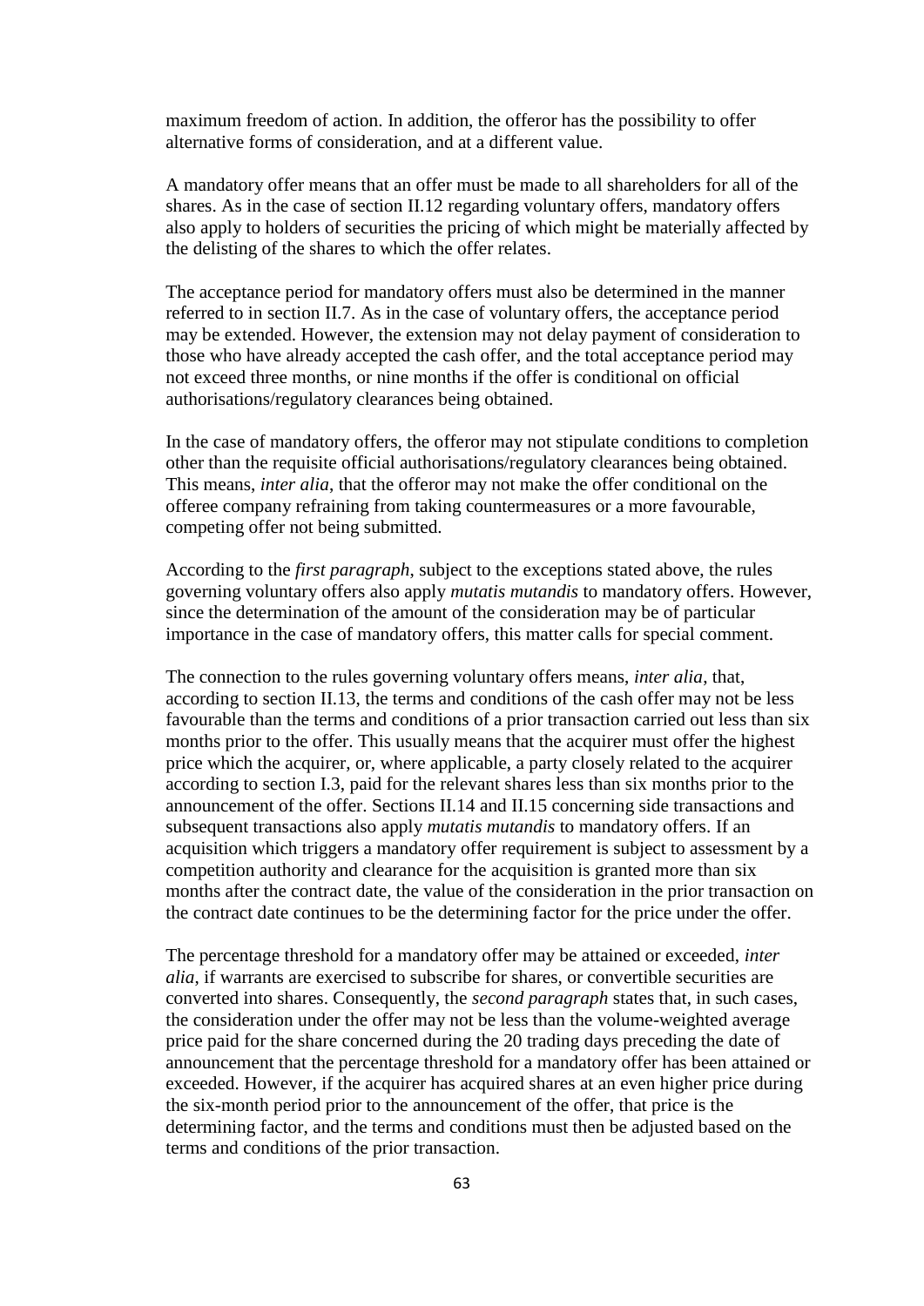maximum freedom of action. In addition, the offeror has the possibility to offer alternative forms of consideration, and at a different value.

A mandatory offer means that an offer must be made to all shareholders for all of the shares. As in the case of section II.12 regarding voluntary offers, mandatory offers also apply to holders of securities the pricing of which might be materially affected by the delisting of the shares to which the offer relates.

The acceptance period for mandatory offers must also be determined in the manner referred to in section II.7. As in the case of voluntary offers, the acceptance period may be extended. However, the extension may not delay payment of consideration to those who have already accepted the cash offer, and the total acceptance period may not exceed three months, or nine months if the offer is conditional on official authorisations/regulatory clearances being obtained.

In the case of mandatory offers, the offeror may not stipulate conditions to completion other than the requisite official authorisations/regulatory clearances being obtained. This means, *inter alia*, that the offeror may not make the offer conditional on the offeree company refraining from taking countermeasures or a more favourable, competing offer not being submitted.

According to the *first paragraph*, subject to the exceptions stated above, the rules governing voluntary offers also apply *mutatis mutandis* to mandatory offers. However, since the determination of the amount of the consideration may be of particular importance in the case of mandatory offers, this matter calls for special comment.

The connection to the rules governing voluntary offers means, *inter alia*, that, according to section II.13, the terms and conditions of the cash offer may not be less favourable than the terms and conditions of a prior transaction carried out less than six months prior to the offer. This usually means that the acquirer must offer the highest price which the acquirer, or, where applicable, a party closely related to the acquirer according to section I.3, paid for the relevant shares less than six months prior to the announcement of the offer. Sections II.14 and II.15 concerning side transactions and subsequent transactions also apply *mutatis mutandis* to mandatory offers. If an acquisition which triggers a mandatory offer requirement is subject to assessment by a competition authority and clearance for the acquisition is granted more than six months after the contract date, the value of the consideration in the prior transaction on the contract date continues to be the determining factor for the price under the offer.

The percentage threshold for a mandatory offer may be attained or exceeded, *inter alia*, if warrants are exercised to subscribe for shares, or convertible securities are converted into shares. Consequently, the *second paragraph* states that, in such cases, the consideration under the offer may not be less than the volume-weighted average price paid for the share concerned during the 20 trading days preceding the date of announcement that the percentage threshold for a mandatory offer has been attained or exceeded. However, if the acquirer has acquired shares at an even higher price during the six-month period prior to the announcement of the offer, that price is the determining factor, and the terms and conditions must then be adjusted based on the terms and conditions of the prior transaction.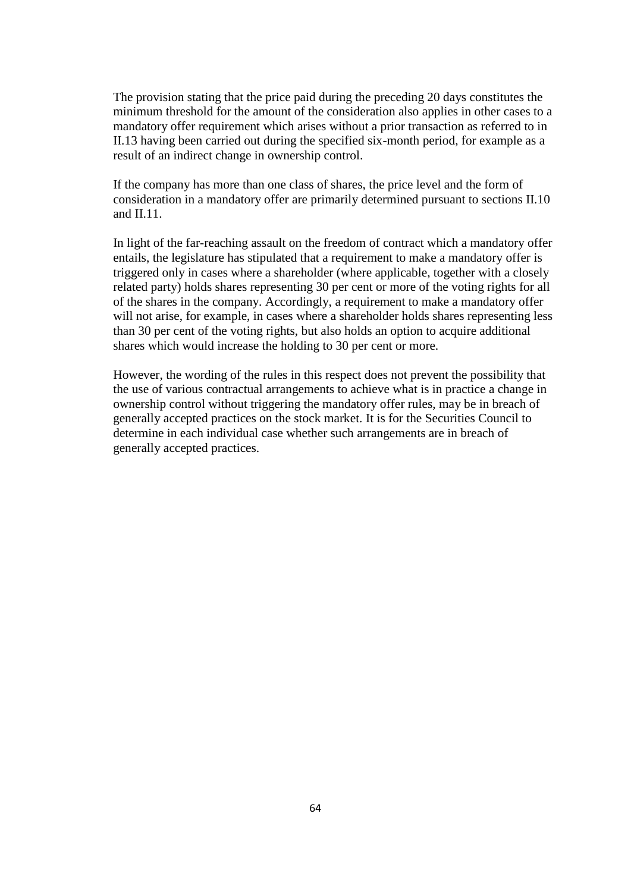The provision stating that the price paid during the preceding 20 days constitutes the minimum threshold for the amount of the consideration also applies in other cases to a mandatory offer requirement which arises without a prior transaction as referred to in II.13 having been carried out during the specified six-month period, for example as a result of an indirect change in ownership control.

If the company has more than one class of shares, the price level and the form of consideration in a mandatory offer are primarily determined pursuant to sections II.10 and II.11.

In light of the far-reaching assault on the freedom of contract which a mandatory offer entails, the legislature has stipulated that a requirement to make a mandatory offer is triggered only in cases where a shareholder (where applicable, together with a closely related party) holds shares representing 30 per cent or more of the voting rights for all of the shares in the company. Accordingly, a requirement to make a mandatory offer will not arise, for example, in cases where a shareholder holds shares representing less than 30 per cent of the voting rights, but also holds an option to acquire additional shares which would increase the holding to 30 per cent or more.

However, the wording of the rules in this respect does not prevent the possibility that the use of various contractual arrangements to achieve what is in practice a change in ownership control without triggering the mandatory offer rules, may be in breach of generally accepted practices on the stock market. It is for the Securities Council to determine in each individual case whether such arrangements are in breach of generally accepted practices.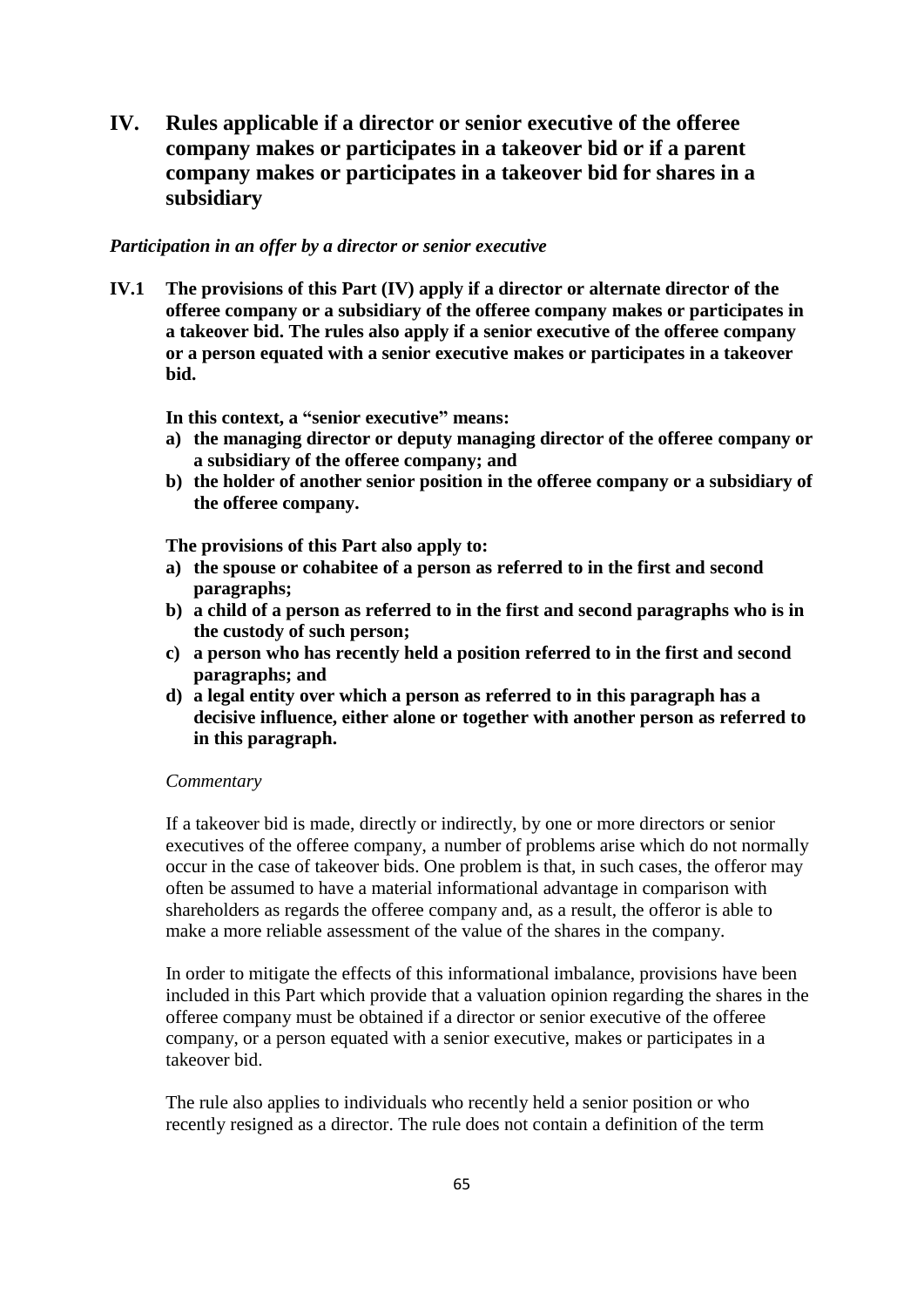# IV. Rules applicable if a director or senior executive of the offeree company makes or participates in a takeover bid or if a parent company makes or participates in a takeover bid for shares in a subsidiary

*Participation in an offer by a director or senior executive*

**IV.1 The provisions of this Part (IV) apply if a director or alternate director of the offeree company or a subsidiary of the offeree company makes or participates in a takeover bid. The rules also apply if a senior executive of the offeree company or a person equated with a senior executive makes or participates in a takeover bid.**

**In this context, a "senior executive" means:**

**a) the managing director or deputy managing director of the offeree company or a subsidiary of the offeree company; and**

**b) the holder of another senior position in the offeree company or a subsidiary of the offeree company.**

**The provisions of this Part also apply to:**

**a) the spouse or cohabitee of a person as referred to in the first and second paragraphs;**

**b) a child of a person as referred to in the first and second paragraphs who is in the custody of such person;**

**c) a person who has recently held a position referred to in the first and second paragraphs; and**

**d) a legal entity over which a person as referred to in this paragraph has a decisive influence, either alone or together with another person as referred to in this paragraph.**

*Commentary*

If a takeover bid is made, directly or indirectly, by one or more directors or senior executives of the offeree company, a number of problems arise which do not normally occur in the case of takeover bids. One problem is that, in such cases, the offeror may often be assumed to have a material informational advantage in comparison with shareholders as regards the offeree company and, as a result, the offeror is able to make a more reliable assessment of the value of the shares in the company.

In order to mitigate the effects of this informational imbalance, provisions have been included in this Part which provide that a valuation opinion regarding the shares in the offeree company must be obtained if a director or senior executive of the offeree company, or a person equated with a senior executive, makes or participates in a takeover bid.

The rule also applies to individuals who recently held a senior position or who recently resigned as a director. The rule does not contain a definition of the term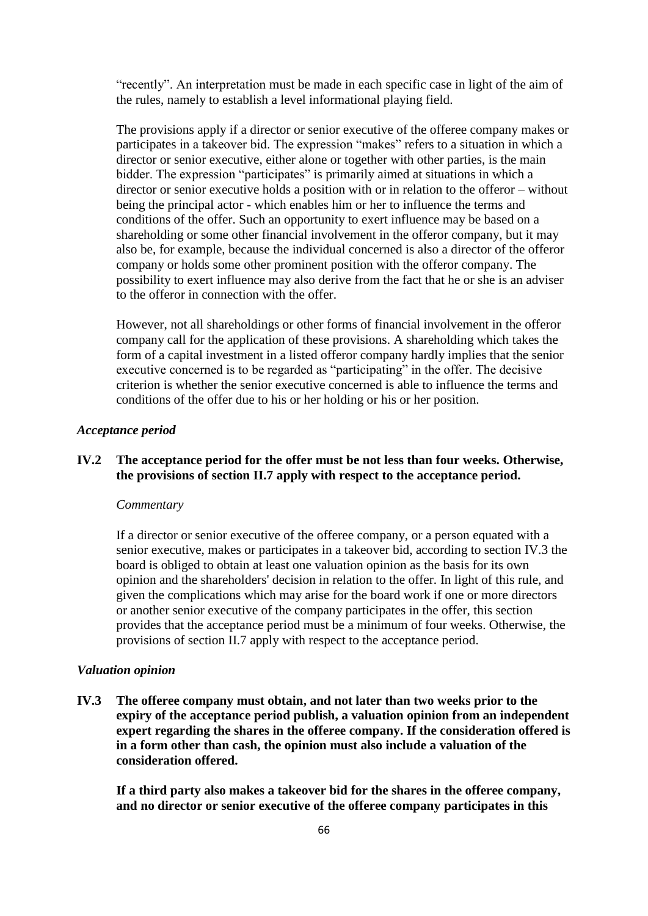"recently". An interpretation must be made in each specific case in light of the aim of the rules, namely to establish a level informational playing field.

The provisions apply if a director or senior executive of the offeree company makes or participates in a takeover bid. The expression "makes" refers to a situation in which a director or senior executive, either alone or together with other parties, is the main bidder. The expression "participates" is primarily aimed at situations in which a director or senior executive holds a position with or in relation to the offeror – without being the principal actor - which enables him or her to influence the terms and conditions of the offer. Such an opportunity to exert influence may be based on a shareholding or some other financial involvement in the offeror company, but it may also be, for example, because the individual concerned is also a director of the offeror company or holds some other prominent position with the offeror company. The possibility to exert influence may also derive from the fact that he or she is an adviser to the offeror in connection with the offer.

However, not all shareholdings or other forms of financial involvement in the offeror company call for the application of these provisions. A shareholding which takes the form of a capital investment in a listed offeror company hardly implies that the senior executive concerned is to be regarded as "participating" in the offer. The decisive criterion is whether the senior executive concerned is able to influence the terms and conditions of the offer due to his or her holding or his or her position.

#### *Acceptance period*

**IV.2 The acceptance period for the offer must be not less than four weeks. Otherwise, the provisions of section II.7 apply with respect to the acceptance period.**

*Commentary*

If a director or senior executive of the offeree company, or a person equated with a senior executive, makes or participates in a takeover bid, according to section IV.3 the board is obliged to obtain at least one valuation opinion as the basis for its own opinion and the shareholders' decision in relation to the offer. In light of this rule, and given the complications which may arise for the board work if one or more directors or another senior executive of the company participates in the offer, this section provides that the acceptance period must be a minimum of four weeks. Otherwise, the provisions of section II.7 apply with respect to the acceptance period.

#### *Valuation opinion*

**IV.3 The offeree company must obtain, and not later than two weeks prior to the expiry of the acceptance period publish, a valuation opinion from an independent expert regarding the shares in the offeree company. If the consideration offered is in a form other than cash, the opinion must also include a valuation of the consideration offered.**

**If a third party also makes a takeover bid for the shares in the offeree company, and no director or senior executive of the offeree company participates in this**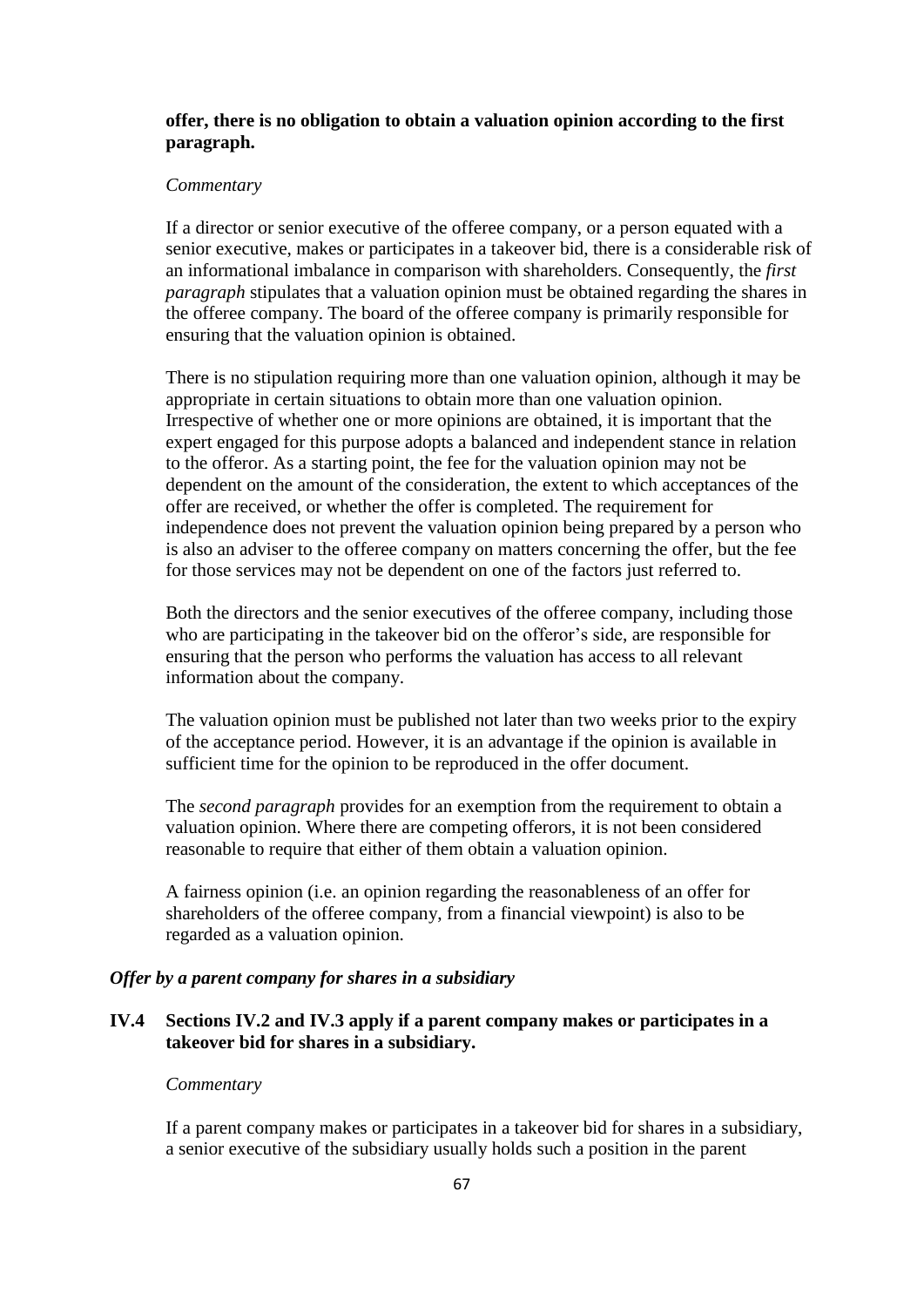**offer, there is no obligation to obtain a valuation opinion according to the first paragraph.**

*Commentary*

If a director or senior executive of the offeree company, or a person equated with a senior executive, makes or participates in a takeover bid, there is a considerable risk of an informational imbalance in comparison with shareholders. Consequently, the *first paragraph* stipulates that a valuation opinion must be obtained regarding the shares in the offeree company. The board of the offeree company is primarily responsible for ensuring that the valuation opinion is obtained.

There is no stipulation requiring more than one valuation opinion, although it may be appropriate in certain situations to obtain more than one valuation opinion. Irrespective of whether one or more opinions are obtained, it is important that the expert engaged for this purpose adopts a balanced and independent stance in relation to the offeror. As a starting point, the fee for the valuation opinion may not be dependent on the amount of the consideration, the extent to which acceptances of the offer are received, or whether the offer is completed. The requirement for independence does not prevent the valuation opinion being prepared by a person who is also an adviser to the offeree company on matters concerning the offer, but the fee for those services may not be dependent on one of the factors just referred to.

Both the directors and the senior executives of the offeree company, including those who are participating in the takeover bid on the offeror's side, are responsible for ensuring that the person who performs the valuation has access to all relevant information about the company.

The valuation opinion must be published not later than two weeks prior to the expiry of the acceptance period. However, it is an advantage if the opinion is available in sufficient time for the opinion to be reproduced in the offer document.

The *second paragraph* provides for an exemption from the requirement to obtain a valuation opinion. Where there are competing offerors, it is not been considered reasonable to require that either of them obtain a valuation opinion.

A fairness opinion (i.e. an opinion regarding the reasonableness of an offer for shareholders of the offeree company, from a financial viewpoint) is also to be regarded as a valuation opinion.

***Offer by a parent company for shares in a subsidiary***

**IV.4 Sections IV.2 and IV.3 apply if a parent company makes or participates in a takeover bid for shares in a subsidiary.**

*Commentary*

If a parent company makes or participates in a takeover bid for shares in a subsidiary, a senior executive of the subsidiary usually holds such a position in the parent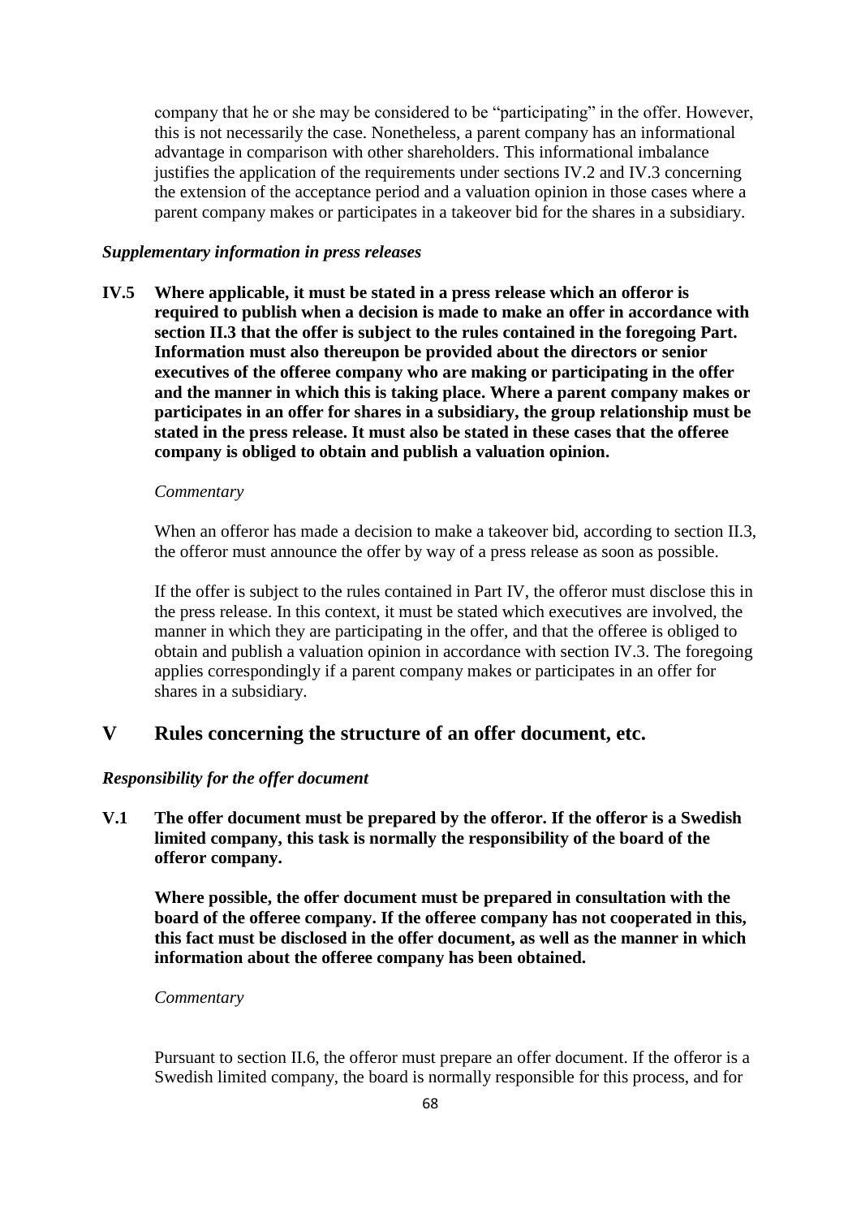company that he or she may be considered to be "participating" in the offer. However, this is not necessarily the case. Nonetheless, a parent company has an informational advantage in comparison with other shareholders. This informational imbalance justifies the application of the requirements under sections IV.2 and IV.3 concerning the extension of the acceptance period and a valuation opinion in those cases where a parent company makes or participates in a takeover bid for the shares in a subsidiary.

### *Supplementary information in press releases*

**IV.5 Where applicable, it must be stated in a press release which an offeror is required to publish when a decision is made to make an offer in accordance with section II.3 that the offer is subject to the rules contained in the foregoing Part. Information must also thereupon be provided about the directors or senior executives of the offeree company who are making or participating in the offer and the manner in which this is taking place. Where a parent company makes or participates in an offer for shares in a subsidiary, the group relationship must be stated in the press release. It must also be stated in these cases that the offeree company is obliged to obtain and publish a valuation opinion.**

*Commentary*

When an offeror has made a decision to make a takeover bid, according to section II.3, the offeror must announce the offer by way of a press release as soon as possible.

If the offer is subject to the rules contained in Part IV, the offeror must disclose this in the press release. In this context, it must be stated which executives are involved, the manner in which they are participating in the offer, and that the offeree is obliged to obtain and publish a valuation opinion in accordance with section IV.3. The foregoing applies correspondingly if a parent company makes or participates in an offer for shares in a subsidiary.

## V Rules concerning the structure of an offer document, etc.

### *Responsibility for the offer document*

**V.1 The offer document must be prepared by the offeror. If the offeror is a Swedish limited company, this task is normally the responsibility of the board of the offeror company.**

**Where possible, the offer document must be prepared in consultation with the board of the offeree company. If the offeree company has not cooperated in this, this fact must be disclosed in the offer document, as well as the manner in which information about the offeree company has been obtained.**

*Commentary*

Pursuant to section II.6, the offeror must prepare an offer document. If the offeror is a Swedish limited company, the board is normally responsible for this process, and for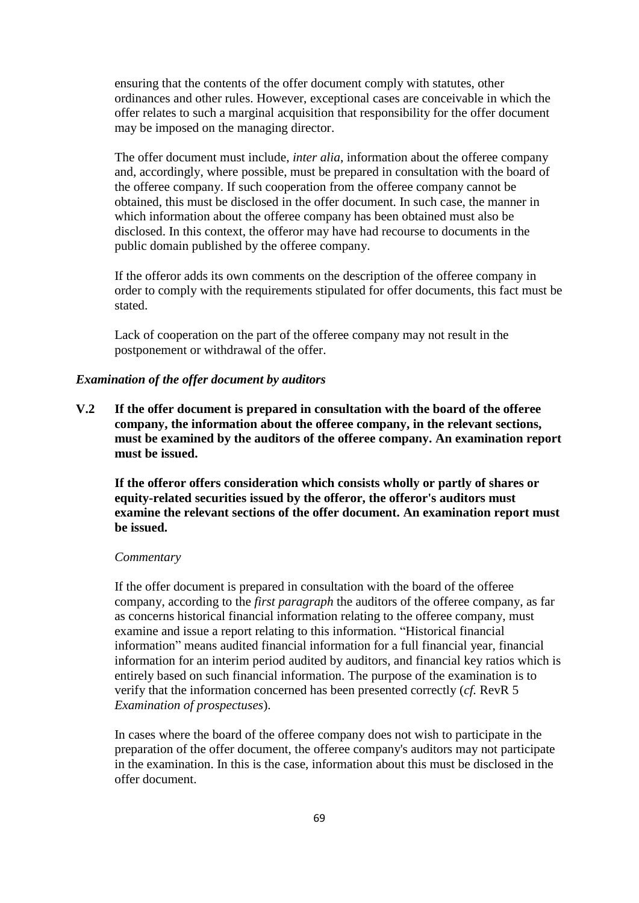ensuring that the contents of the offer document comply with statutes, other ordinances and other rules. However, exceptional cases are conceivable in which the offer relates to such a marginal acquisition that responsibility for the offer document may be imposed on the managing director.

The offer document must include, *inter alia*, information about the offeree company and, accordingly, where possible, must be prepared in consultation with the board of the offeree company. If such cooperation from the offeree company cannot be obtained, this must be disclosed in the offer document. In such case, the manner in which information about the offeree company has been obtained must also be disclosed. In this context, the offeror may have had recourse to documents in the public domain published by the offeree company.

If the offeror adds its own comments on the description of the offeree company in order to comply with the requirements stipulated for offer documents, this fact must be stated.

Lack of cooperation on the part of the offeree company may not result in the postponement or withdrawal of the offer.

***Examination of the offer document by auditors***

**V.2 If the offer document is prepared in consultation with the board of the offeree company, the information about the offeree company, in the relevant sections, must be examined by the auditors of the offeree company. An examination report must be issued.**

**If the offeror offers consideration which consists wholly or partly of shares or equity-related securities issued by the offeror, the offeror's auditors must examine the relevant sections of the offer document. An examination report must be issued.**

*Commentary*

If the offer document is prepared in consultation with the board of the offeree company, according to the *first paragraph* the auditors of the offeree company, as far as concerns historical financial information relating to the offeree company, must examine and issue a report relating to this information. "Historical financial information" means audited financial information for a full financial year, financial information for an interim period audited by auditors, and financial key ratios which is entirely based on such financial information. The purpose of the examination is to verify that the information concerned has been presented correctly (*cf.* RevR 5 *Examination of prospectuses*).

In cases where the board of the offeree company does not wish to participate in the preparation of the offer document, the offeree company's auditors may not participate in the examination. In this is the case, information about this must be disclosed in the offer document.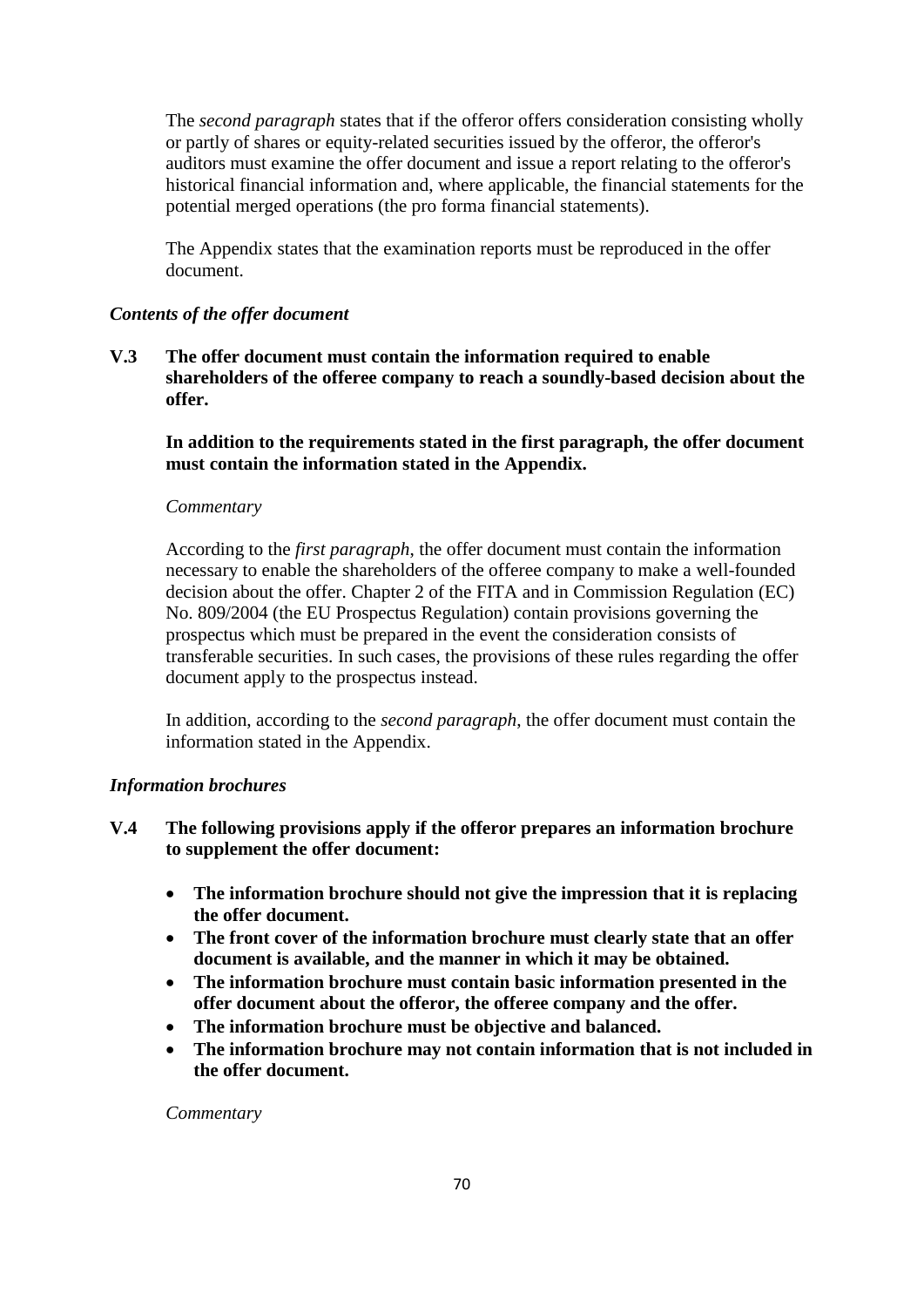The *second paragraph* states that if the offeror offers consideration consisting wholly or partly of shares or equity-related securities issued by the offeror, the offeror's auditors must examine the offer document and issue a report relating to the offeror's historical financial information and, where applicable, the financial statements for the potential merged operations (the pro forma financial statements).

The Appendix states that the examination reports must be reproduced in the offer document.

***Contents of the offer document***

**V.3 The offer document must contain the information required to enable shareholders of the offeree company to reach a soundly-based decision about the offer.**

**In addition to the requirements stated in the first paragraph, the offer document must contain the information stated in the Appendix.**

*Commentary*

According to the *first paragraph*, the offer document must contain the information necessary to enable the shareholders of the offeree company to make a well-founded decision about the offer. Chapter 2 of the FITA and in Commission Regulation (EC) No. 809/2004 (the EU Prospectus Regulation) contain provisions governing the prospectus which must be prepared in the event the consideration consists of transferable securities. In such cases, the provisions of these rules regarding the offer document apply to the prospectus instead.

In addition, according to the *second paragraph*, the offer document must contain the information stated in the Appendix.

***Information brochures***

**V.4 The following provisions apply if the offeror prepares an information brochure to supplement the offer document:**

- **The information brochure should not give the impression that it is replacing the offer document.**
- **The front cover of the information brochure must clearly state that an offer document is available, and the manner in which it may be obtained.**
- **The information brochure must contain basic information presented in the offer document about the offeror, the offeree company and the offer.**
- **The information brochure must be objective and balanced.**
- **The information brochure may not contain information that is not included in the offer document.**

*Commentary*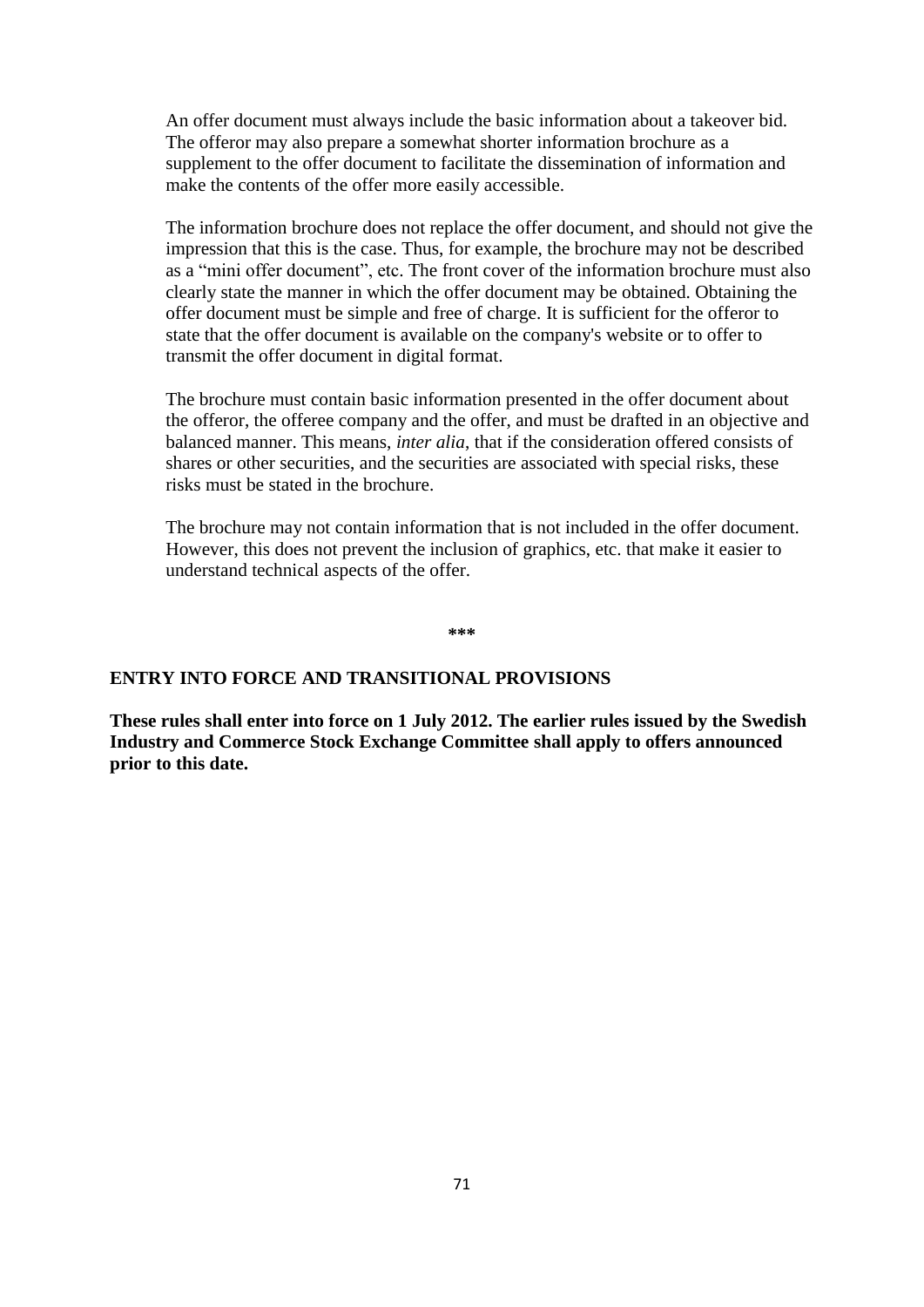An offer document must always include the basic information about a takeover bid. The offeror may also prepare a somewhat shorter information brochure as a supplement to the offer document to facilitate the dissemination of information and make the contents of the offer more easily accessible.

The information brochure does not replace the offer document, and should not give the impression that this is the case. Thus, for example, the brochure may not be described as a "mini offer document", etc. The front cover of the information brochure must also clearly state the manner in which the offer document may be obtained. Obtaining the offer document must be simple and free of charge. It is sufficient for the offeror to state that the offer document is available on the company's website or to offer to transmit the offer document in digital format.

The brochure must contain basic information presented in the offer document about the offeror, the offeree company and the offer, and must be drafted in an objective and balanced manner. This means, *inter alia*, that if the consideration offered consists of shares or other securities, and the securities are associated with special risks, these risks must be stated in the brochure.

The brochure may not contain information that is not included in the offer document. However, this does not prevent the inclusion of graphics, etc. that make it easier to understand technical aspects of the offer.

**\*\*\***

## ENTRY INTO FORCE AND TRANSITIONAL PROVISIONS

**These rules shall enter into force on 1 July 2012. The earlier rules issued by the Swedish Industry and Commerce Stock Exchange Committee shall apply to offers announced prior to this date.**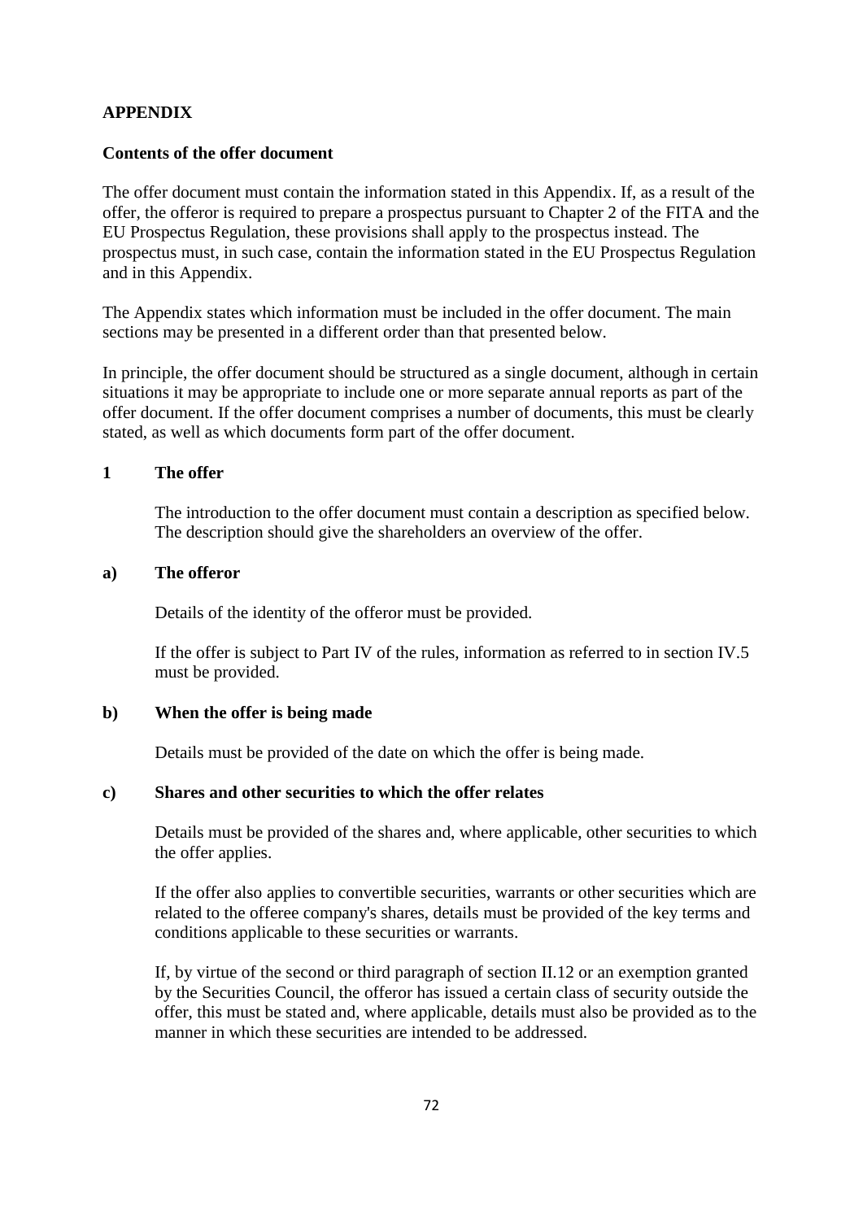## APPENDIX

### Contents of the offer document

The offer document must contain the information stated in this Appendix. If, as a result of the offer, the offeror is required to prepare a prospectus pursuant to Chapter 2 of the FITA and the EU Prospectus Regulation, these provisions shall apply to the prospectus instead. The prospectus must, in such case, contain the information stated in the EU Prospectus Regulation and in this Appendix.

The Appendix states which information must be included in the offer document. The main sections may be presented in a different order than that presented below.

In principle, the offer document should be structured as a single document, although in certain situations it may be appropriate to include one or more separate annual reports as part of the offer document. If the offer document comprises a number of documents, this must be clearly stated, as well as which documents form part of the offer document.

### 1 The offer

The introduction to the offer document must contain a description as specified below. The description should give the shareholders an overview of the offer.

#### a) The offeror

Details of the identity of the offeror must be provided.

If the offer is subject to Part IV of the rules, information as referred to in section IV.5 must be provided.

#### b) When the offer is being made

Details must be provided of the date on which the offer is being made.

#### c) Shares and other securities to which the offer relates

Details must be provided of the shares and, where applicable, other securities to which the offer applies.

If the offer also applies to convertible securities, warrants or other securities which are related to the offeree company's shares, details must be provided of the key terms and conditions applicable to these securities or warrants.

If, by virtue of the second or third paragraph of section II.12 or an exemption granted by the Securities Council, the offeror has issued a certain class of security outside the offer, this must be stated and, where applicable, details must also be provided as to the manner in which these securities are intended to be addressed.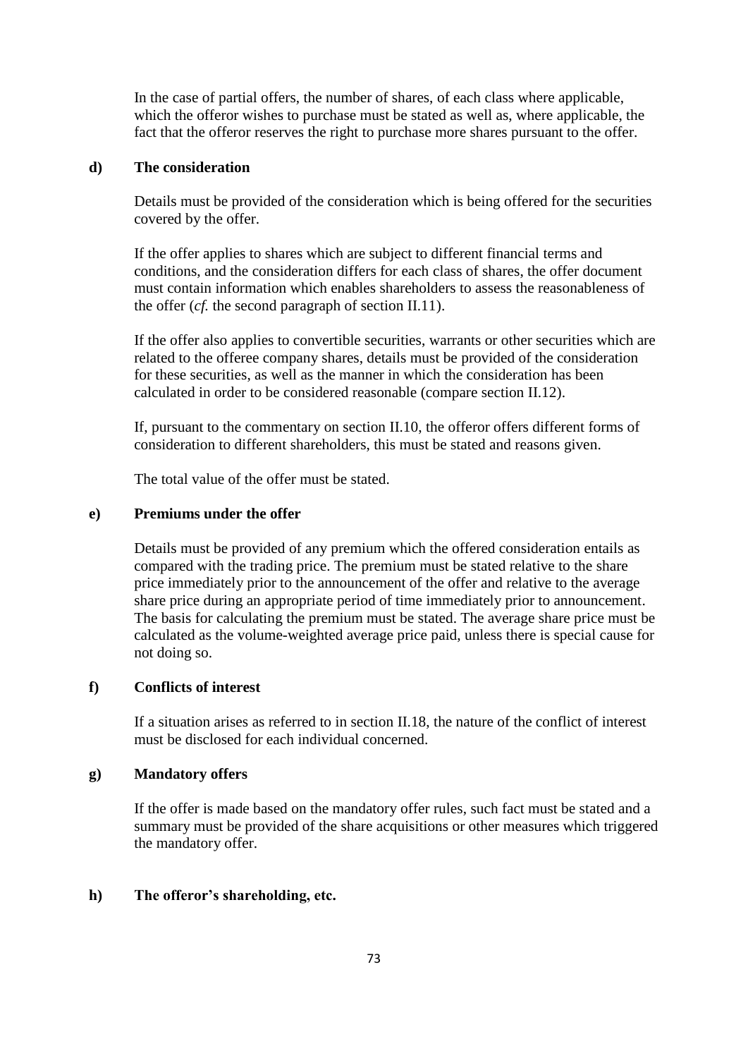In the case of partial offers, the number of shares, of each class where applicable, which the offeror wishes to purchase must be stated as well as, where applicable, the fact that the offeror reserves the right to purchase more shares pursuant to the offer.

#### d) The consideration

Details must be provided of the consideration which is being offered for the securities covered by the offer.

If the offer applies to shares which are subject to different financial terms and conditions, and the consideration differs for each class of shares, the offer document must contain information which enables shareholders to assess the reasonableness of the offer (*cf.* the second paragraph of section II.11).

If the offer also applies to convertible securities, warrants or other securities which are related to the offeree company shares, details must be provided of the consideration for these securities, as well as the manner in which the consideration has been calculated in order to be considered reasonable (compare section II.12).

If, pursuant to the commentary on section II.10, the offeror offers different forms of consideration to different shareholders, this must be stated and reasons given.

The total value of the offer must be stated.

#### e) Premiums under the offer

Details must be provided of any premium which the offered consideration entails as compared with the trading price. The premium must be stated relative to the share price immediately prior to the announcement of the offer and relative to the average share price during an appropriate period of time immediately prior to announcement. The basis for calculating the premium must be stated. The average share price must be calculated as the volume-weighted average price paid, unless there is special cause for not doing so.

#### f) Conflicts of interest

If a situation arises as referred to in section II.18, the nature of the conflict of interest must be disclosed for each individual concerned.

#### g) Mandatory offers

If the offer is made based on the mandatory offer rules, such fact must be stated and a summary must be provided of the share acquisitions or other measures which triggered the mandatory offer.

#### h) The offeror's shareholding, etc.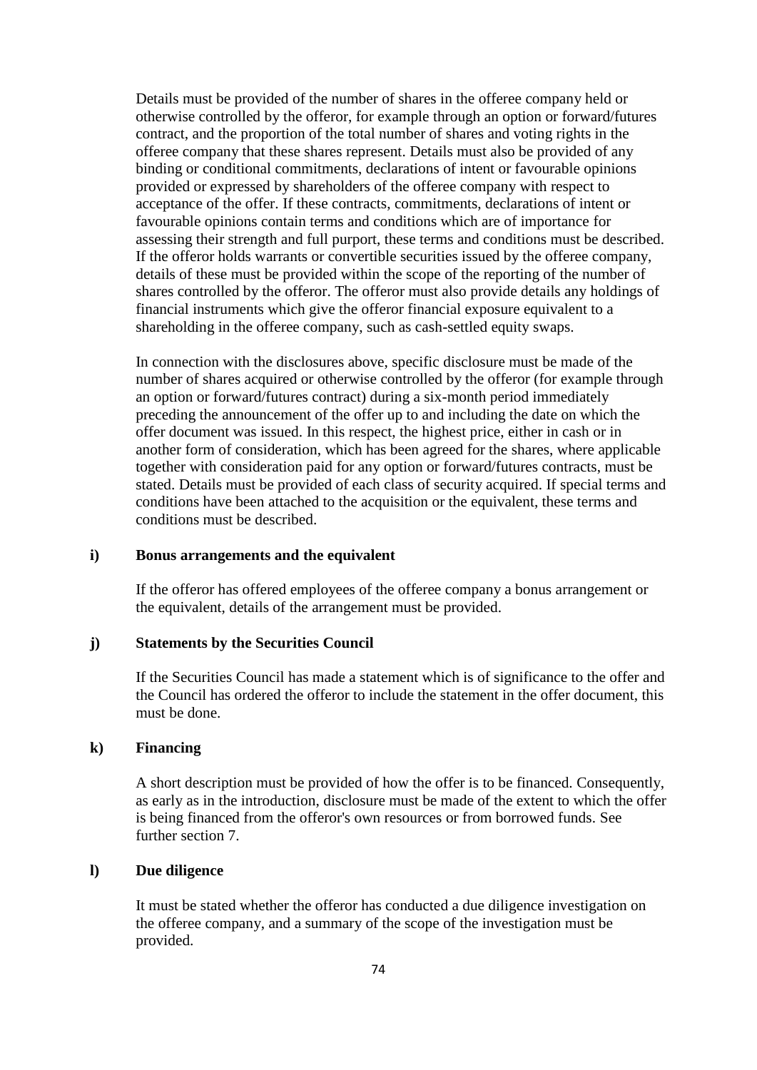Details must be provided of the number of shares in the offeree company held or otherwise controlled by the offeror, for example through an option or forward/futures contract, and the proportion of the total number of shares and voting rights in the offeree company that these shares represent. Details must also be provided of any binding or conditional commitments, declarations of intent or favourable opinions provided or expressed by shareholders of the offeree company with respect to acceptance of the offer. If these contracts, commitments, declarations of intent or favourable opinions contain terms and conditions which are of importance for assessing their strength and full purport, these terms and conditions must be described. If the offeror holds warrants or convertible securities issued by the offeree company, details of these must be provided within the scope of the reporting of the number of shares controlled by the offeror. The offeror must also provide details any holdings of financial instruments which give the offeror financial exposure equivalent to a shareholding in the offeree company, such as cash-settled equity swaps.

In connection with the disclosures above, specific disclosure must be made of the number of shares acquired or otherwise controlled by the offeror (for example through an option or forward/futures contract) during a six-month period immediately preceding the announcement of the offer up to and including the date on which the offer document was issued. In this respect, the highest price, either in cash or in another form of consideration, which has been agreed for the shares, where applicable together with consideration paid for any option or forward/futures contracts, must be stated. Details must be provided of each class of security acquired. If special terms and conditions have been attached to the acquisition or the equivalent, these terms and conditions must be described.

**i) Bonus arrangements and the equivalent**

If the offeror has offered employees of the offeree company a bonus arrangement or the equivalent, details of the arrangement must be provided.

**j) Statements by the Securities Council**

If the Securities Council has made a statement which is of significance to the offer and the Council has ordered the offeror to include the statement in the offer document, this must be done.

**k) Financing**

A short description must be provided of how the offer is to be financed. Consequently, as early as in the introduction, disclosure must be made of the extent to which the offer is being financed from the offeror's own resources or from borrowed funds. See further section 7.

**l) Due diligence**

It must be stated whether the offeror has conducted a due diligence investigation on the offeree company, and a summary of the scope of the investigation must be provided.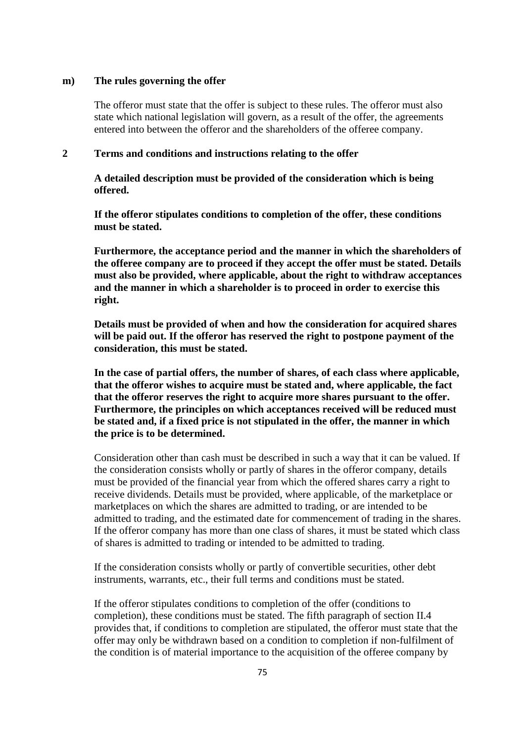**m) The rules governing the offer**

The offeror must state that the offer is subject to these rules. The offeror must also state which national legislation will govern, as a result of the offer, the agreements entered into between the offeror and the shareholders of the offeree company.

## 2 Terms and conditions and instructions relating to the offer

**A detailed description must be provided of the consideration which is being offered.**

**If the offeror stipulates conditions to completion of the offer, these conditions must be stated.**

**Furthermore, the acceptance period and the manner in which the shareholders of the offeree company are to proceed if they accept the offer must be stated. Details must also be provided, where applicable, about the right to withdraw acceptances and the manner in which a shareholder is to proceed in order to exercise this right.**

**Details must be provided of when and how the consideration for acquired shares will be paid out. If the offeror has reserved the right to postpone payment of the consideration, this must be stated.**

**In the case of partial offers, the number of shares, of each class where applicable, that the offeror wishes to acquire must be stated and, where applicable, the fact that the offeror reserves the right to acquire more shares pursuant to the offer. Furthermore, the principles on which acceptances received will be reduced must be stated and, if a fixed price is not stipulated in the offer, the manner in which the price is to be determined.**

Consideration other than cash must be described in such a way that it can be valued. If the consideration consists wholly or partly of shares in the offeror company, details must be provided of the financial year from which the offered shares carry a right to receive dividends. Details must be provided, where applicable, of the marketplace or marketplaces on which the shares are admitted to trading, or are intended to be admitted to trading, and the estimated date for commencement of trading in the shares. If the offeror company has more than one class of shares, it must be stated which class of shares is admitted to trading or intended to be admitted to trading.

If the consideration consists wholly or partly of convertible securities, other debt instruments, warrants, etc., their full terms and conditions must be stated.

If the offeror stipulates conditions to completion of the offer (conditions to completion), these conditions must be stated. The fifth paragraph of section II.4 provides that, if conditions to completion are stipulated, the offeror must state that the offer may only be withdrawn based on a condition to completion if non-fulfilment of the condition is of material importance to the acquisition of the offeree company by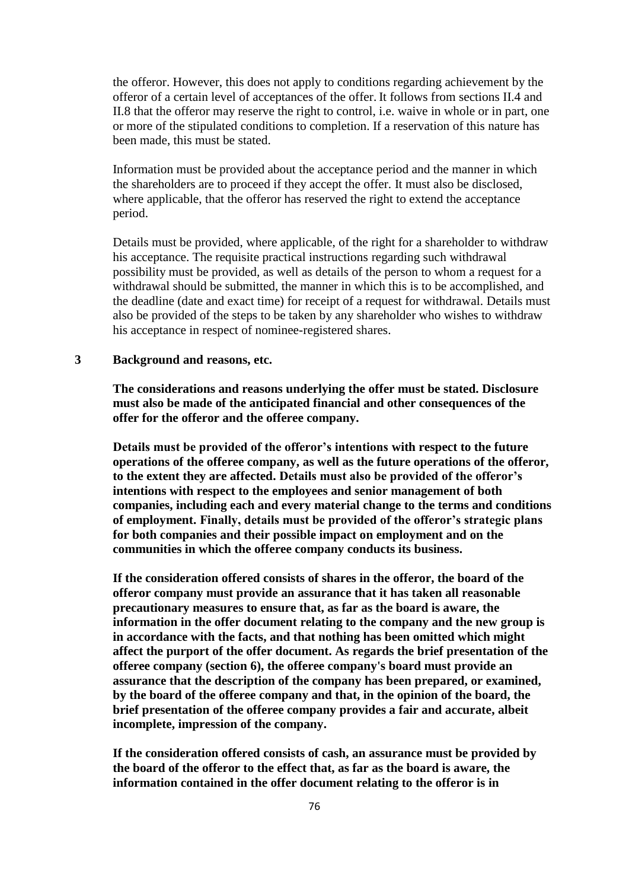the offeror. However, this does not apply to conditions regarding achievement by the offeror of a certain level of acceptances of the offer. It follows from sections II.4 and II.8 that the offeror may reserve the right to control, i.e. waive in whole or in part, one or more of the stipulated conditions to completion. If a reservation of this nature has been made, this must be stated.

Information must be provided about the acceptance period and the manner in which the shareholders are to proceed if they accept the offer. It must also be disclosed, where applicable, that the offeror has reserved the right to extend the acceptance period.

Details must be provided, where applicable, of the right for a shareholder to withdraw his acceptance. The requisite practical instructions regarding such withdrawal possibility must be provided, as well as details of the person to whom a request for a withdrawal should be submitted, the manner in which this is to be accomplished, and the deadline (date and exact time) for receipt of a request for withdrawal. Details must also be provided of the steps to be taken by any shareholder who wishes to withdraw his acceptance in respect of nominee-registered shares.

### 3 Background and reasons, etc.

**The considerations and reasons underlying the offer must be stated. Disclosure must also be made of the anticipated financial and other consequences of the offer for the offeror and the offeree company.**

**Details must be provided of the offeror's intentions with respect to the future operations of the offeree company, as well as the future operations of the offeror, to the extent they are affected. Details must also be provided of the offeror's intentions with respect to the employees and senior management of both companies, including each and every material change to the terms and conditions of employment. Finally, details must be provided of the offeror's strategic plans for both companies and their possible impact on employment and on the communities in which the offeree company conducts its business.**

**If the consideration offered consists of shares in the offeror, the board of the offeror company must provide an assurance that it has taken all reasonable precautionary measures to ensure that, as far as the board is aware, the information in the offer document relating to the company and the new group is in accordance with the facts, and that nothing has been omitted which might affect the purport of the offer document. As regards the brief presentation of the offeree company (section 6), the offeree company's board must provide an assurance that the description of the company has been prepared, or examined, by the board of the offeree company and that, in the opinion of the board, the brief presentation of the offeree company provides a fair and accurate, albeit incomplete, impression of the company.**

**If the consideration offered consists of cash, an assurance must be provided by the board of the offeror to the effect that, as far as the board is aware, the information contained in the offer document relating to the offeror is in**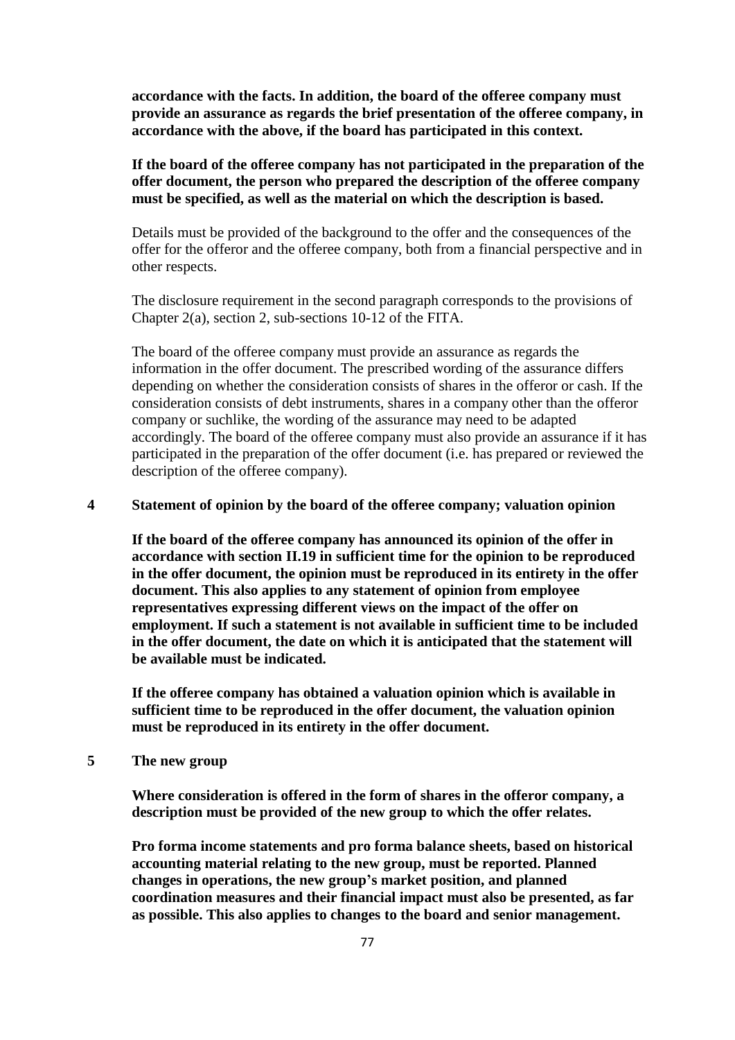**accordance with the facts. In addition, the board of the offeree company must provide an assurance as regards the brief presentation of the offeree company, in accordance with the above, if the board has participated in this context.**

**If the board of the offeree company has not participated in the preparation of the offer document, the person who prepared the description of the offeree company must be specified, as well as the material on which the description is based.**

Details must be provided of the background to the offer and the consequences of the offer for the offeror and the offeree company, both from a financial perspective and in other respects.

The disclosure requirement in the second paragraph corresponds to the provisions of Chapter 2(a), section 2, sub-sections 10-12 of the FITA.

The board of the offeree company must provide an assurance as regards the information in the offer document. The prescribed wording of the assurance differs depending on whether the consideration consists of shares in the offeror or cash. If the consideration consists of debt instruments, shares in a company other than the offeror company or suchlike, the wording of the assurance may need to be adapted accordingly. The board of the offeree company must also provide an assurance if it has participated in the preparation of the offer document (i.e. has prepared or reviewed the description of the offeree company).

## 4 Statement of opinion by the board of the offeree company; valuation opinion

**If the board of the offeree company has announced its opinion of the offer in accordance with section II.19 in sufficient time for the opinion to be reproduced in the offer document, the opinion must be reproduced in its entirety in the offer document. This also applies to any statement of opinion from employee representatives expressing different views on the impact of the offer on employment. If such a statement is not available in sufficient time to be included in the offer document, the date on which it is anticipated that the statement will be available must be indicated.**

**If the offeree company has obtained a valuation opinion which is available in sufficient time to be reproduced in the offer document, the valuation opinion must be reproduced in its entirety in the offer document.**

## 5 The new group

**Where consideration is offered in the form of shares in the offeror company, a description must be provided of the new group to which the offer relates.**

**Pro forma income statements and pro forma balance sheets, based on historical accounting material relating to the new group, must be reported. Planned changes in operations, the new group's market position, and planned coordination measures and their financial impact must also be presented, as far as possible. This also applies to changes to the board and senior management.**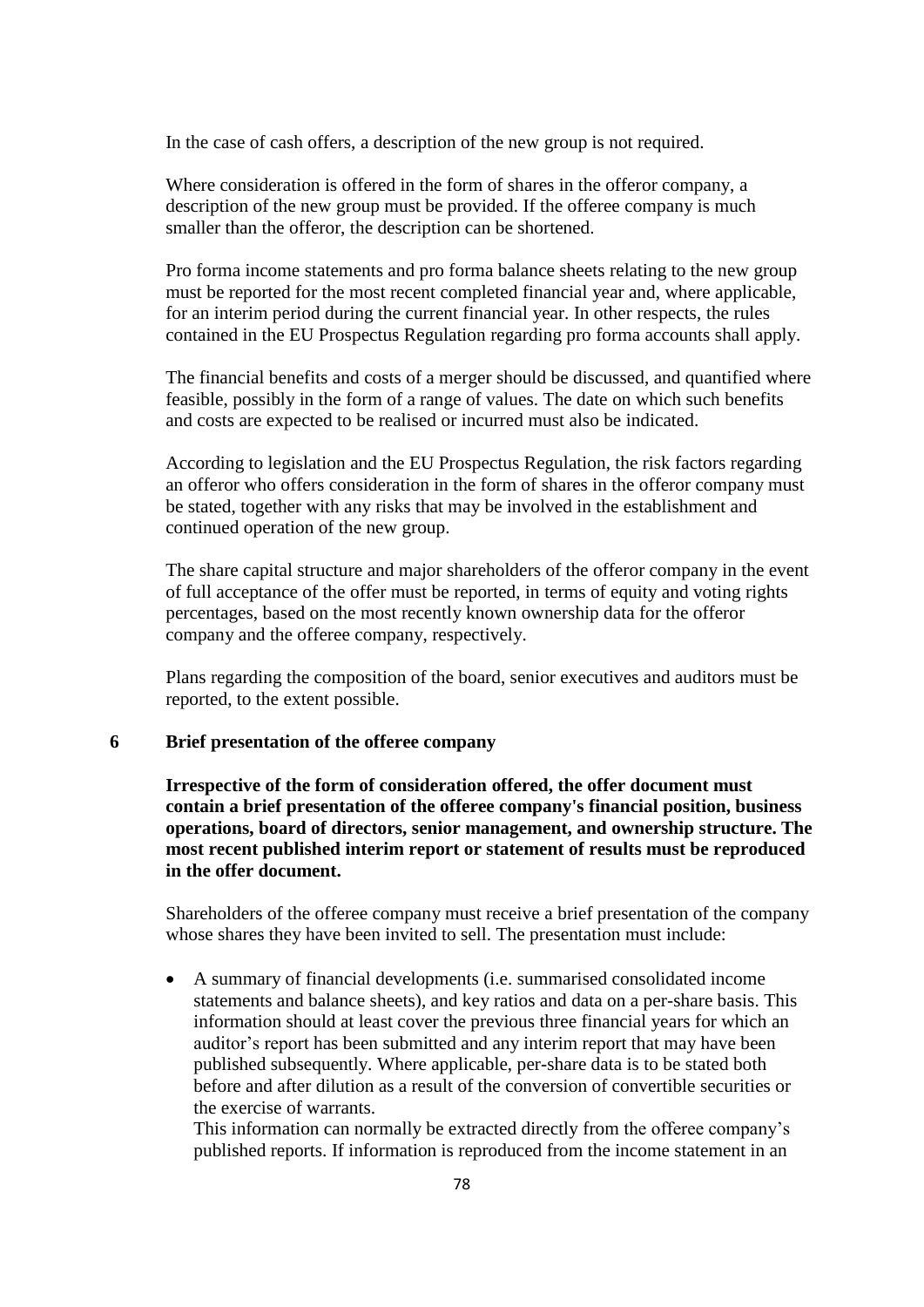In the case of cash offers, a description of the new group is not required.

Where consideration is offered in the form of shares in the offeror company, a description of the new group must be provided. If the offeree company is much smaller than the offeror, the description can be shortened.

Pro forma income statements and pro forma balance sheets relating to the new group must be reported for the most recent completed financial year and, where applicable, for an interim period during the current financial year. In other respects, the rules contained in the EU Prospectus Regulation regarding pro forma accounts shall apply.

The financial benefits and costs of a merger should be discussed, and quantified where feasible, possibly in the form of a range of values. The date on which such benefits and costs are expected to be realised or incurred must also be indicated.

According to legislation and the EU Prospectus Regulation, the risk factors regarding an offeror who offers consideration in the form of shares in the offeror company must be stated, together with any risks that may be involved in the establishment and continued operation of the new group.

The share capital structure and major shareholders of the offeror company in the event of full acceptance of the offer must be reported, in terms of equity and voting rights percentages, based on the most recently known ownership data for the offeror company and the offeree company, respectively.

Plans regarding the composition of the board, senior executives and auditors must be reported, to the extent possible.

## 6 Brief presentation of the offeree company

**Irrespective of the form of consideration offered, the offer document must contain a brief presentation of the offeree company's financial position, business operations, board of directors, senior management, and ownership structure. The most recent published interim report or statement of results must be reproduced in the offer document.**

Shareholders of the offeree company must receive a brief presentation of the company whose shares they have been invited to sell. The presentation must include:

- A summary of financial developments (i.e. summarised consolidated income statements and balance sheets), and key ratios and data on a per-share basis. This information should at least cover the previous three financial years for which an auditor's report has been submitted and any interim report that may have been published subsequently. Where applicable, per-share data is to be stated both before and after dilution as a result of the conversion of convertible securities or the exercise of warrants.
  This information can normally be extracted directly from the offeree company's published reports. If information is reproduced from the income statement in an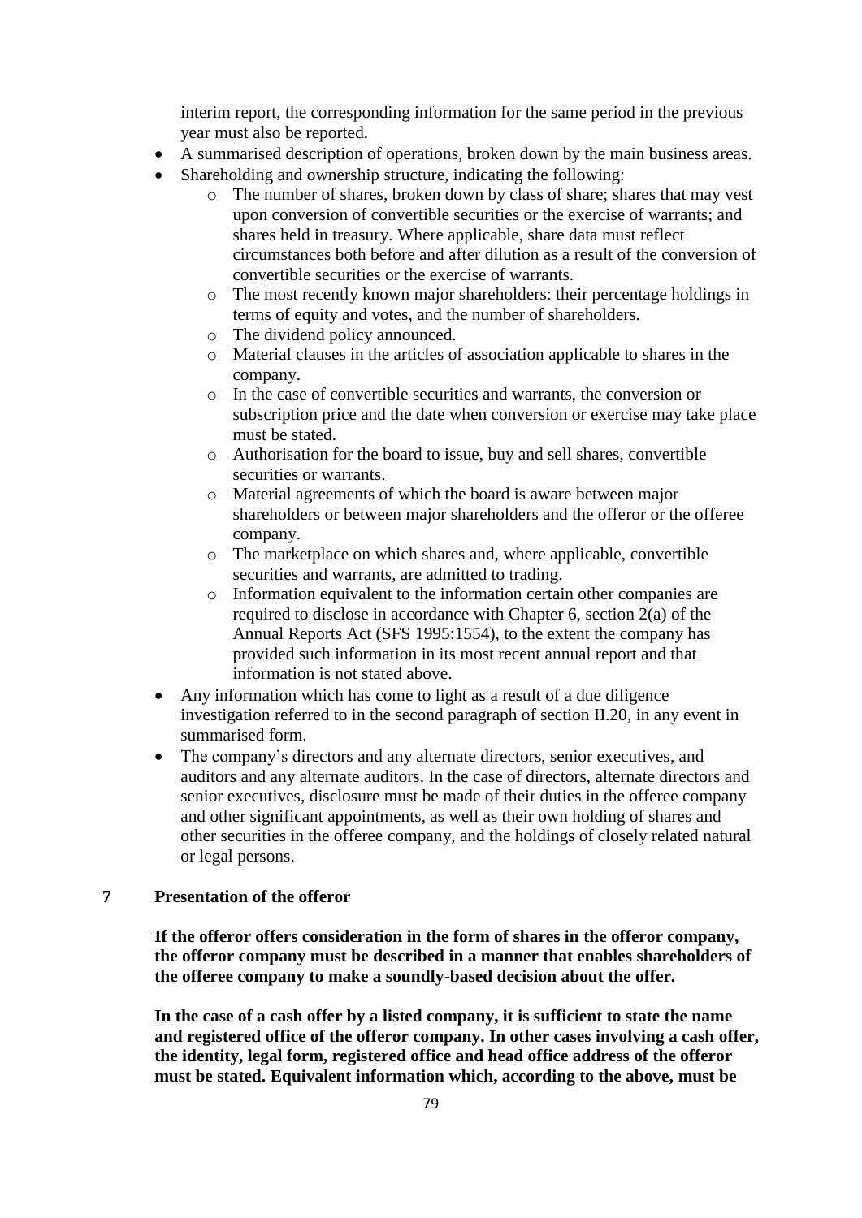interim report, the corresponding information for the same period in the previous year must also be reported.

- A summarised description of operations, broken down by the main business areas.
- Shareholding and ownership structure, indicating the following:
    - The number of shares, broken down by class of share; shares that may vest upon conversion of convertible securities or the exercise of warrants; and shares held in treasury. Where applicable, share data must reflect circumstances both before and after dilution as a result of the conversion of convertible securities or the exercise of warrants.
    - The most recently known major shareholders: their percentage holdings in terms of equity and votes, and the number of shareholders.
    - The dividend policy announced.
    - Material clauses in the articles of association applicable to shares in the company.
    - In the case of convertible securities and warrants, the conversion or subscription price and the date when conversion or exercise may take place must be stated.
    - Authorisation for the board to issue, buy and sell shares, convertible securities or warrants.
    - Material agreements of which the board is aware between major shareholders or between major shareholders and the offeror or the offeree company.
    - The marketplace on which shares and, where applicable, convertible securities and warrants, are admitted to trading.
    - Information equivalent to the information certain other companies are required to disclose in accordance with Chapter 6, section 2(a) of the Annual Reports Act (SFS 1995:1554), to the extent the company has provided such information in its most recent annual report and that information is not stated above.
- Any information which has come to light as a result of a due diligence investigation referred to in the second paragraph of section II.20, in any event in summarised form.
- The company's directors and any alternate directors, senior executives, and auditors and any alternate auditors. In the case of directors, alternate directors and senior executives, disclosure must be made of their duties in the offeree company and other significant appointments, as well as their own holding of shares and other securities in the offeree company, and the holdings of closely related natural or legal persons.

## 7 Presentation of the offeror

**If the offeror offers consideration in the form of shares in the offeror company, the offeror company must be described in a manner that enables shareholders of the offeree company to make a soundly-based decision about the offer.**

**In the case of a cash offer by a listed company, it is sufficient to state the name and registered office of the offeror company. In other cases involving a cash offer, the identity, legal form, registered office and head office address of the offeror must be stated. Equivalent information which, according to the above, must be**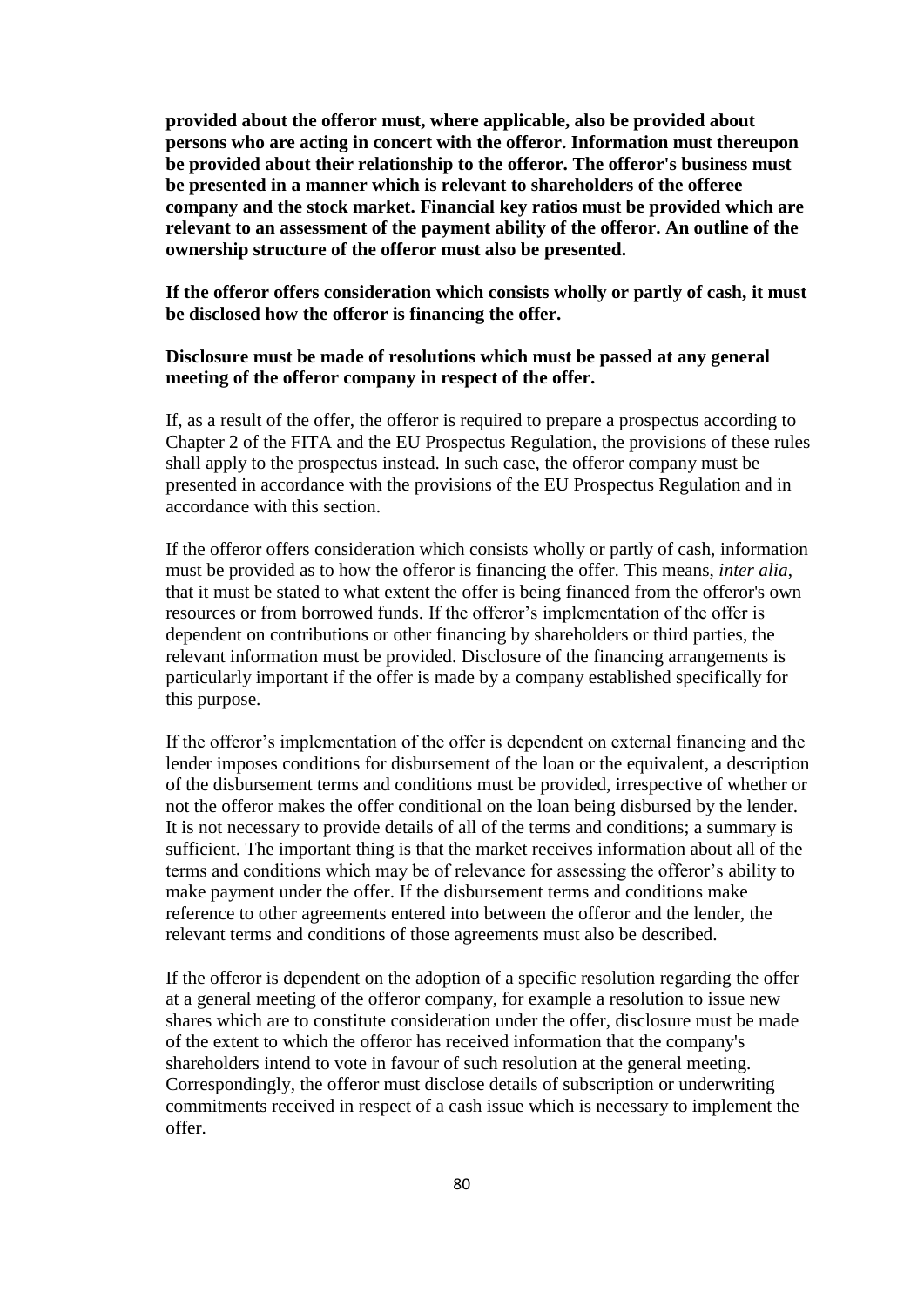**provided about the offeror must, where applicable, also be provided about persons who are acting in concert with the offeror. Information must thereupon be provided about their relationship to the offeror. The offeror's business must be presented in a manner which is relevant to shareholders of the offeree company and the stock market. Financial key ratios must be provided which are relevant to an assessment of the payment ability of the offeror. An outline of the ownership structure of the offeror must also be presented.**

**If the offeror offers consideration which consists wholly or partly of cash, it must be disclosed how the offeror is financing the offer.**

**Disclosure must be made of resolutions which must be passed at any general meeting of the offeror company in respect of the offer.**

If, as a result of the offer, the offeror is required to prepare a prospectus according to Chapter 2 of the FITA and the EU Prospectus Regulation, the provisions of these rules shall apply to the prospectus instead. In such case, the offeror company must be presented in accordance with the provisions of the EU Prospectus Regulation and in accordance with this section.

If the offeror offers consideration which consists wholly or partly of cash, information must be provided as to how the offeror is financing the offer. This means, *inter alia*, that it must be stated to what extent the offer is being financed from the offeror's own resources or from borrowed funds. If the offeror's implementation of the offer is dependent on contributions or other financing by shareholders or third parties, the relevant information must be provided. Disclosure of the financing arrangements is particularly important if the offer is made by a company established specifically for this purpose.

If the offeror's implementation of the offer is dependent on external financing and the lender imposes conditions for disbursement of the loan or the equivalent, a description of the disbursement terms and conditions must be provided, irrespective of whether or not the offeror makes the offer conditional on the loan being disbursed by the lender. It is not necessary to provide details of all of the terms and conditions; a summary is sufficient. The important thing is that the market receives information about all of the terms and conditions which may be of relevance for assessing the offeror's ability to make payment under the offer. If the disbursement terms and conditions make reference to other agreements entered into between the offeror and the lender, the relevant terms and conditions of those agreements must also be described.

If the offeror is dependent on the adoption of a specific resolution regarding the offer at a general meeting of the offeror company, for example a resolution to issue new shares which are to constitute consideration under the offer, disclosure must be made of the extent to which the offeror has received information that the company's shareholders intend to vote in favour of such resolution at the general meeting. Correspondingly, the offeror must disclose details of subscription or underwriting commitments received in respect of a cash issue which is necessary to implement the offer.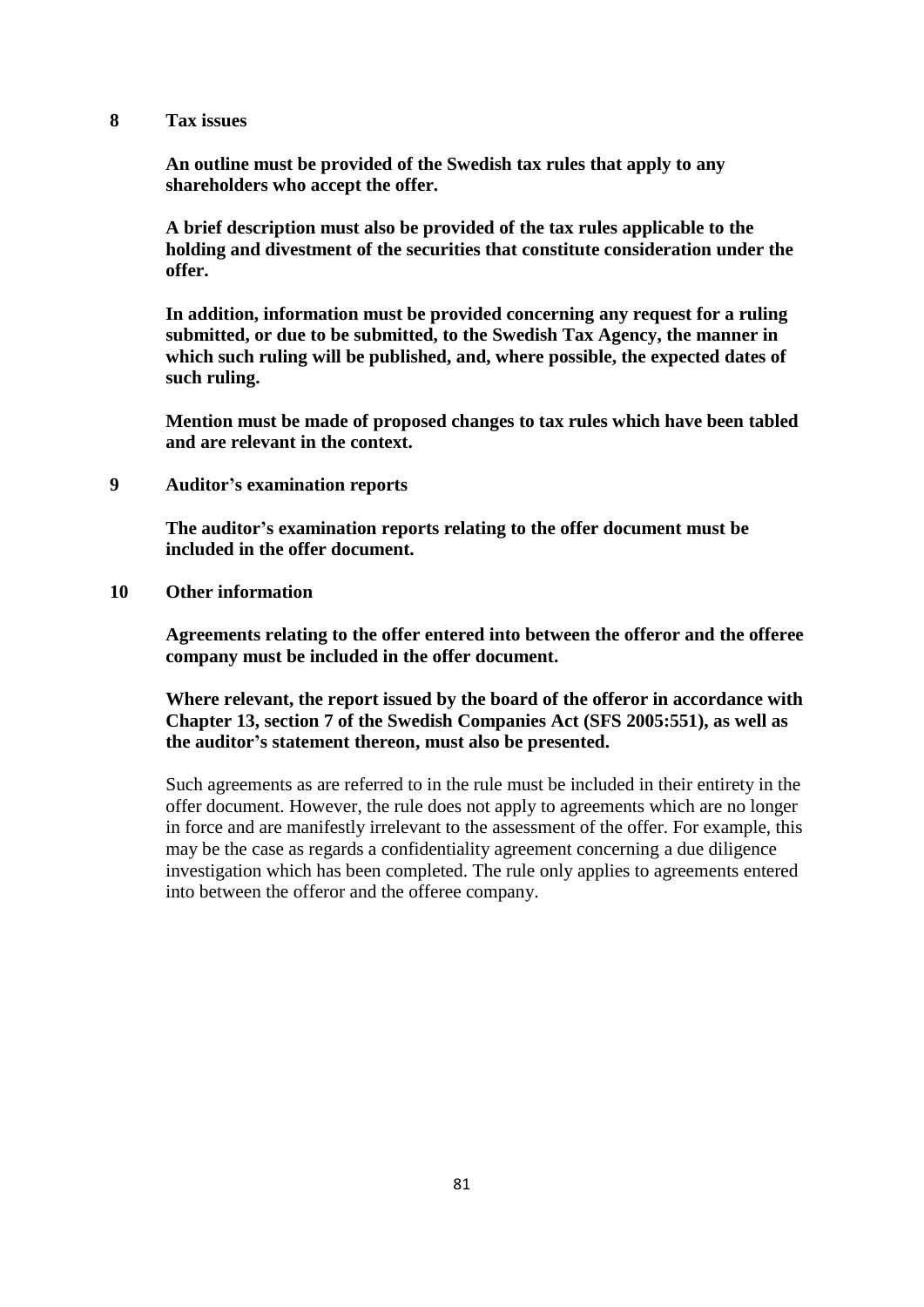## 8 Tax issues

**An outline must be provided of the Swedish tax rules that apply to any shareholders who accept the offer.**

**A brief description must also be provided of the tax rules applicable to the holding and divestment of the securities that constitute consideration under the offer.**

**In addition, information must be provided concerning any request for a ruling submitted, or due to be submitted, to the Swedish Tax Agency, the manner in which such ruling will be published, and, where possible, the expected dates of such ruling.**

**Mention must be made of proposed changes to tax rules which have been tabled and are relevant in the context.**

## 9 Auditor's examination reports

**The auditor's examination reports relating to the offer document must be included in the offer document.**

## 10 Other information

**Agreements relating to the offer entered into between the offeror and the offeree company must be included in the offer document.**

**Where relevant, the report issued by the board of the offeror in accordance with Chapter 13, section 7 of the Swedish Companies Act (SFS 2005:551), as well as the auditor's statement thereon, must also be presented.**

Such agreements as are referred to in the rule must be included in their entirety in the offer document. However, the rule does not apply to agreements which are no longer in force and are manifestly irrelevant to the assessment of the offer. For example, this may be the case as regards a confidentiality agreement concerning a due diligence investigation which has been completed. The rule only applies to agreements entered into between the offeror and the offeree company.